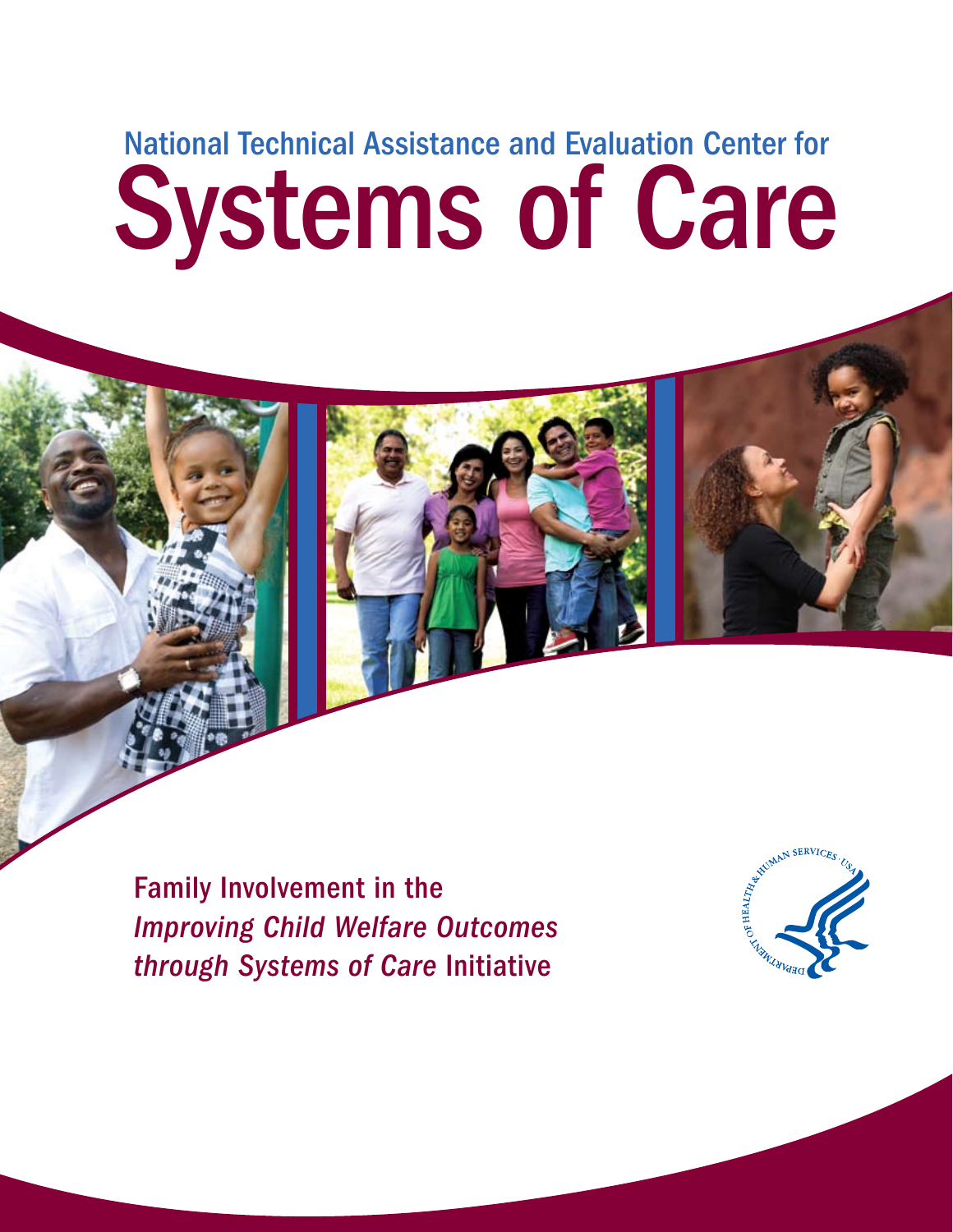National Technical Assistance and Evaluation Center for

# Systems of Care

## Family Involvement in the *Improving Child Welfare Outcomes through Systems of Care* Initiative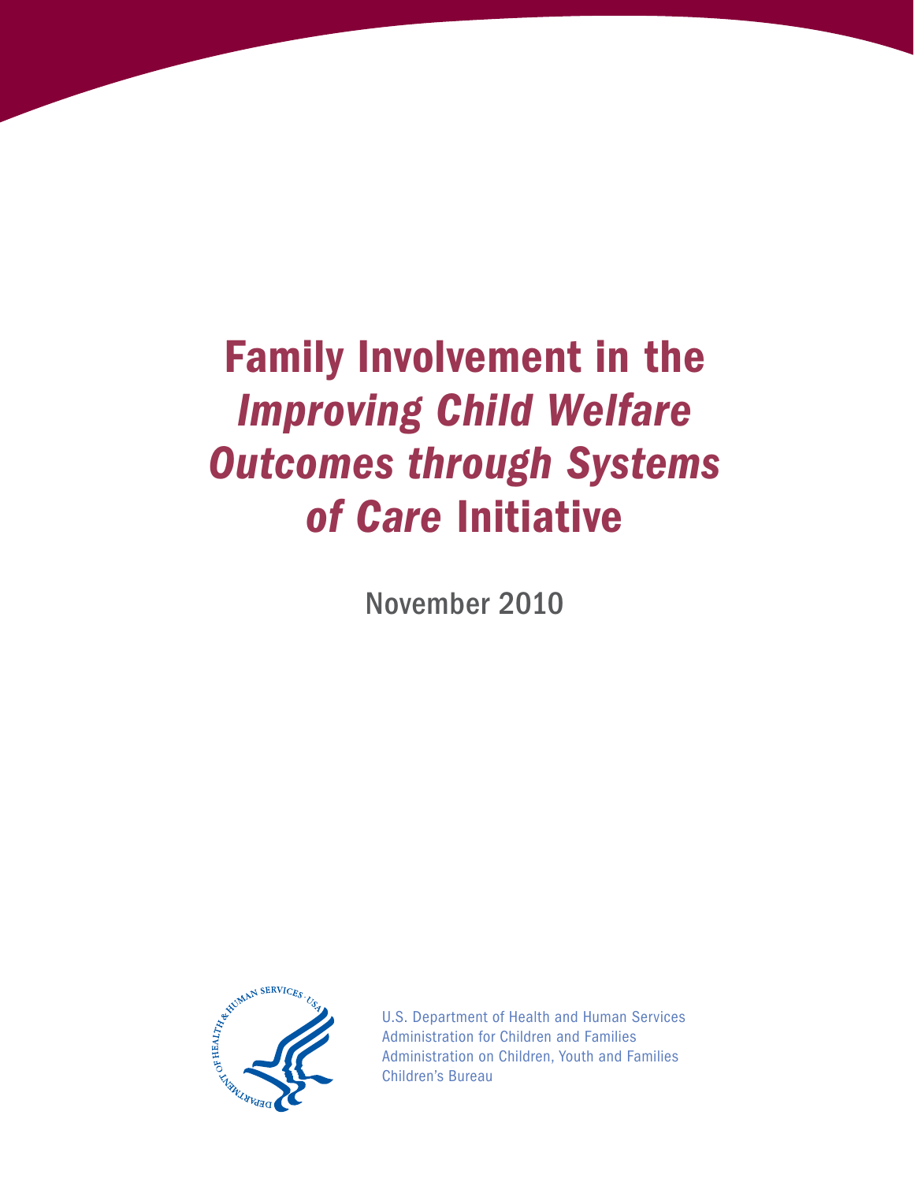# Family Involvement in the *Improving Child Welfare Outcomes through Systems of Care* Initiative

November 2010

U.S. Department of Health and Human Services
Administration for Children and Families
Administration on Children, Youth and Families
Children's Bureau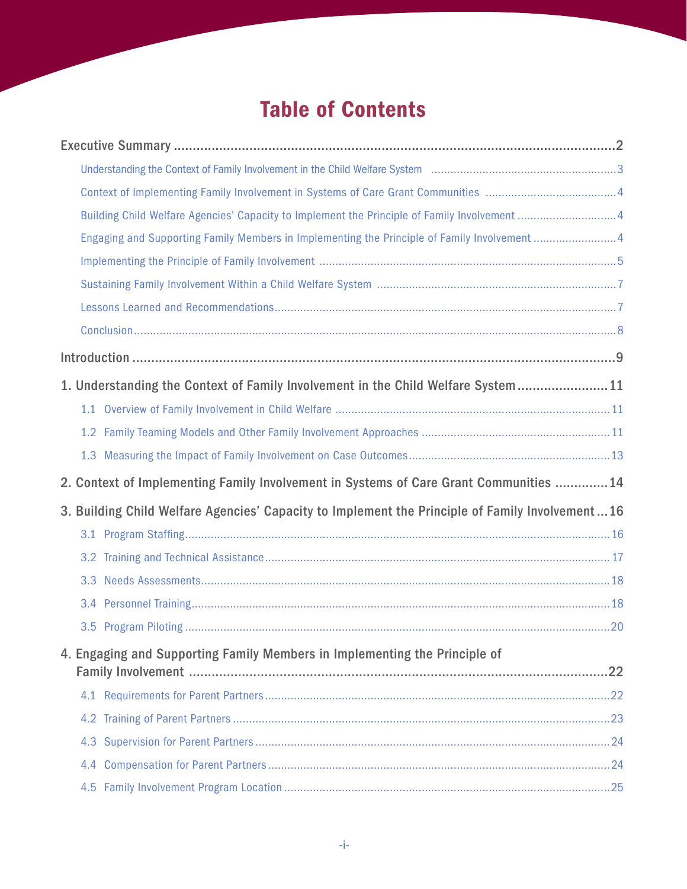# Table of Contents

**Executive Summary** ..... 2

- Understanding the Context of Family Involvement in the Child Welfare System ..... 3
- Context of Implementing Family Involvement in Systems of Care Grant Communities ..... 4
- Building Child Welfare Agencies' Capacity to Implement the Principle of Family Involvement ..... 4
- Engaging and Supporting Family Members in Implementing the Principle of Family Involvement ..... 4
- Implementing the Principle of Family Involvement ..... 5
- Sustaining Family Involvement Within a Child Welfare System ..... 7
- Lessons Learned and Recommendations ..... 7
- Conclusion ..... 8

**Introduction** ..... 9

**1. Understanding the Context of Family Involvement in the Child Welfare System** ..... 11

- 1.1 Overview of Family Involvement in Child Welfare ..... 11
- 1.2 Family Teaming Models and Other Family Involvement Approaches ..... 11
- 1.3 Measuring the Impact of Family Involvement on Case Outcomes ..... 13

**2. Context of Implementing Family Involvement in Systems of Care Grant Communities** ..... 14

**3. Building Child Welfare Agencies' Capacity to Implement the Principle of Family Involvement** ..... 16

- 3.1 Program Staffing ..... 16
- 3.2 Training and Technical Assistance ..... 17
- 3.3 Needs Assessments ..... 18
- 3.4 Personnel Training ..... 18
- 3.5 Program Piloting ..... 20

**4. Engaging and Supporting Family Members in Implementing the Principle of Family Involvement** ..... 22

- 4.1 Requirements for Parent Partners ..... 22
- 4.2 Training of Parent Partners ..... 23
- 4.3 Supervision for Parent Partners ..... 24
- 4.4 Compensation for Parent Partners ..... 24
- 4.5 Family Involvement Program Location ..... 25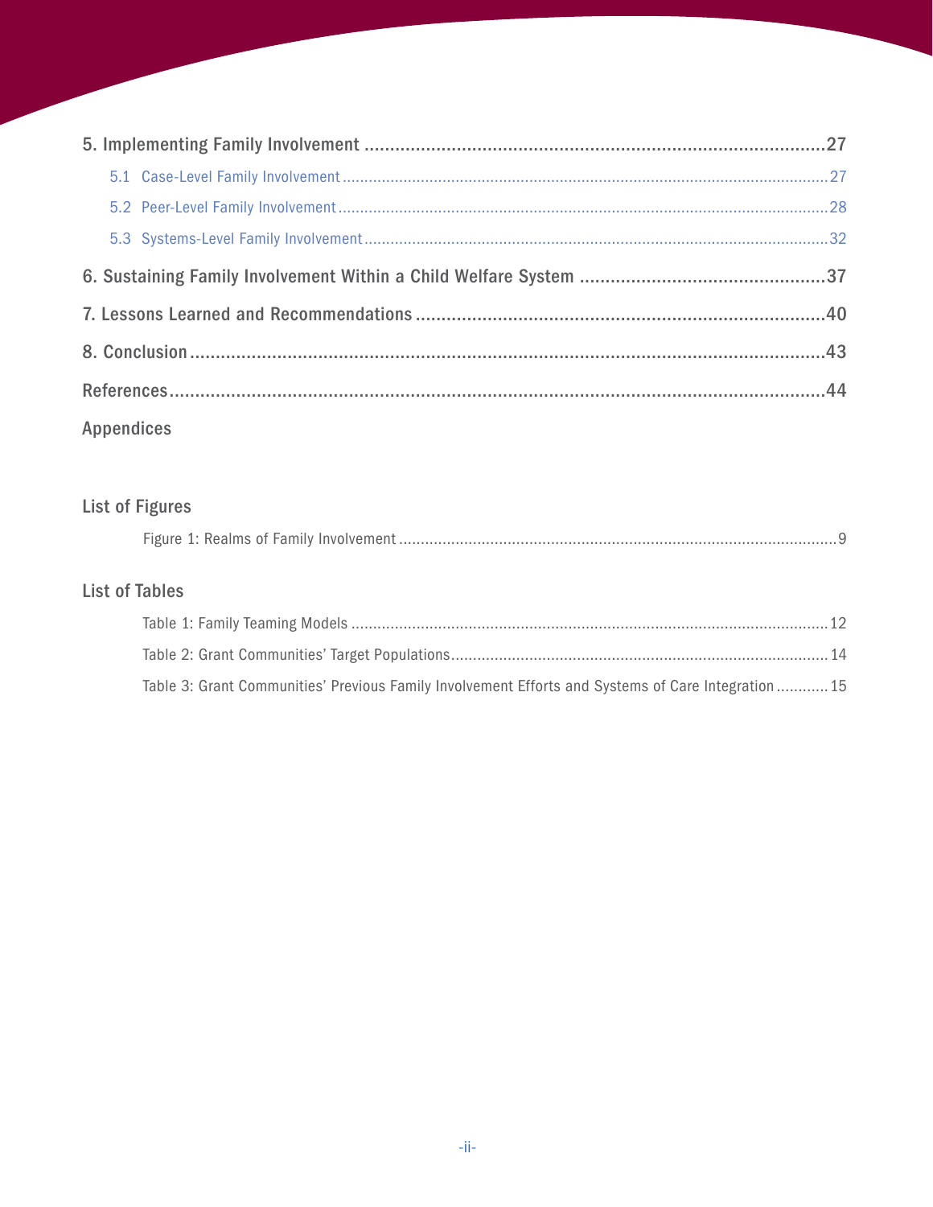5. Implementing Family Involvement ........................................................................................27

- 5.1 Case-Level Family Involvement ........................................................................................27
- 5.2 Peer-Level Family Involvement ........................................................................................28
- 5.3 Systems-Level Family Involvement ........................................................................................32

6. Sustaining Family Involvement Within a Child Welfare System ........................................................................................37

7. Lessons Learned and Recommendations ........................................................................................40

8. Conclusion ........................................................................................43

References ........................................................................................44

Appendices

## List of Figures

Figure 1: Realms of Family Involvement ........................................................................................9

## List of Tables

Table 1: Family Teaming Models ........................................................................................12

Table 2: Grant Communities' Target Populations ........................................................................................14

Table 3: Grant Communities' Previous Family Involvement Efforts and Systems of Care Integration ............15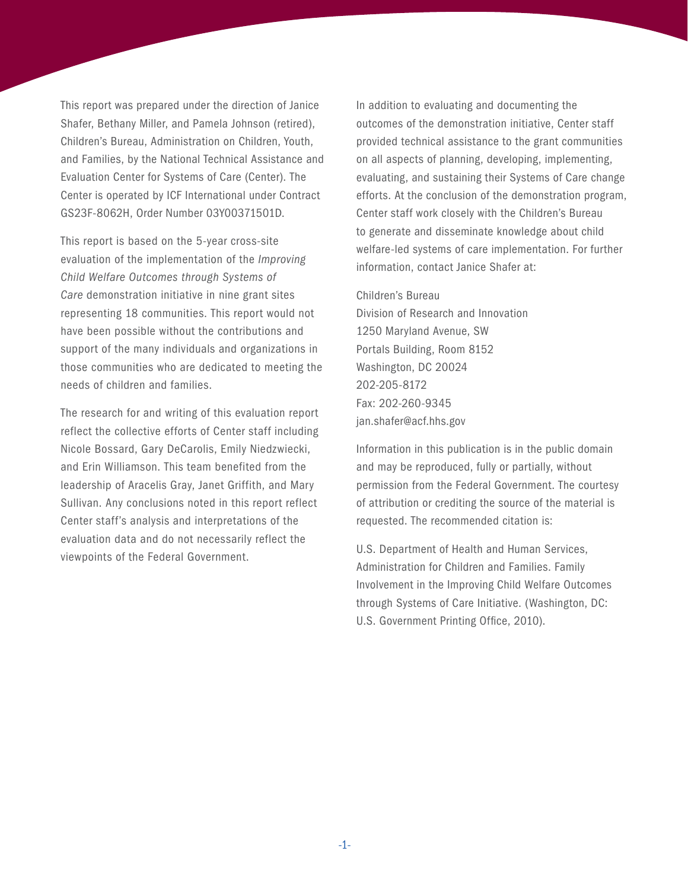This report was prepared under the direction of Janice Shafer, Bethany Miller, and Pamela Johnson (retired), Children's Bureau, Administration on Children, Youth, and Families, by the National Technical Assistance and Evaluation Center for Systems of Care (Center). The Center is operated by ICF International under Contract GS23F-8062H, Order Number 03Y00371501D.

This report is based on the 5-year cross-site evaluation of the implementation of the *Improving Child Welfare Outcomes through Systems of Care* demonstration initiative in nine grant sites representing 18 communities. This report would not have been possible without the contributions and support of the many individuals and organizations in those communities who are dedicated to meeting the needs of children and families.

The research for and writing of this evaluation report reflect the collective efforts of Center staff including Nicole Bossard, Gary DeCarolis, Emily Niedzwiecki, and Erin Williamson. This team benefited from the leadership of Aracelis Gray, Janet Griffith, and Mary Sullivan. Any conclusions noted in this report reflect Center staff's analysis and interpretations of the evaluation data and do not necessarily reflect the viewpoints of the Federal Government.

In addition to evaluating and documenting the outcomes of the demonstration initiative, Center staff provided technical assistance to the grant communities on all aspects of planning, developing, implementing, evaluating, and sustaining their Systems of Care change efforts. At the conclusion of the demonstration program, Center staff work closely with the Children's Bureau to generate and disseminate knowledge about child welfare-led systems of care implementation. For further information, contact Janice Shafer at:

Children's Bureau
Division of Research and Innovation
1250 Maryland Avenue, SW
Portals Building, Room 8152
Washington, DC 20024
202-205-8172
Fax: 202-260-9345
jan.shafer@acf.hhs.gov

Information in this publication is in the public domain and may be reproduced, fully or partially, without permission from the Federal Government. The courtesy of attribution or crediting the source of the material is requested. The recommended citation is:

U.S. Department of Health and Human Services, Administration for Children and Families. Family Involvement in the Improving Child Welfare Outcomes through Systems of Care Initiative. (Washington, DC: U.S. Government Printing Office, 2010).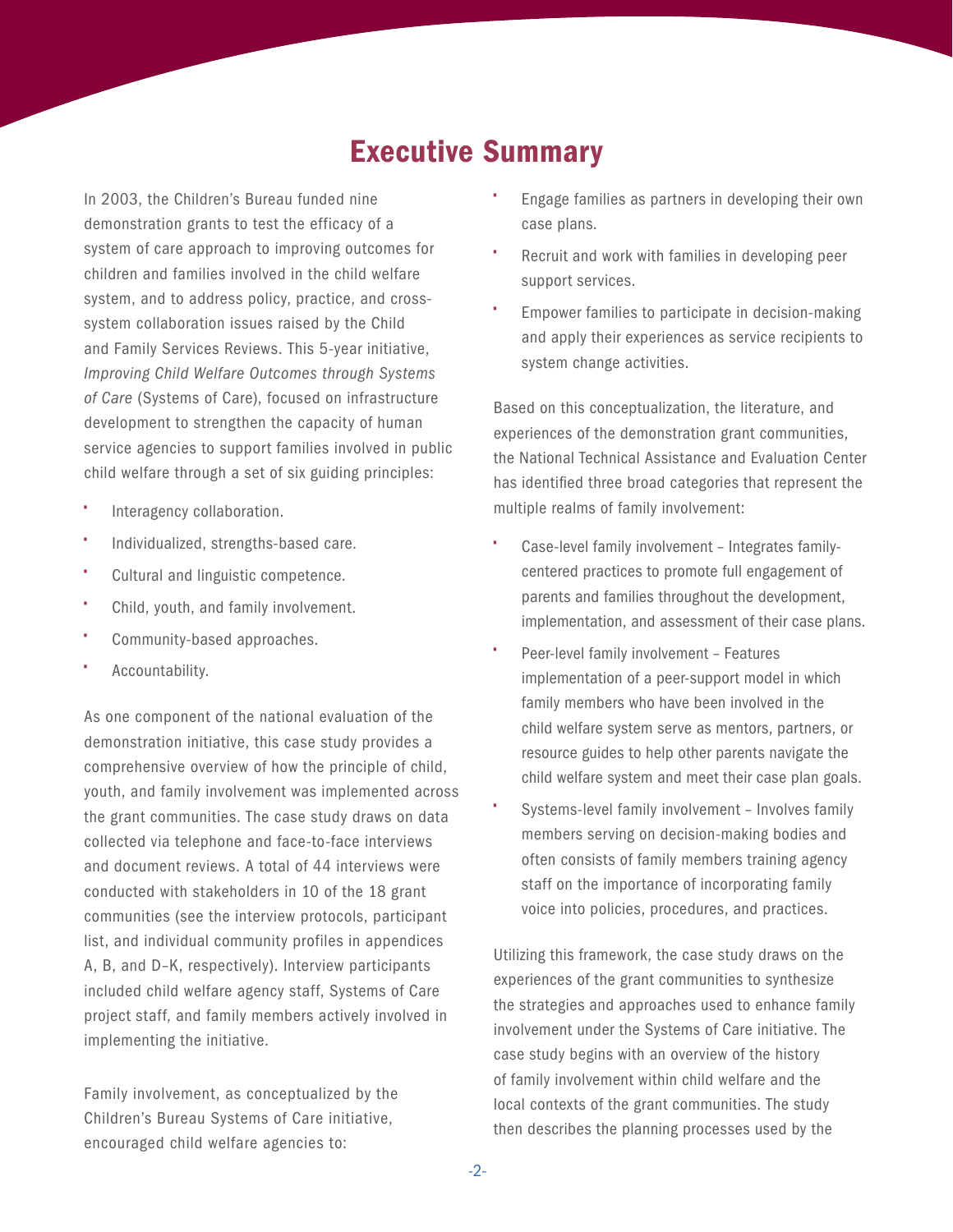# Executive Summary

In 2003, the Children's Bureau funded nine demonstration grants to test the efficacy of a system of care approach to improving outcomes for children and families involved in the child welfare system, and to address policy, practice, and cross-system collaboration issues raised by the Child and Family Services Reviews. This 5-year initiative, *Improving Child Welfare Outcomes through Systems of Care* (Systems of Care), focused on infrastructure development to strengthen the capacity of human service agencies to support families involved in public child welfare through a set of six guiding principles:

- Interagency collaboration.
- Individualized, strengths-based care.
- Cultural and linguistic competence.
- Child, youth, and family involvement.
- Community-based approaches.
- Accountability.

As one component of the national evaluation of the demonstration initiative, this case study provides a comprehensive overview of how the principle of child, youth, and family involvement was implemented across the grant communities. The case study draws on data collected via telephone and face-to-face interviews and document reviews. A total of 44 interviews were conducted with stakeholders in 10 of the 18 grant communities (see the interview protocols, participant list, and individual community profiles in appendices A, B, and D–K, respectively). Interview participants included child welfare agency staff, Systems of Care project staff, and family members actively involved in implementing the initiative.

Family involvement, as conceptualized by the Children's Bureau Systems of Care initiative, encouraged child welfare agencies to:

- Engage families as partners in developing their own case plans.
- Recruit and work with families in developing peer support services.
- Empower families to participate in decision-making and apply their experiences as service recipients to system change activities.

Based on this conceptualization, the literature, and experiences of the demonstration grant communities, the National Technical Assistance and Evaluation Center has identified three broad categories that represent the multiple realms of family involvement:

- Case-level family involvement – Integrates family-centered practices to promote full engagement of parents and families throughout the development, implementation, and assessment of their case plans.
- Peer-level family involvement – Features implementation of a peer-support model in which family members who have been involved in the child welfare system serve as mentors, partners, or resource guides to help other parents navigate the child welfare system and meet their case plan goals.
- Systems-level family involvement – Involves family members serving on decision-making bodies and often consists of family members training agency staff on the importance of incorporating family voice into policies, procedures, and practices.

Utilizing this framework, the case study draws on the experiences of the grant communities to synthesize the strategies and approaches used to enhance family involvement under the Systems of Care initiative. The case study begins with an overview of the history of family involvement within child welfare and the local contexts of the grant communities. The study then describes the planning processes used by the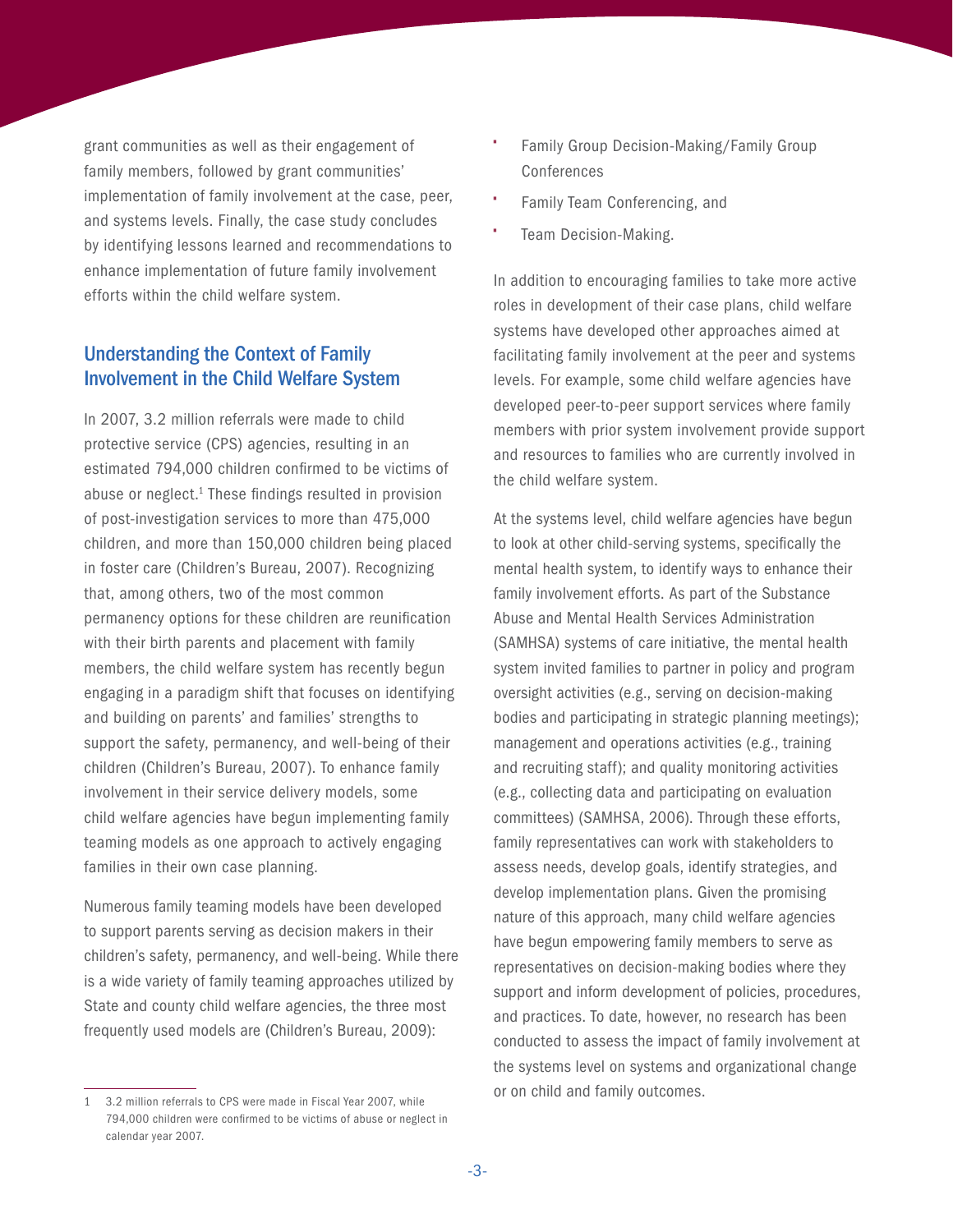grant communities as well as their engagement of family members, followed by grant communities' implementation of family involvement at the case, peer, and systems levels. Finally, the case study concludes by identifying lessons learned and recommendations to enhance implementation of future family involvement efforts within the child welfare system.

## Understanding the Context of Family Involvement in the Child Welfare System

In 2007, 3.2 million referrals were made to child protective service (CPS) agencies, resulting in an estimated 794,000 children confirmed to be victims of abuse or neglect.[1] These findings resulted in provision of post-investigation services to more than 475,000 children, and more than 150,000 children being placed in foster care (Children's Bureau, 2007). Recognizing that, among others, two of the most common permanency options for these children are reunification with their birth parents and placement with family members, the child welfare system has recently begun engaging in a paradigm shift that focuses on identifying and building on parents' and families' strengths to support the safety, permanency, and well-being of their children (Children's Bureau, 2007). To enhance family involvement in their service delivery models, some child welfare agencies have begun implementing family teaming models as one approach to actively engaging families in their own case planning.

Numerous family teaming models have been developed to support parents serving as decision makers in their children's safety, permanency, and well-being. While there is a wide variety of family teaming approaches utilized by State and county child welfare agencies, the three most frequently used models are (Children's Bureau, 2009):

- Family Group Decision-Making/Family Group Conferences
- Family Team Conferencing, and
- Team Decision-Making.

In addition to encouraging families to take more active roles in development of their case plans, child welfare systems have developed other approaches aimed at facilitating family involvement at the peer and systems levels. For example, some child welfare agencies have developed peer-to-peer support services where family members with prior system involvement provide support and resources to families who are currently involved in the child welfare system.

At the systems level, child welfare agencies have begun to look at other child-serving systems, specifically the mental health system, to identify ways to enhance their family involvement efforts. As part of the Substance Abuse and Mental Health Services Administration (SAMHSA) systems of care initiative, the mental health system invited families to partner in policy and program oversight activities (e.g., serving on decision-making bodies and participating in strategic planning meetings); management and operations activities (e.g., training and recruiting staff); and quality monitoring activities (e.g., collecting data and participating on evaluation committees) (SAMHSA, 2006). Through these efforts, family representatives can work with stakeholders to assess needs, develop goals, identify strategies, and develop implementation plans. Given the promising nature of this approach, many child welfare agencies have begun empowering family members to serve as representatives on decision-making bodies where they support and inform development of policies, procedures, and practices. To date, however, no research has been conducted to assess the impact of family involvement at the systems level on systems and organizational change or on child and family outcomes.

---

1 3.2 million referrals to CPS were made in Fiscal Year 2007, while 794,000 children were confirmed to be victims of abuse or neglect in calendar year 2007.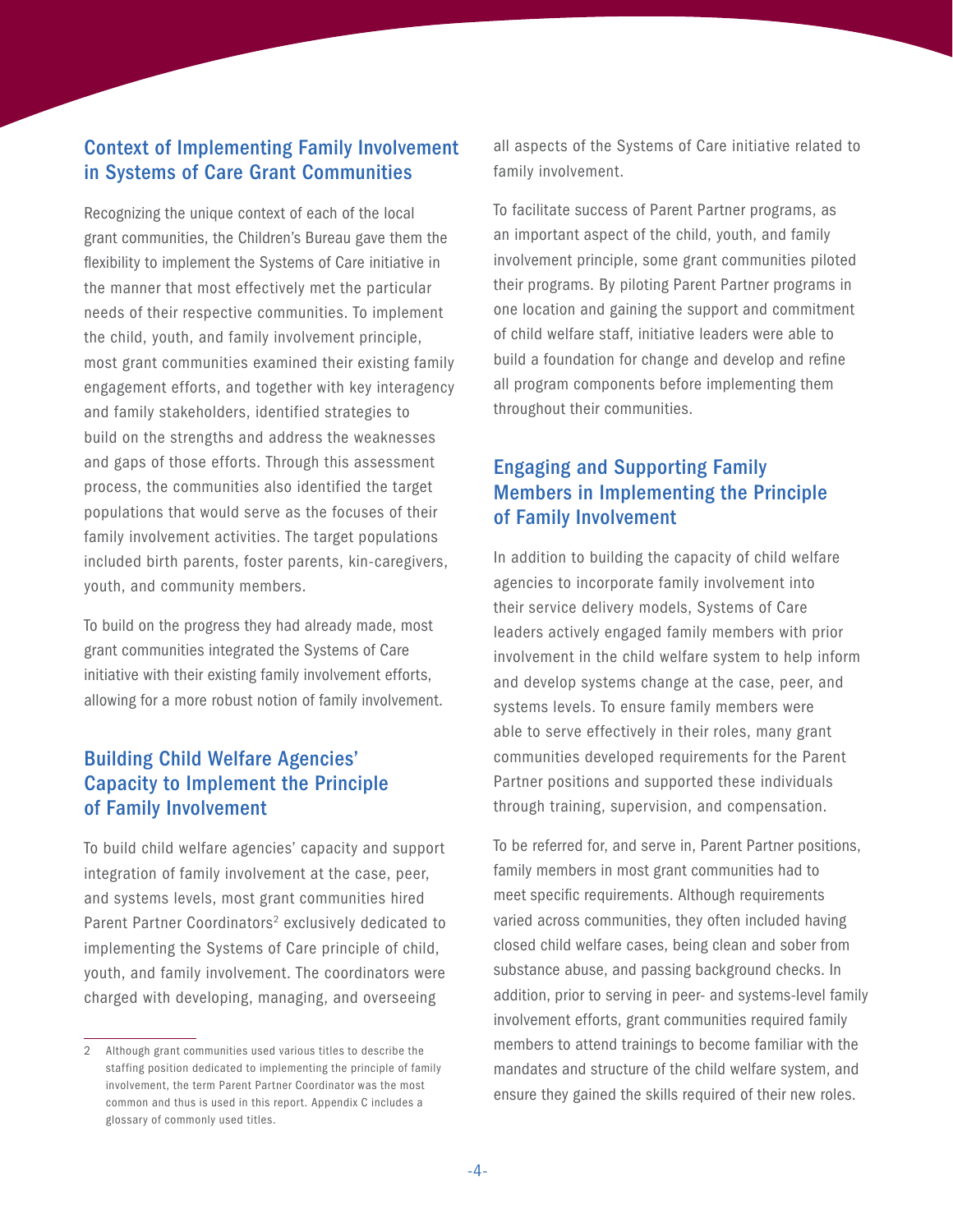## Context of Implementing Family Involvement in Systems of Care Grant Communities

Recognizing the unique context of each of the local grant communities, the Children's Bureau gave them the flexibility to implement the Systems of Care initiative in the manner that most effectively met the particular needs of their respective communities. To implement the child, youth, and family involvement principle, most grant communities examined their existing family engagement efforts, and together with key interagency and family stakeholders, identified strategies to build on the strengths and address the weaknesses and gaps of those efforts. Through this assessment process, the communities also identified the target populations that would serve as the focuses of their family involvement activities. The target populations included birth parents, foster parents, kin-caregivers, youth, and community members.

To build on the progress they had already made, most grant communities integrated the Systems of Care initiative with their existing family involvement efforts, allowing for a more robust notion of family involvement.

## Building Child Welfare Agencies' Capacity to Implement the Principle of Family Involvement

To build child welfare agencies' capacity and support integration of family involvement at the case, peer, and systems levels, most grant communities hired Parent Partner Coordinators[2] exclusively dedicated to implementing the Systems of Care principle of child, youth, and family involvement. The coordinators were charged with developing, managing, and overseeing all aspects of the Systems of Care initiative related to family involvement.

To facilitate success of Parent Partner programs, as an important aspect of the child, youth, and family involvement principle, some grant communities piloted their programs. By piloting Parent Partner programs in one location and gaining the support and commitment of child welfare staff, initiative leaders were able to build a foundation for change and develop and refine all program components before implementing them throughout their communities.

## Engaging and Supporting Family Members in Implementing the Principle of Family Involvement

In addition to building the capacity of child welfare agencies to incorporate family involvement into their service delivery models, Systems of Care leaders actively engaged family members with prior involvement in the child welfare system to help inform and develop systems change at the case, peer, and systems levels. To ensure family members were able to serve effectively in their roles, many grant communities developed requirements for the Parent Partner positions and supported these individuals through training, supervision, and compensation.

To be referred for, and serve in, Parent Partner positions, family members in most grant communities had to meet specific requirements. Although requirements varied across communities, they often included having closed child welfare cases, being clean and sober from substance abuse, and passing background checks. In addition, prior to serving in peer- and systems-level family involvement efforts, grant communities required family members to attend trainings to become familiar with the mandates and structure of the child welfare system, and ensure they gained the skills required of their new roles.

---

2 Although grant communities used various titles to describe the staffing position dedicated to implementing the principle of family involvement, the term Parent Partner Coordinator was the most common and thus is used in this report. Appendix C includes a glossary of commonly used titles.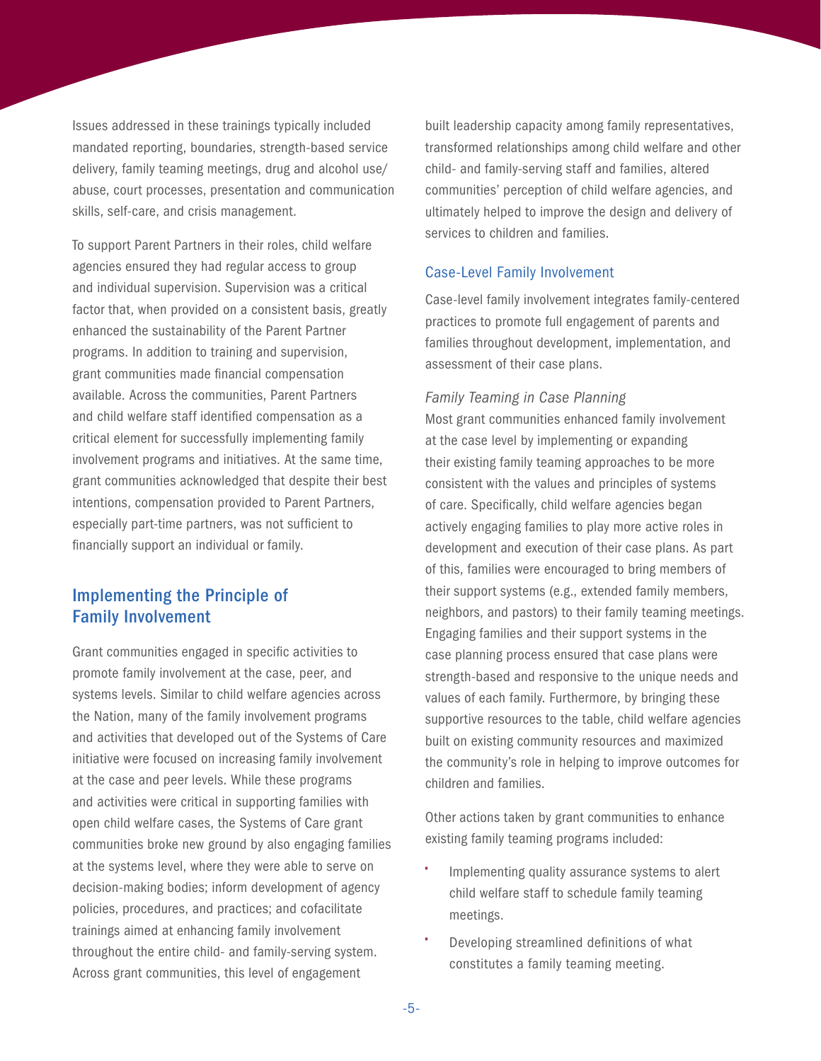Issues addressed in these trainings typically included mandated reporting, boundaries, strength-based service delivery, family teaming meetings, drug and alcohol use/abuse, court processes, presentation and communication skills, self-care, and crisis management.

To support Parent Partners in their roles, child welfare agencies ensured they had regular access to group and individual supervision. Supervision was a critical factor that, when provided on a consistent basis, greatly enhanced the sustainability of the Parent Partner programs. In addition to training and supervision, grant communities made financial compensation available. Across the communities, Parent Partners and child welfare staff identified compensation as a critical element for successfully implementing family involvement programs and initiatives. At the same time, grant communities acknowledged that despite their best intentions, compensation provided to Parent Partners, especially part-time partners, was not sufficient to financially support an individual or family.

## Implementing the Principle of Family Involvement

Grant communities engaged in specific activities to promote family involvement at the case, peer, and systems levels. Similar to child welfare agencies across the Nation, many of the family involvement programs and activities that developed out of the Systems of Care initiative were focused on increasing family involvement at the case and peer levels. While these programs and activities were critical in supporting families with open child welfare cases, the Systems of Care grant communities broke new ground by also engaging families at the systems level, where they were able to serve on decision-making bodies; inform development of agency policies, procedures, and practices; and cofacilitate trainings aimed at enhancing family involvement throughout the entire child- and family-serving system. Across grant communities, this level of engagement built leadership capacity among family representatives, transformed relationships among child welfare and other child- and family-serving staff and families, altered communities' perception of child welfare agencies, and ultimately helped to improve the design and delivery of services to children and families.

### Case-Level Family Involvement

Case-level family involvement integrates family-centered practices to promote full engagement of parents and families throughout development, implementation, and assessment of their case plans.

*Family Teaming in Case Planning*

Most grant communities enhanced family involvement at the case level by implementing or expanding their existing family teaming approaches to be more consistent with the values and principles of systems of care. Specifically, child welfare agencies began actively engaging families to play more active roles in development and execution of their case plans. As part of this, families were encouraged to bring members of their support systems (e.g., extended family members, neighbors, and pastors) to their family teaming meetings. Engaging families and their support systems in the case planning process ensured that case plans were strength-based and responsive to the unique needs and values of each family. Furthermore, by bringing these supportive resources to the table, child welfare agencies built on existing community resources and maximized the community's role in helping to improve outcomes for children and families.

Other actions taken by grant communities to enhance existing family teaming programs included:

- Implementing quality assurance systems to alert child welfare staff to schedule family teaming meetings.
- Developing streamlined definitions of what constitutes a family teaming meeting.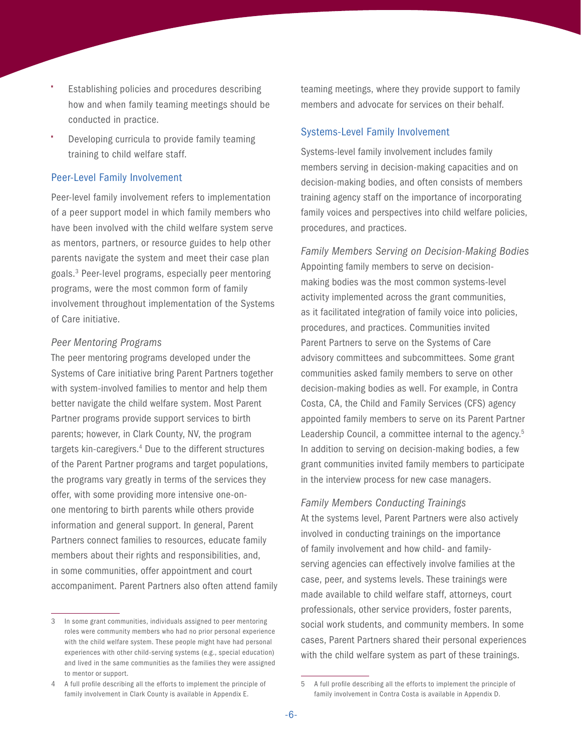- Establishing policies and procedures describing how and when family teaming meetings should be conducted in practice.
- Developing curricula to provide family teaming training to child welfare staff.

### Peer-Level Family Involvement

Peer-level family involvement refers to implementation of a peer support model in which family members who have been involved with the child welfare system serve as mentors, partners, or resource guides to help other parents navigate the system and meet their case plan goals.[3] Peer-level programs, especially peer mentoring programs, were the most common form of family involvement throughout implementation of the Systems of Care initiative.

#### *Peer Mentoring Programs*

The peer mentoring programs developed under the Systems of Care initiative bring Parent Partners together with system-involved families to mentor and help them better navigate the child welfare system. Most Parent Partner programs provide support services to birth parents; however, in Clark County, NV, the program targets kin-caregivers.[4] Due to the different structures of the Parent Partner programs and target populations, the programs vary greatly in terms of the services they offer, with some providing more intensive one-on-one mentoring to birth parents while others provide information and general support. In general, Parent Partners connect families to resources, educate family members about their rights and responsibilities, and, in some communities, offer appointment and court accompaniment. Parent Partners also often attend family teaming meetings, where they provide support to family members and advocate for services on their behalf.

### Systems-Level Family Involvement

Systems-level family involvement includes family members serving in decision-making capacities and on decision-making bodies, and often consists of members training agency staff on the importance of incorporating family voices and perspectives into child welfare policies, procedures, and practices.

#### *Family Members Serving on Decision-Making Bodies*

Appointing family members to serve on decision-making bodies was the most common systems-level activity implemented across the grant communities, as it facilitated integration of family voice into policies, procedures, and practices. Communities invited Parent Partners to serve on the Systems of Care advisory committees and subcommittees. Some grant communities asked family members to serve on other decision-making bodies as well. For example, in Contra Costa, CA, the Child and Family Services (CFS) agency appointed family members to serve on its Parent Partner Leadership Council, a committee internal to the agency.[5] In addition to serving on decision-making bodies, a few grant communities invited family members to participate in the interview process for new case managers.

#### *Family Members Conducting Trainings*

At the systems level, Parent Partners were also actively involved in conducting trainings on the importance of family involvement and how child- and family-serving agencies can effectively involve families at the case, peer, and systems levels. These trainings were made available to child welfare staff, attorneys, court professionals, other service providers, foster parents, social work students, and community members. In some cases, Parent Partners shared their personal experiences with the child welfare system as part of these trainings.

---

3 In some grant communities, individuals assigned to peer mentoring roles were community members who had no prior personal experience with the child welfare system. These people might have had personal experiences with other child-serving systems (e.g., special education) and lived in the same communities as the families they were assigned to mentor or support.

4 A full profile describing all the efforts to implement the principle of family involvement in Clark County is available in Appendix E.

5 A full profile describing all the efforts to implement the principle of family involvement in Contra Costa is available in Appendix D.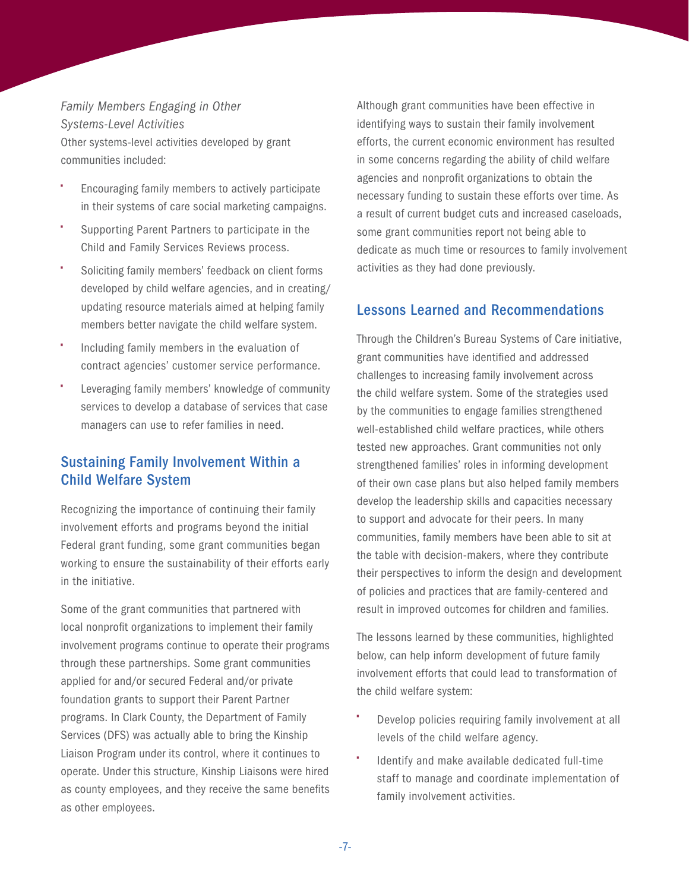*Family Members Engaging in Other Systems-Level Activities*

Other systems-level activities developed by grant communities included:

- Encouraging family members to actively participate in their systems of care social marketing campaigns.
- Supporting Parent Partners to participate in the Child and Family Services Reviews process.
- Soliciting family members' feedback on client forms developed by child welfare agencies, and in creating/updating resource materials aimed at helping family members better navigate the child welfare system.
- Including family members in the evaluation of contract agencies' customer service performance.
- Leveraging family members' knowledge of community services to develop a database of services that case managers can use to refer families in need.

## Sustaining Family Involvement Within a Child Welfare System

Recognizing the importance of continuing their family involvement efforts and programs beyond the initial Federal grant funding, some grant communities began working to ensure the sustainability of their efforts early in the initiative.

Some of the grant communities that partnered with local nonprofit organizations to implement their family involvement programs continue to operate their programs through these partnerships. Some grant communities applied for and/or secured Federal and/or private foundation grants to support their Parent Partner programs. In Clark County, the Department of Family Services (DFS) was actually able to bring the Kinship Liaison Program under its control, where it continues to operate. Under this structure, Kinship Liaisons were hired as county employees, and they receive the same benefits as other employees.

Although grant communities have been effective in identifying ways to sustain their family involvement efforts, the current economic environment has resulted in some concerns regarding the ability of child welfare agencies and nonprofit organizations to obtain the necessary funding to sustain these efforts over time. As a result of current budget cuts and increased caseloads, some grant communities report not being able to dedicate as much time or resources to family involvement activities as they had done previously.

## Lessons Learned and Recommendations

Through the Children's Bureau Systems of Care initiative, grant communities have identified and addressed challenges to increasing family involvement across the child welfare system. Some of the strategies used by the communities to engage families strengthened well-established child welfare practices, while others tested new approaches. Grant communities not only strengthened families' roles in informing development of their own case plans but also helped family members develop the leadership skills and capacities necessary to support and advocate for their peers. In many communities, family members have been able to sit at the table with decision-makers, where they contribute their perspectives to inform the design and development of policies and practices that are family-centered and result in improved outcomes for children and families.

The lessons learned by these communities, highlighted below, can help inform development of future family involvement efforts that could lead to transformation of the child welfare system:

- Develop policies requiring family involvement at all levels of the child welfare agency.
- Identify and make available dedicated full-time staff to manage and coordinate implementation of family involvement activities.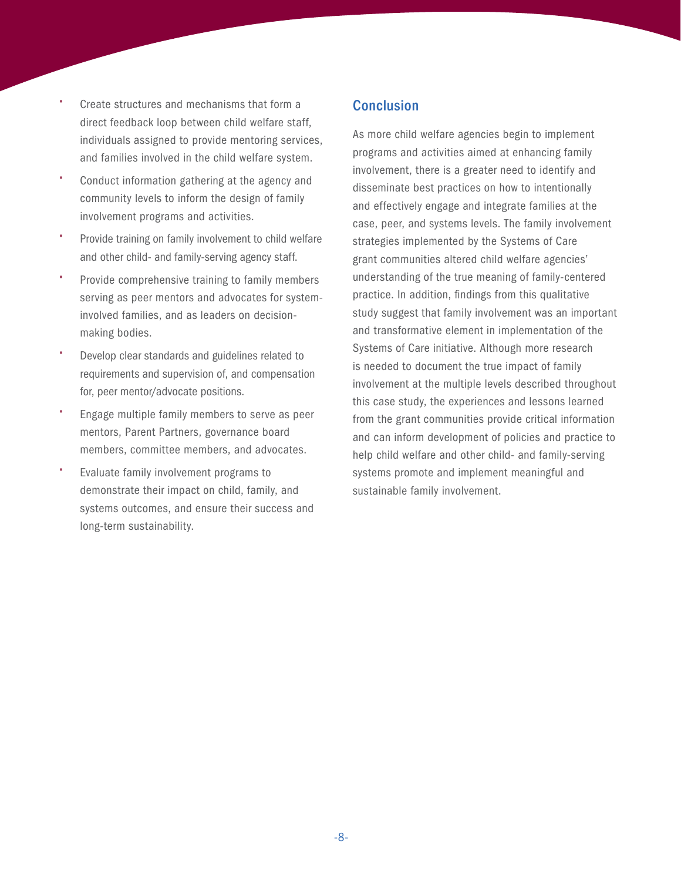- Create structures and mechanisms that form a direct feedback loop between child welfare staff, individuals assigned to provide mentoring services, and families involved in the child welfare system.
- Conduct information gathering at the agency and community levels to inform the design of family involvement programs and activities.
- Provide training on family involvement to child welfare and other child- and family-serving agency staff.
- Provide comprehensive training to family members serving as peer mentors and advocates for system-involved families, and as leaders on decision-making bodies.
- Develop clear standards and guidelines related to requirements and supervision of, and compensation for, peer mentor/advocate positions.
- Engage multiple family members to serve as peer mentors, Parent Partners, governance board members, committee members, and advocates.
- Evaluate family involvement programs to demonstrate their impact on child, family, and systems outcomes, and ensure their success and long-term sustainability.

## Conclusion

As more child welfare agencies begin to implement programs and activities aimed at enhancing family involvement, there is a greater need to identify and disseminate best practices on how to intentionally and effectively engage and integrate families at the case, peer, and systems levels. The family involvement strategies implemented by the Systems of Care grant communities altered child welfare agencies' understanding of the true meaning of family-centered practice. In addition, findings from this qualitative study suggest that family involvement was an important and transformative element in implementation of the Systems of Care initiative. Although more research is needed to document the true impact of family involvement at the multiple levels described throughout this case study, the experiences and lessons learned from the grant communities provide critical information and can inform development of policies and practice to help child welfare and other child- and family-serving systems promote and implement meaningful and sustainable family involvement.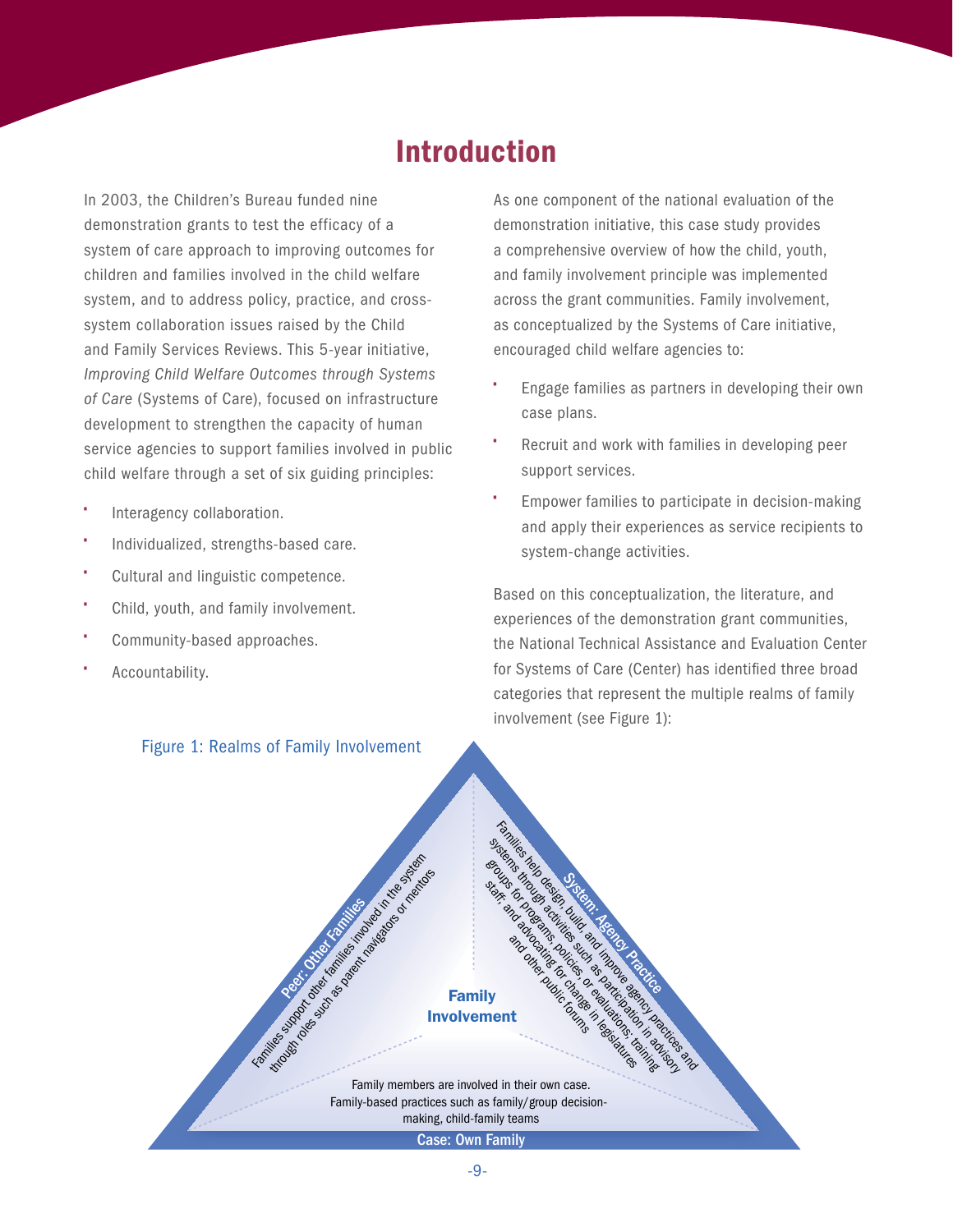# Introduction

In 2003, the Children's Bureau funded nine demonstration grants to test the efficacy of a system of care approach to improving outcomes for children and families involved in the child welfare system, and to address policy, practice, and cross-system collaboration issues raised by the Child and Family Services Reviews. This 5-year initiative, *Improving Child Welfare Outcomes through Systems of Care* (Systems of Care), focused on infrastructure development to strengthen the capacity of human service agencies to support families involved in public child welfare through a set of six guiding principles:

- Interagency collaboration.
- Individualized, strengths-based care.
- Cultural and linguistic competence.
- Child, youth, and family involvement.
- Community-based approaches.
- Accountability.

As one component of the national evaluation of the demonstration initiative, this case study provides a comprehensive overview of how the child, youth, and family involvement principle was implemented across the grant communities. Family involvement, as conceptualized by the Systems of Care initiative, encouraged child welfare agencies to:

- Engage families as partners in developing their own case plans.
- Recruit and work with families in developing peer support services.
- Empower families to participate in decision-making and apply their experiences as service recipients to system-change activities.

Based on this conceptualization, the literature, and experiences of the demonstration grant communities, the National Technical Assistance and Evaluation Center for Systems of Care (Center) has identified three broad categories that represent the multiple realms of family involvement (see Figure 1):

Figure 1: Realms of Family Involvement

**Family Involvement**

**Peer: Other Families** — Families support other families involved in the system through roles such as parent navigators or mentors

**System: Agency Practice** — Families help design, build, and improve agency practices and systems through activities such as participation in advisory groups for programs, policies, or evaluations; training staff; and advocating for change in legislatures and other public forums

**Case: Own Family** — Family members are involved in their own case. Family-based practices such as family/group decision-making, child-family teams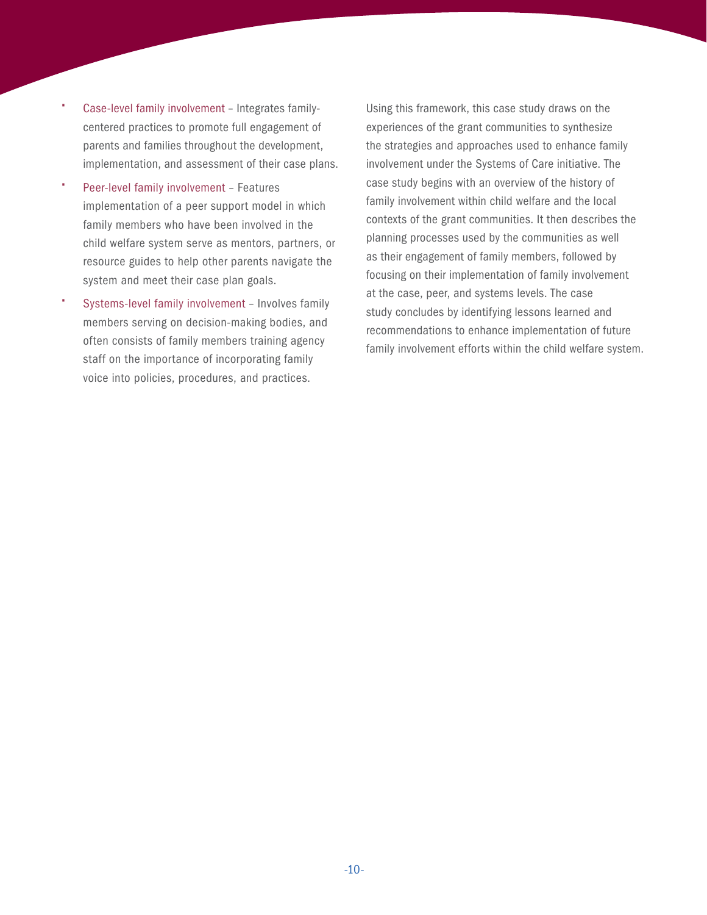- Case-level family involvement – Integrates family-centered practices to promote full engagement of parents and families throughout the development, implementation, and assessment of their case plans.
- Peer-level family involvement – Features implementation of a peer support model in which family members who have been involved in the child welfare system serve as mentors, partners, or resource guides to help other parents navigate the system and meet their case plan goals.
- Systems-level family involvement – Involves family members serving on decision-making bodies, and often consists of family members training agency staff on the importance of incorporating family voice into policies, procedures, and practices.

Using this framework, this case study draws on the experiences of the grant communities to synthesize the strategies and approaches used to enhance family involvement under the Systems of Care initiative. The case study begins with an overview of the history of family involvement within child welfare and the local contexts of the grant communities. It then describes the planning processes used by the communities as well as their engagement of family members, followed by focusing on their implementation of family involvement at the case, peer, and systems levels. The case study concludes by identifying lessons learned and recommendations to enhance implementation of future family involvement efforts within the child welfare system.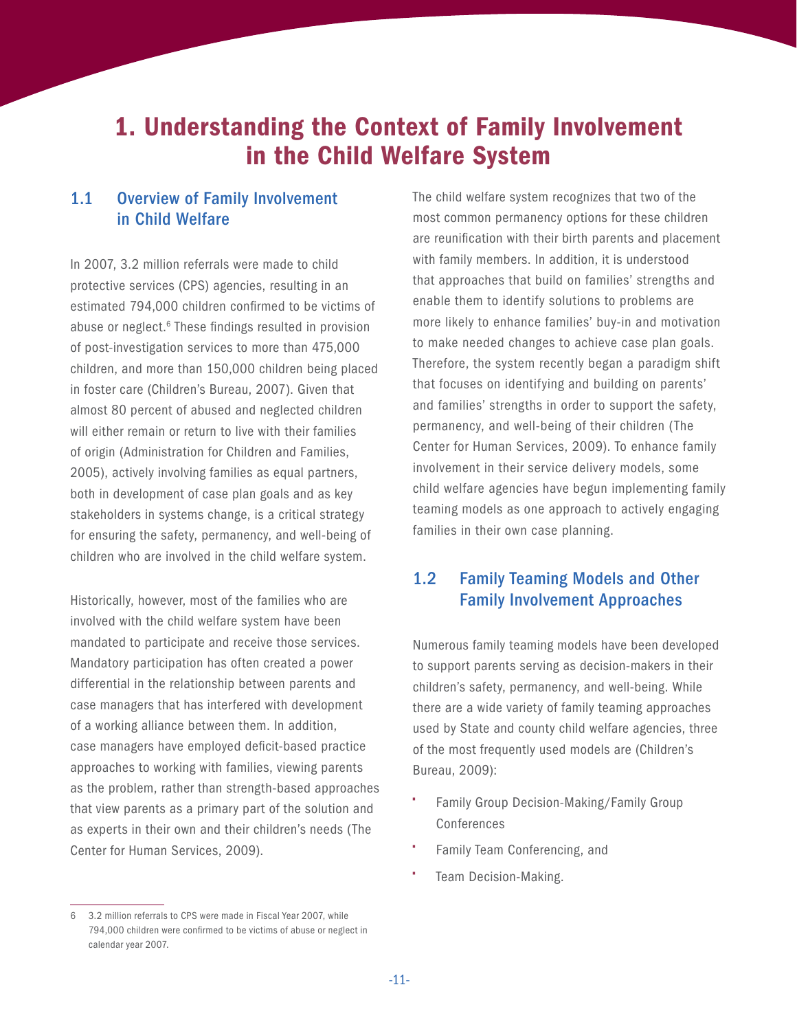# 1. Understanding the Context of Family Involvement in the Child Welfare System

## 1.1 Overview of Family Involvement in Child Welfare

In 2007, 3.2 million referrals were made to child protective services (CPS) agencies, resulting in an estimated 794,000 children confirmed to be victims of abuse or neglect.[6] These findings resulted in provision of post-investigation services to more than 475,000 children, and more than 150,000 children being placed in foster care (Children's Bureau, 2007). Given that almost 80 percent of abused and neglected children will either remain or return to live with their families of origin (Administration for Children and Families, 2005), actively involving families as equal partners, both in development of case plan goals and as key stakeholders in systems change, is a critical strategy for ensuring the safety, permanency, and well-being of children who are involved in the child welfare system.

Historically, however, most of the families who are involved with the child welfare system have been mandated to participate and receive those services. Mandatory participation has often created a power differential in the relationship between parents and case managers that has interfered with development of a working alliance between them. In addition, case managers have employed deficit-based practice approaches to working with families, viewing parents as the problem, rather than strength-based approaches that view parents as a primary part of the solution and as experts in their own and their children's needs (The Center for Human Services, 2009).

The child welfare system recognizes that two of the most common permanency options for these children are reunification with their birth parents and placement with family members. In addition, it is understood that approaches that build on families' strengths and enable them to identify solutions to problems are more likely to enhance families' buy-in and motivation to make needed changes to achieve case plan goals. Therefore, the system recently began a paradigm shift that focuses on identifying and building on parents' and families' strengths in order to support the safety, permanency, and well-being of their children (The Center for Human Services, 2009). To enhance family involvement in their service delivery models, some child welfare agencies have begun implementing family teaming models as one approach to actively engaging families in their own case planning.

## 1.2 Family Teaming Models and Other Family Involvement Approaches

Numerous family teaming models have been developed to support parents serving as decision-makers in their children's safety, permanency, and well-being. While there are a wide variety of family teaming approaches used by State and county child welfare agencies, three of the most frequently used models are (Children's Bureau, 2009):

- Family Group Decision-Making/Family Group Conferences
- Family Team Conferencing, and
- Team Decision-Making.

---

6 3.2 million referrals to CPS were made in Fiscal Year 2007, while 794,000 children were confirmed to be victims of abuse or neglect in calendar year 2007.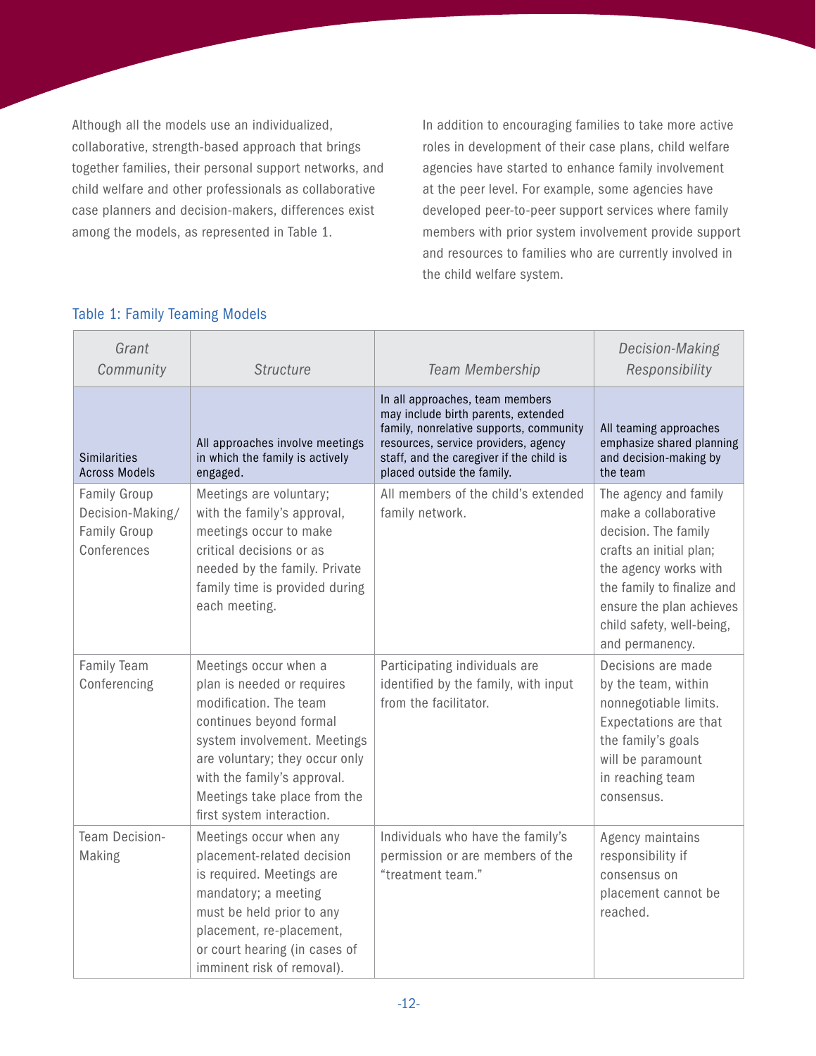Although all the models use an individualized, collaborative, strength-based approach that brings together families, their personal support networks, and child welfare and other professionals as collaborative case planners and decision-makers, differences exist among the models, as represented in Table 1.

In addition to encouraging families to take more active roles in development of their case plans, child welfare agencies have started to enhance family involvement at the peer level. For example, some agencies have developed peer-to-peer support services where family members with prior system involvement provide support and resources to families who are currently involved in the child welfare system.

Table 1: Family Teaming Models

| *Grant Community* | *Structure* | *Team Membership* | *Decision-Making Responsibility* |
|---|---|---|---|
| Similarities Across Models | All approaches involve meetings in which the family is actively engaged. | In all approaches, team members may include birth parents, extended family, nonrelative supports, community resources, service providers, agency staff, and the caregiver if the child is placed outside the family. | All teaming approaches emphasize shared planning and decision-making by the team |
| Family Group Decision-Making/ Family Group Conferences | Meetings are voluntary; with the family's approval, meetings occur to make critical decisions or as needed by the family. Private family time is provided during each meeting. | All members of the child's extended family network. | The agency and family make a collaborative decision. The family crafts an initial plan; the agency works with the family to finalize and ensure the plan achieves child safety, well-being, and permanency. |
| Family Team Conferencing | Meetings occur when a plan is needed or requires modification. The team continues beyond formal system involvement. Meetings are voluntary; they occur only with the family's approval. Meetings take place from the first system interaction. | Participating individuals are identified by the family, with input from the facilitator. | Decisions are made by the team, within nonnegotiable limits. Expectations are that the family's goals will be paramount in reaching team consensus. |
| Team Decision-Making | Meetings occur when any placement-related decision is required. Meetings are mandatory; a meeting must be held prior to any placement, re-placement, or court hearing (in cases of imminent risk of removal). | Individuals who have the family's permission or are members of the "treatment team." | Agency maintains responsibility if consensus on placement cannot be reached. |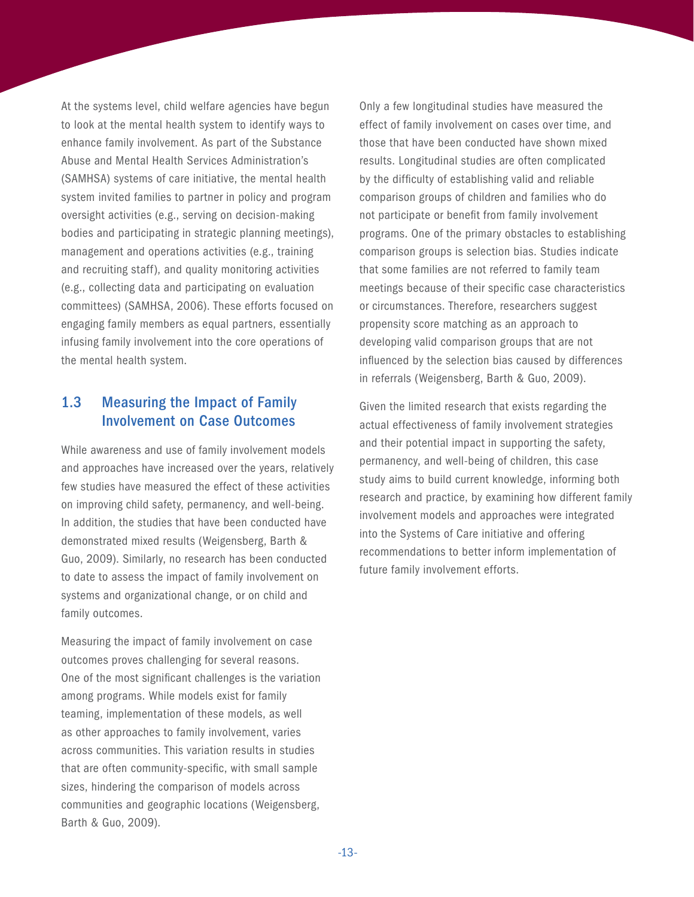At the systems level, child welfare agencies have begun to look at the mental health system to identify ways to enhance family involvement. As part of the Substance Abuse and Mental Health Services Administration's (SAMHSA) systems of care initiative, the mental health system invited families to partner in policy and program oversight activities (e.g., serving on decision-making bodies and participating in strategic planning meetings), management and operations activities (e.g., training and recruiting staff), and quality monitoring activities (e.g., collecting data and participating on evaluation committees) (SAMHSA, 2006). These efforts focused on engaging family members as equal partners, essentially infusing family involvement into the core operations of the mental health system.

## 1.3 Measuring the Impact of Family Involvement on Case Outcomes

While awareness and use of family involvement models and approaches have increased over the years, relatively few studies have measured the effect of these activities on improving child safety, permanency, and well-being. In addition, the studies that have been conducted have demonstrated mixed results (Weigensberg, Barth & Guo, 2009). Similarly, no research has been conducted to date to assess the impact of family involvement on systems and organizational change, or on child and family outcomes.

Measuring the impact of family involvement on case outcomes proves challenging for several reasons. One of the most significant challenges is the variation among programs. While models exist for family teaming, implementation of these models, as well as other approaches to family involvement, varies across communities. This variation results in studies that are often community-specific, with small sample sizes, hindering the comparison of models across communities and geographic locations (Weigensberg, Barth & Guo, 2009).

Only a few longitudinal studies have measured the effect of family involvement on cases over time, and those that have been conducted have shown mixed results. Longitudinal studies are often complicated by the difficulty of establishing valid and reliable comparison groups of children and families who do not participate or benefit from family involvement programs. One of the primary obstacles to establishing comparison groups is selection bias. Studies indicate that some families are not referred to family team meetings because of their specific case characteristics or circumstances. Therefore, researchers suggest propensity score matching as an approach to developing valid comparison groups that are not influenced by the selection bias caused by differences in referrals (Weigensberg, Barth & Guo, 2009).

Given the limited research that exists regarding the actual effectiveness of family involvement strategies and their potential impact in supporting the safety, permanency, and well-being of children, this case study aims to build current knowledge, informing both research and practice, by examining how different family involvement models and approaches were integrated into the Systems of Care initiative and offering recommendations to better inform implementation of future family involvement efforts.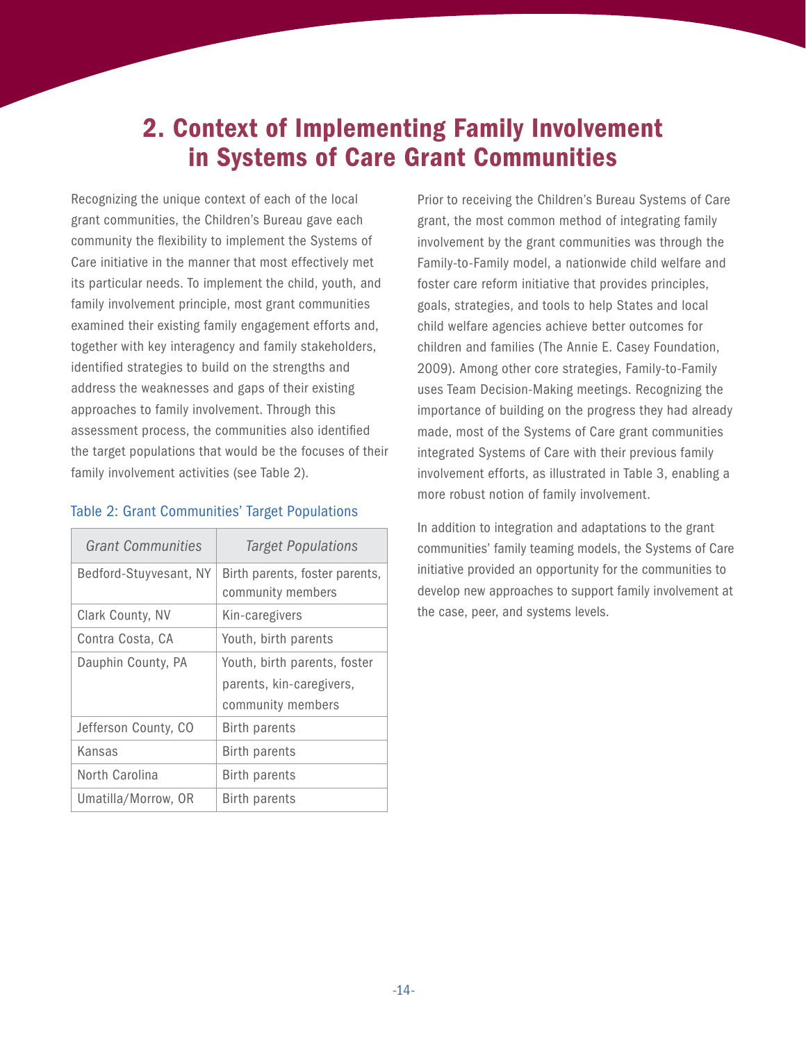## 2. Context of Implementing Family Involvement in Systems of Care Grant Communities

Recognizing the unique context of each of the local grant communities, the Children's Bureau gave each community the flexibility to implement the Systems of Care initiative in the manner that most effectively met its particular needs. To implement the child, youth, and family involvement principle, most grant communities examined their existing family engagement efforts and, together with key interagency and family stakeholders, identified strategies to build on the strengths and address the weaknesses and gaps of their existing approaches to family involvement. Through this assessment process, the communities also identified the target populations that would be the focuses of their family involvement activities (see Table 2).

Table 2: Grant Communities' Target Populations

| *Grant Communities* | *Target Populations* |
|---|---|
| Bedford-Stuyvesant, NY | Birth parents, foster parents, community members |
| Clark County, NV | Kin-caregivers |
| Contra Costa, CA | Youth, birth parents |
| Dauphin County, PA | Youth, birth parents, foster parents, kin-caregivers, community members |
| Jefferson County, CO | Birth parents |
| Kansas | Birth parents |
| North Carolina | Birth parents |
| Umatilla/Morrow, OR | Birth parents |

Prior to receiving the Children's Bureau Systems of Care grant, the most common method of integrating family involvement by the grant communities was through the Family-to-Family model, a nationwide child welfare and foster care reform initiative that provides principles, goals, strategies, and tools to help States and local child welfare agencies achieve better outcomes for children and families (The Annie E. Casey Foundation, 2009). Among other core strategies, Family-to-Family uses Team Decision-Making meetings. Recognizing the importance of building on the progress they had already made, most of the Systems of Care grant communities integrated Systems of Care with their previous family involvement efforts, as illustrated in Table 3, enabling a more robust notion of family involvement.

In addition to integration and adaptations to the grant communities' family teaming models, the Systems of Care initiative provided an opportunity for the communities to develop new approaches to support family involvement at the case, peer, and systems levels.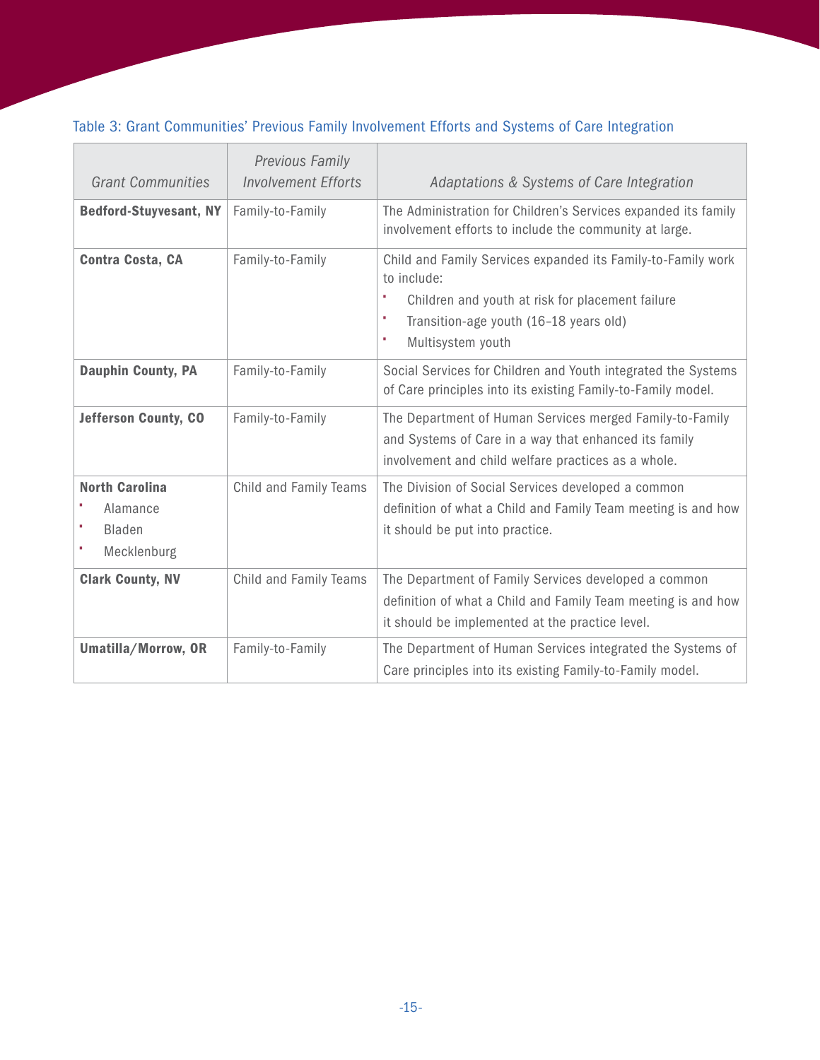Table 3: Grant Communities' Previous Family Involvement Efforts and Systems of Care Integration

| *Grant Communities* | *Previous Family Involvement Efforts* | *Adaptations & Systems of Care Integration* |
|---|---|---|
| **Bedford-Stuyvesant, NY** | Family-to-Family | The Administration for Children's Services expanded its family involvement efforts to include the community at large. |
| **Contra Costa, CA** | Family-to-Family | Child and Family Services expanded its Family-to-Family work to include:<br>• Children and youth at risk for placement failure<br>• Transition-age youth (16–18 years old)<br>• Multisystem youth |
| **Dauphin County, PA** | Family-to-Family | Social Services for Children and Youth integrated the Systems of Care principles into its existing Family-to-Family model. |
| **Jefferson County, CO** | Family-to-Family | The Department of Human Services merged Family-to-Family and Systems of Care in a way that enhanced its family involvement and child welfare practices as a whole. |
| **North Carolina**<br>• Alamance<br>• Bladen<br>• Mecklenburg | Child and Family Teams | The Division of Social Services developed a common definition of what a Child and Family Team meeting is and how it should be put into practice. |
| **Clark County, NV** | Child and Family Teams | The Department of Family Services developed a common definition of what a Child and Family Team meeting is and how it should be implemented at the practice level. |
| **Umatilla/Morrow, OR** | Family-to-Family | The Department of Human Services integrated the Systems of Care principles into its existing Family-to-Family model. |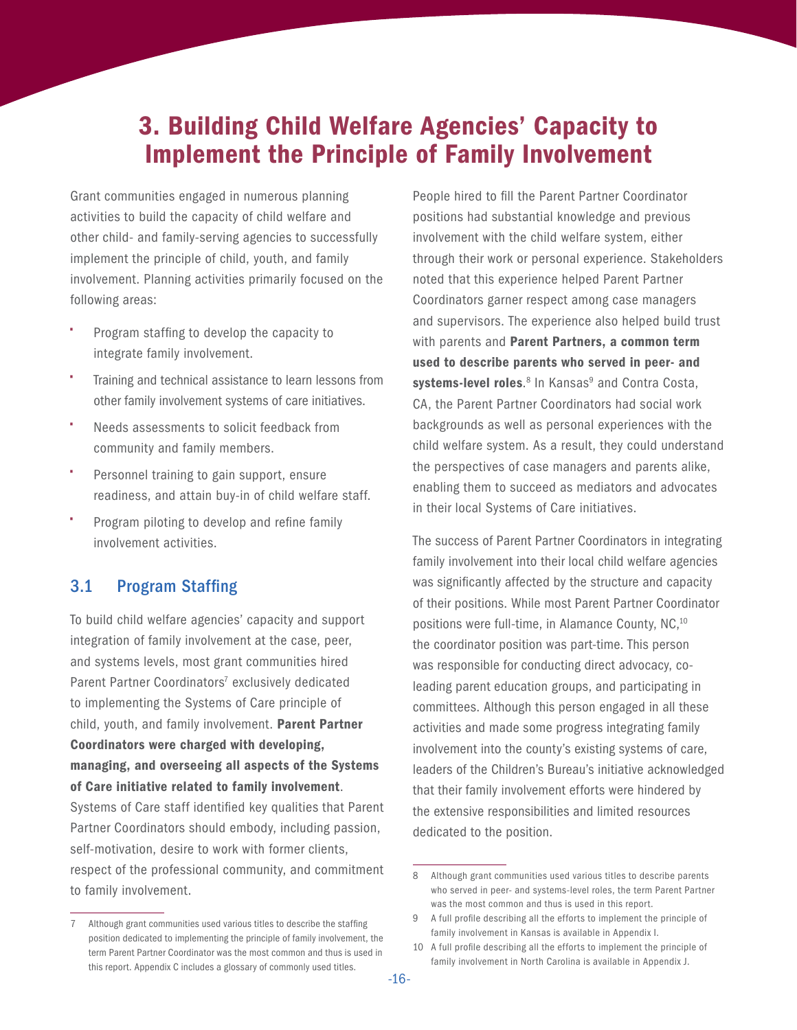# 3. Building Child Welfare Agencies' Capacity to Implement the Principle of Family Involvement

Grant communities engaged in numerous planning activities to build the capacity of child welfare and other child- and family-serving agencies to successfully implement the principle of child, youth, and family involvement. Planning activities primarily focused on the following areas:

- Program staffing to develop the capacity to integrate family involvement.
- Training and technical assistance to learn lessons from other family involvement systems of care initiatives.
- Needs assessments to solicit feedback from community and family members.
- Personnel training to gain support, ensure readiness, and attain buy-in of child welfare staff.
- Program piloting to develop and refine family involvement activities.

## 3.1 Program Staffing

To build child welfare agencies' capacity and support integration of family involvement at the case, peer, and systems levels, most grant communities hired Parent Partner Coordinators[7] exclusively dedicated to implementing the Systems of Care principle of child, youth, and family involvement. **Parent Partner Coordinators were charged with developing, managing, and overseeing all aspects of the Systems of Care initiative related to family involvement**. Systems of Care staff identified key qualities that Parent Partner Coordinators should embody, including passion, self-motivation, desire to work with former clients, respect of the professional community, and commitment to family involvement.

People hired to fill the Parent Partner Coordinator positions had substantial knowledge and previous involvement with the child welfare system, either through their work or personal experience. Stakeholders noted that this experience helped Parent Partner Coordinators garner respect among case managers and supervisors. The experience also helped build trust with parents and **Parent Partners, a common term used to describe parents who served in peer- and systems-level roles**.[8] In Kansas[9] and Contra Costa, CA, the Parent Partner Coordinators had social work backgrounds as well as personal experiences with the child welfare system. As a result, they could understand the perspectives of case managers and parents alike, enabling them to succeed as mediators and advocates in their local Systems of Care initiatives.

The success of Parent Partner Coordinators in integrating family involvement into their local child welfare agencies was significantly affected by the structure and capacity of their positions. While most Parent Partner Coordinator positions were full-time, in Alamance County, NC,[10] the coordinator position was part-time. This person was responsible for conducting direct advocacy, co-leading parent education groups, and participating in committees. Although this person engaged in all these activities and made some progress integrating family involvement into the county's existing systems of care, leaders of the Children's Bureau's initiative acknowledged that their family involvement efforts were hindered by the extensive responsibilities and limited resources dedicated to the position.

---

7 Although grant communities used various titles to describe the staffing position dedicated to implementing the principle of family involvement, the term Parent Partner Coordinator was the most common and thus is used in this report. Appendix C includes a glossary of commonly used titles.

8 Although grant communities used various titles to describe parents who served in peer- and systems-level roles, the term Parent Partner was the most common and thus is used in this report.

9 A full profile describing all the efforts to implement the principle of family involvement in Kansas is available in Appendix I.

10 A full profile describing all the efforts to implement the principle of family involvement in North Carolina is available in Appendix J.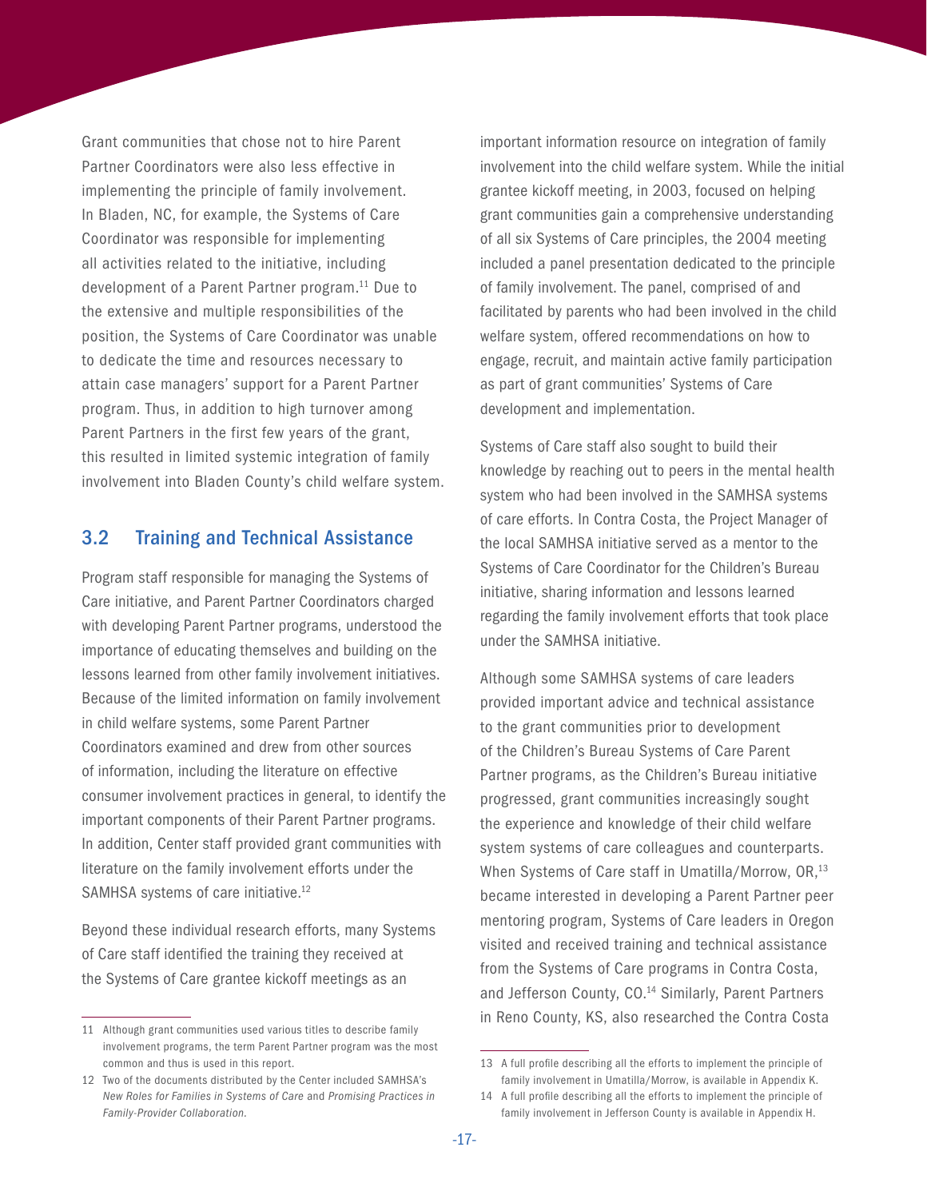Grant communities that chose not to hire Parent Partner Coordinators were also less effective in implementing the principle of family involvement. In Bladen, NC, for example, the Systems of Care Coordinator was responsible for implementing all activities related to the initiative, including development of a Parent Partner program.[11] Due to the extensive and multiple responsibilities of the position, the Systems of Care Coordinator was unable to dedicate the time and resources necessary to attain case managers' support for a Parent Partner program. Thus, in addition to high turnover among Parent Partners in the first few years of the grant, this resulted in limited systemic integration of family involvement into Bladen County's child welfare system.

## 3.2 Training and Technical Assistance

Program staff responsible for managing the Systems of Care initiative, and Parent Partner Coordinators charged with developing Parent Partner programs, understood the importance of educating themselves and building on the lessons learned from other family involvement initiatives. Because of the limited information on family involvement in child welfare systems, some Parent Partner Coordinators examined and drew from other sources of information, including the literature on effective consumer involvement practices in general, to identify the important components of their Parent Partner programs. In addition, Center staff provided grant communities with literature on the family involvement efforts under the SAMHSA systems of care initiative.[12]

Beyond these individual research efforts, many Systems of Care staff identified the training they received at the Systems of Care grantee kickoff meetings as an important information resource on integration of family involvement into the child welfare system. While the initial grantee kickoff meeting, in 2003, focused on helping grant communities gain a comprehensive understanding of all six Systems of Care principles, the 2004 meeting included a panel presentation dedicated to the principle of family involvement. The panel, comprised of and facilitated by parents who had been involved in the child welfare system, offered recommendations on how to engage, recruit, and maintain active family participation as part of grant communities' Systems of Care development and implementation.

Systems of Care staff also sought to build their knowledge by reaching out to peers in the mental health system who had been involved in the SAMHSA systems of care efforts. In Contra Costa, the Project Manager of the local SAMHSA initiative served as a mentor to the Systems of Care Coordinator for the Children's Bureau initiative, sharing information and lessons learned regarding the family involvement efforts that took place under the SAMHSA initiative.

Although some SAMHSA systems of care leaders provided important advice and technical assistance to the grant communities prior to development of the Children's Bureau Systems of Care Parent Partner programs, as the Children's Bureau initiative progressed, grant communities increasingly sought the experience and knowledge of their child welfare system systems of care colleagues and counterparts. When Systems of Care staff in Umatilla/Morrow, OR,[13] became interested in developing a Parent Partner peer mentoring program, Systems of Care leaders in Oregon visited and received training and technical assistance from the Systems of Care programs in Contra Costa, and Jefferson County, CO.[14] Similarly, Parent Partners in Reno County, KS, also researched the Contra Costa

11 Although grant communities used various titles to describe family involvement programs, the term Parent Partner program was the most common and thus is used in this report.

12 Two of the documents distributed by the Center included SAMHSA's *New Roles for Families in Systems of Care* and *Promising Practices in Family-Provider Collaboration*.

13 A full profile describing all the efforts to implement the principle of family involvement in Umatilla/Morrow, is available in Appendix K.

14 A full profile describing all the efforts to implement the principle of family involvement in Jefferson County is available in Appendix H.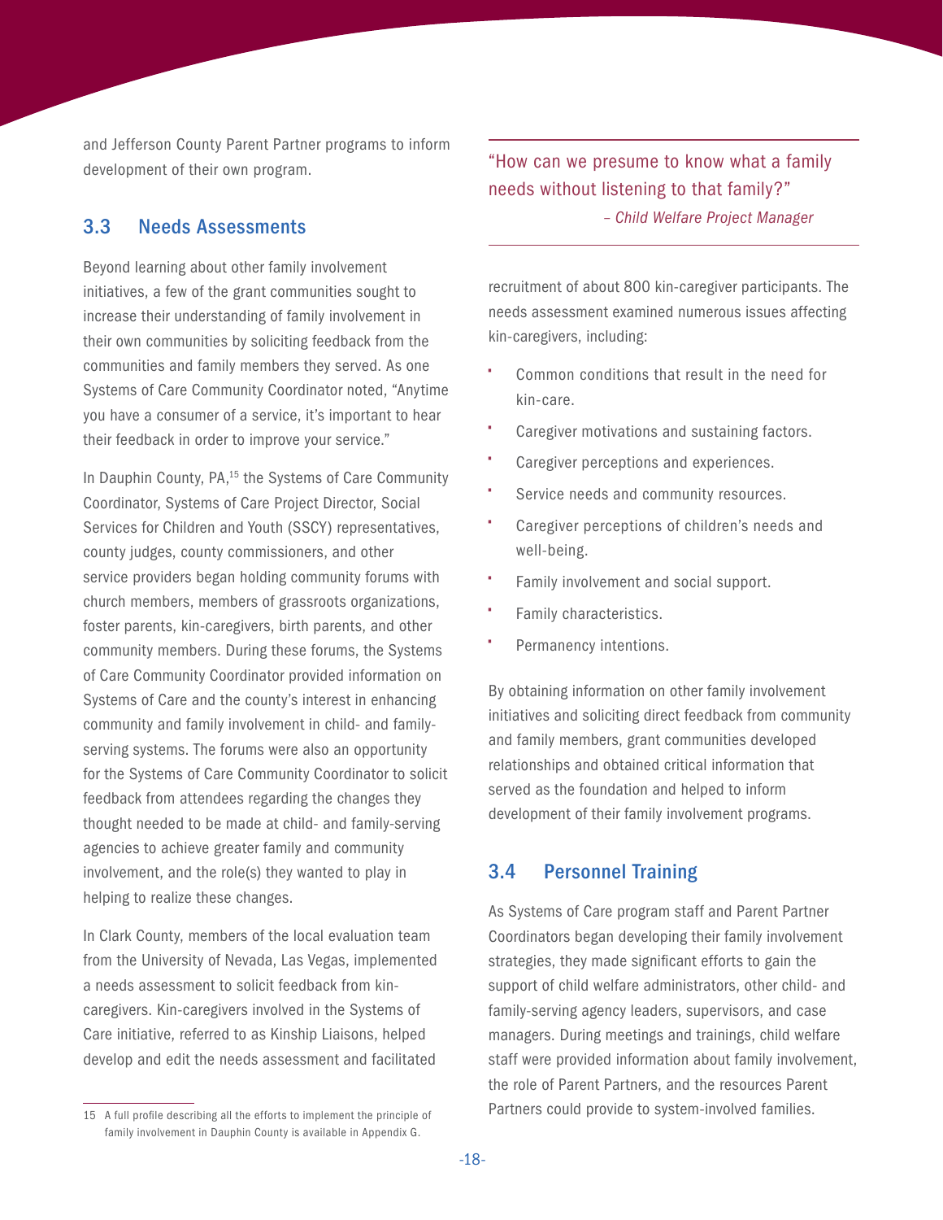and Jefferson County Parent Partner programs to inform development of their own program.

## 3.3 Needs Assessments

Beyond learning about other family involvement initiatives, a few of the grant communities sought to increase their understanding of family involvement in their own communities by soliciting feedback from the communities and family members they served. As one Systems of Care Community Coordinator noted, "Anytime you have a consumer of a service, it's important to hear their feedback in order to improve your service."

In Dauphin County, PA,[15] the Systems of Care Community Coordinator, Systems of Care Project Director, Social Services for Children and Youth (SSCY) representatives, county judges, county commissioners, and other service providers began holding community forums with church members, members of grassroots organizations, foster parents, kin-caregivers, birth parents, and other community members. During these forums, the Systems of Care Community Coordinator provided information on Systems of Care and the county's interest in enhancing community and family involvement in child- and family-serving systems. The forums were also an opportunity for the Systems of Care Community Coordinator to solicit feedback from attendees regarding the changes they thought needed to be made at child- and family-serving agencies to achieve greater family and community involvement, and the role(s) they wanted to play in helping to realize these changes.

In Clark County, members of the local evaluation team from the University of Nevada, Las Vegas, implemented a needs assessment to solicit feedback from kin-caregivers. Kin-caregivers involved in the Systems of Care initiative, referred to as Kinship Liaisons, helped develop and edit the needs assessment and facilitated recruitment of about 800 kin-caregiver participants. The needs assessment examined numerous issues affecting kin-caregivers, including:

- Common conditions that result in the need for kin-care.
- Caregiver motivations and sustaining factors.
- Caregiver perceptions and experiences.
- Service needs and community resources.
- Caregiver perceptions of children's needs and well-being.
- Family involvement and social support.
- Family characteristics.
- Permanency intentions.

> "How can we presume to know what a family needs without listening to that family?"
>
> *– Child Welfare Project Manager*

By obtaining information on other family involvement initiatives and soliciting direct feedback from community and family members, grant communities developed relationships and obtained critical information that served as the foundation and helped to inform development of their family involvement programs.

## 3.4 Personnel Training

As Systems of Care program staff and Parent Partner Coordinators began developing their family involvement strategies, they made significant efforts to gain the support of child welfare administrators, other child- and family-serving agency leaders, supervisors, and case managers. During meetings and trainings, child welfare staff were provided information about family involvement, the role of Parent Partners, and the resources Parent Partners could provide to system-involved families.

---

15 A full profile describing all the efforts to implement the principle of family involvement in Dauphin County is available in Appendix G.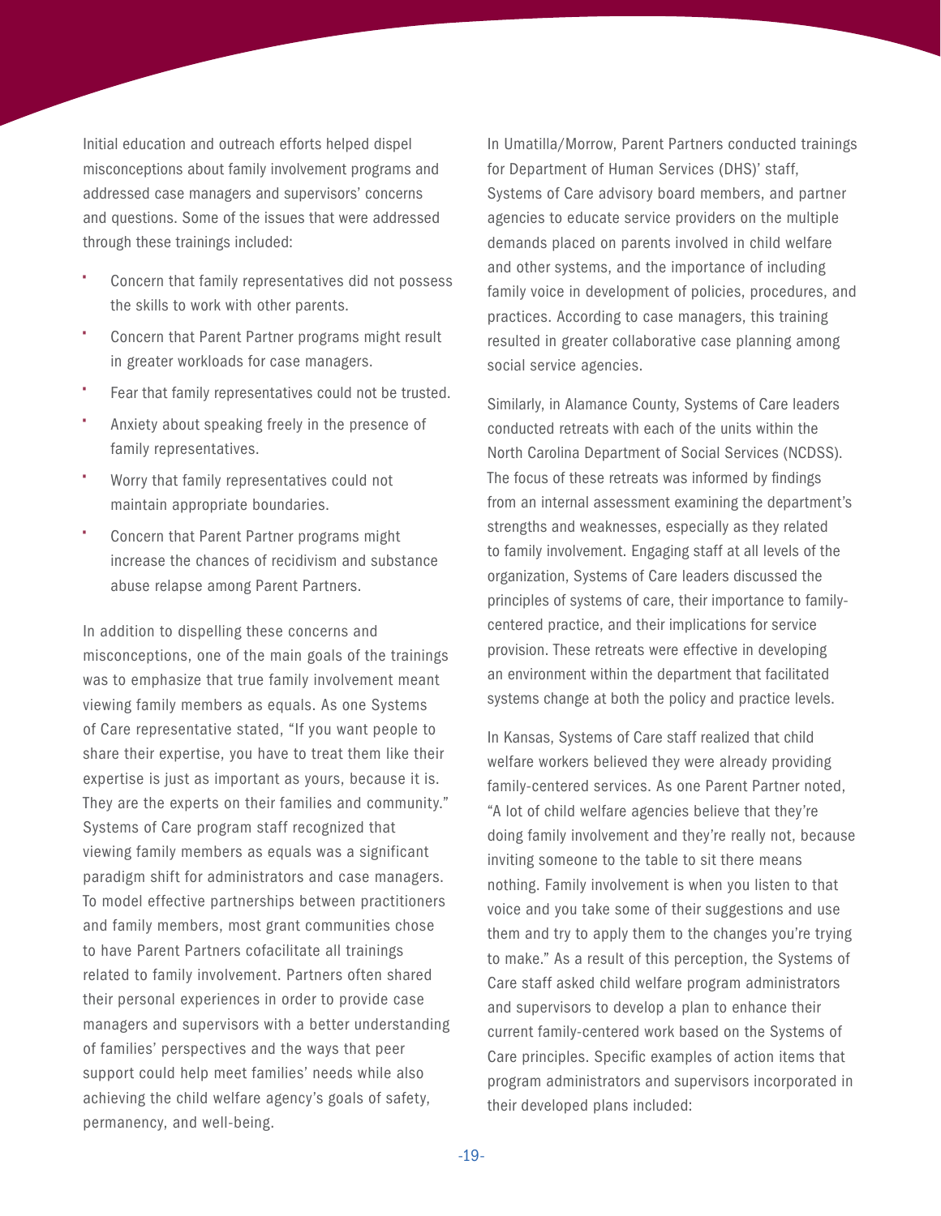Initial education and outreach efforts helped dispel misconceptions about family involvement programs and addressed case managers and supervisors' concerns and questions. Some of the issues that were addressed through these trainings included:

- Concern that family representatives did not possess the skills to work with other parents.
- Concern that Parent Partner programs might result in greater workloads for case managers.
- Fear that family representatives could not be trusted.
- Anxiety about speaking freely in the presence of family representatives.
- Worry that family representatives could not maintain appropriate boundaries.
- Concern that Parent Partner programs might increase the chances of recidivism and substance abuse relapse among Parent Partners.

In addition to dispelling these concerns and misconceptions, one of the main goals of the trainings was to emphasize that true family involvement meant viewing family members as equals. As one Systems of Care representative stated, "If you want people to share their expertise, you have to treat them like their expertise is just as important as yours, because it is. They are the experts on their families and community." Systems of Care program staff recognized that viewing family members as equals was a significant paradigm shift for administrators and case managers. To model effective partnerships between practitioners and family members, most grant communities chose to have Parent Partners cofacilitate all trainings related to family involvement. Partners often shared their personal experiences in order to provide case managers and supervisors with a better understanding of families' perspectives and the ways that peer support could help meet families' needs while also achieving the child welfare agency's goals of safety, permanency, and well-being.

In Umatilla/Morrow, Parent Partners conducted trainings for Department of Human Services (DHS)' staff, Systems of Care advisory board members, and partner agencies to educate service providers on the multiple demands placed on parents involved in child welfare and other systems, and the importance of including family voice in development of policies, procedures, and practices. According to case managers, this training resulted in greater collaborative case planning among social service agencies.

Similarly, in Alamance County, Systems of Care leaders conducted retreats with each of the units within the North Carolina Department of Social Services (NCDSS). The focus of these retreats was informed by findings from an internal assessment examining the department's strengths and weaknesses, especially as they related to family involvement. Engaging staff at all levels of the organization, Systems of Care leaders discussed the principles of systems of care, their importance to family-centered practice, and their implications for service provision. These retreats were effective in developing an environment within the department that facilitated systems change at both the policy and practice levels.

In Kansas, Systems of Care staff realized that child welfare workers believed they were already providing family-centered services. As one Parent Partner noted, "A lot of child welfare agencies believe that they're doing family involvement and they're really not, because inviting someone to the table to sit there means nothing. Family involvement is when you listen to that voice and you take some of their suggestions and use them and try to apply them to the changes you're trying to make." As a result of this perception, the Systems of Care staff asked child welfare program administrators and supervisors to develop a plan to enhance their current family-centered work based on the Systems of Care principles. Specific examples of action items that program administrators and supervisors incorporated in their developed plans included: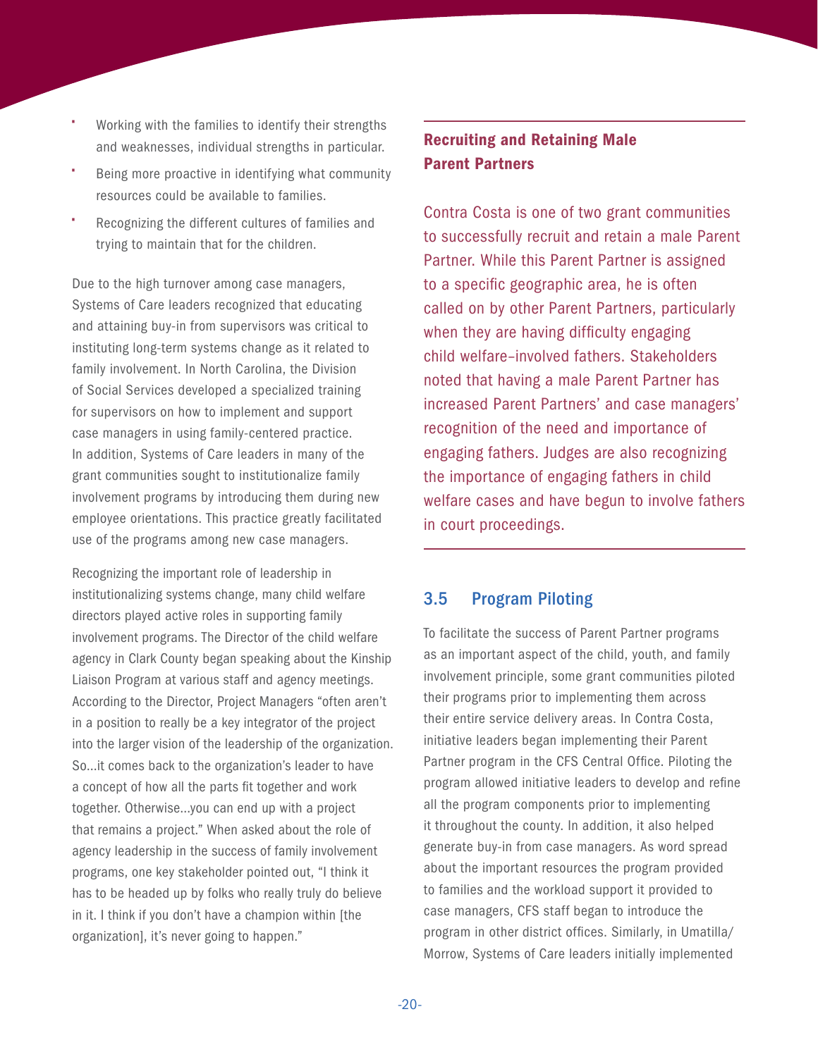- Working with the families to identify their strengths and weaknesses, individual strengths in particular.
- Being more proactive in identifying what community resources could be available to families.
- Recognizing the different cultures of families and trying to maintain that for the children.

Due to the high turnover among case managers, Systems of Care leaders recognized that educating and attaining buy-in from supervisors was critical to instituting long-term systems change as it related to family involvement. In North Carolina, the Division of Social Services developed a specialized training for supervisors on how to implement and support case managers in using family-centered practice. In addition, Systems of Care leaders in many of the grant communities sought to institutionalize family involvement programs by introducing them during new employee orientations. This practice greatly facilitated use of the programs among new case managers.

Recognizing the important role of leadership in institutionalizing systems change, many child welfare directors played active roles in supporting family involvement programs. The Director of the child welfare agency in Clark County began speaking about the Kinship Liaison Program at various staff and agency meetings. According to the Director, Project Managers "often aren't in a position to really be a key integrator of the project into the larger vision of the leadership of the organization. So...it comes back to the organization's leader to have a concept of how all the parts fit together and work together. Otherwise...you can end up with a project that remains a project." When asked about the role of agency leadership in the success of family involvement programs, one key stakeholder pointed out, "I think it has to be headed up by folks who really truly do believe in it. I think if you don't have a champion within [the organization], it's never going to happen."

**Recruiting and Retaining Male Parent Partners**

Contra Costa is one of two grant communities to successfully recruit and retain a male Parent Partner. While this Parent Partner is assigned to a specific geographic area, he is often called on by other Parent Partners, particularly when they are having difficulty engaging child welfare–involved fathers. Stakeholders noted that having a male Parent Partner has increased Parent Partners' and case managers' recognition of the need and importance of engaging fathers. Judges are also recognizing the importance of engaging fathers in child welfare cases and have begun to involve fathers in court proceedings.

### 3.5 Program Piloting

To facilitate the success of Parent Partner programs as an important aspect of the child, youth, and family involvement principle, some grant communities piloted their programs prior to implementing them across their entire service delivery areas. In Contra Costa, initiative leaders began implementing their Parent Partner program in the CFS Central Office. Piloting the program allowed initiative leaders to develop and refine all the program components prior to implementing it throughout the county. In addition, it also helped generate buy-in from case managers. As word spread about the important resources the program provided to families and the workload support it provided to case managers, CFS staff began to introduce the program in other district offices. Similarly, in Umatilla/ Morrow, Systems of Care leaders initially implemented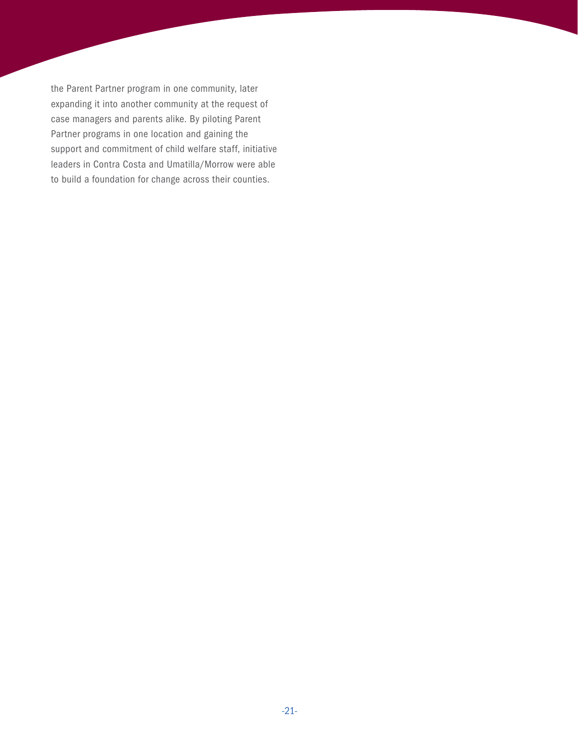the Parent Partner program in one community, later expanding it into another community at the request of case managers and parents alike. By piloting Parent Partner programs in one location and gaining the support and commitment of child welfare staff, initiative leaders in Contra Costa and Umatilla/Morrow were able to build a foundation for change across their counties.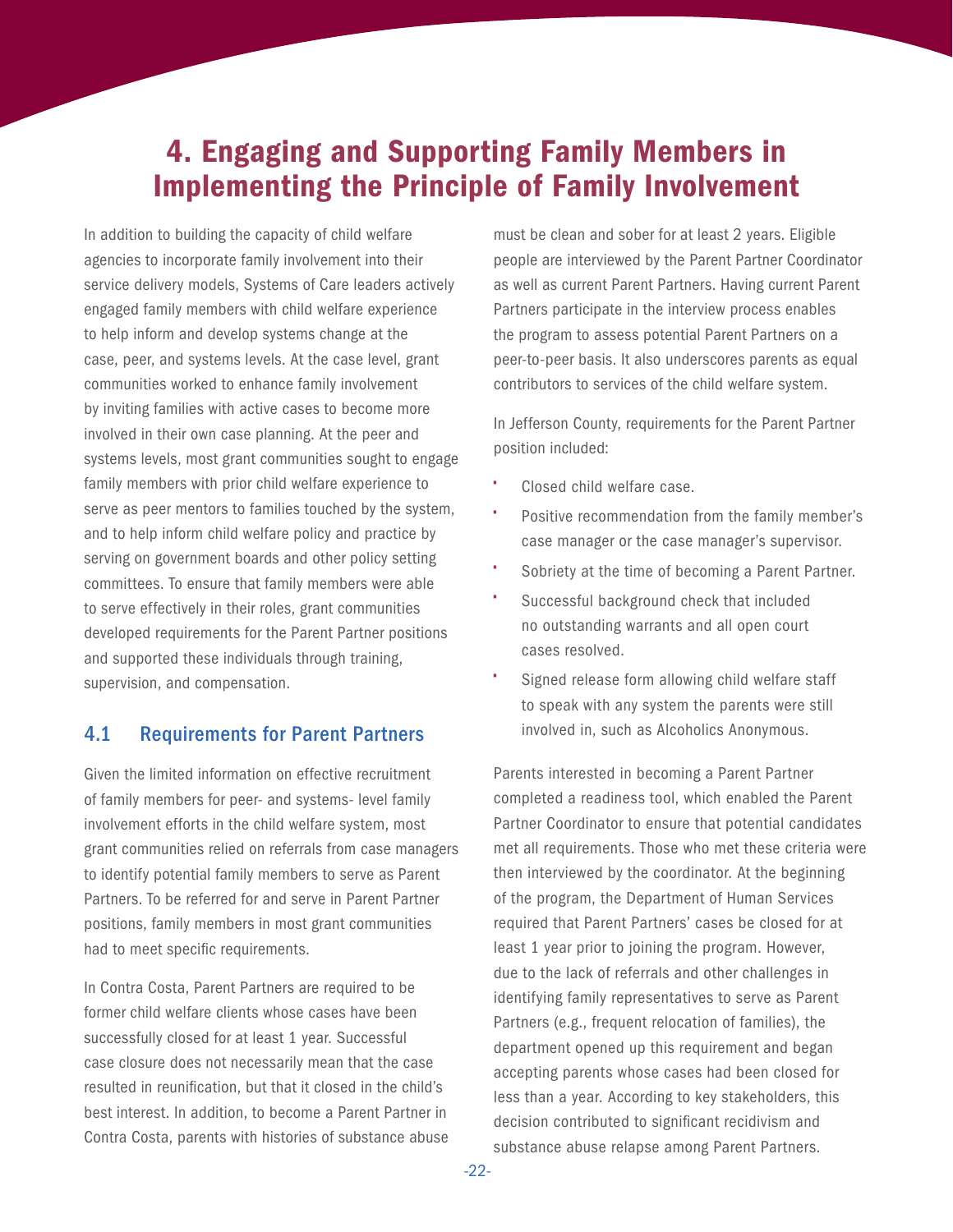# 4. Engaging and Supporting Family Members in Implementing the Principle of Family Involvement

In addition to building the capacity of child welfare agencies to incorporate family involvement into their service delivery models, Systems of Care leaders actively engaged family members with child welfare experience to help inform and develop systems change at the case, peer, and systems levels. At the case level, grant communities worked to enhance family involvement by inviting families with active cases to become more involved in their own case planning. At the peer and systems levels, most grant communities sought to engage family members with prior child welfare experience to serve as peer mentors to families touched by the system, and to help inform child welfare policy and practice by serving on government boards and other policy setting committees. To ensure that family members were able to serve effectively in their roles, grant communities developed requirements for the Parent Partner positions and supported these individuals through training, supervision, and compensation.

## 4.1 Requirements for Parent Partners

Given the limited information on effective recruitment of family members for peer- and systems- level family involvement efforts in the child welfare system, most grant communities relied on referrals from case managers to identify potential family members to serve as Parent Partners. To be referred for and serve in Parent Partner positions, family members in most grant communities had to meet specific requirements.

In Contra Costa, Parent Partners are required to be former child welfare clients whose cases have been successfully closed for at least 1 year. Successful case closure does not necessarily mean that the case resulted in reunification, but that it closed in the child's best interest. In addition, to become a Parent Partner in Contra Costa, parents with histories of substance abuse must be clean and sober for at least 2 years. Eligible people are interviewed by the Parent Partner Coordinator as well as current Parent Partners. Having current Parent Partners participate in the interview process enables the program to assess potential Parent Partners on a peer-to-peer basis. It also underscores parents as equal contributors to services of the child welfare system.

In Jefferson County, requirements for the Parent Partner position included:

- Closed child welfare case.
- Positive recommendation from the family member's case manager or the case manager's supervisor.
- Sobriety at the time of becoming a Parent Partner.
- Successful background check that included no outstanding warrants and all open court cases resolved.
- Signed release form allowing child welfare staff to speak with any system the parents were still involved in, such as Alcoholics Anonymous.

Parents interested in becoming a Parent Partner completed a readiness tool, which enabled the Parent Partner Coordinator to ensure that potential candidates met all requirements. Those who met these criteria were then interviewed by the coordinator. At the beginning of the program, the Department of Human Services required that Parent Partners' cases be closed for at least 1 year prior to joining the program. However, due to the lack of referrals and other challenges in identifying family representatives to serve as Parent Partners (e.g., frequent relocation of families), the department opened up this requirement and began accepting parents whose cases had been closed for less than a year. According to key stakeholders, this decision contributed to significant recidivism and substance abuse relapse among Parent Partners.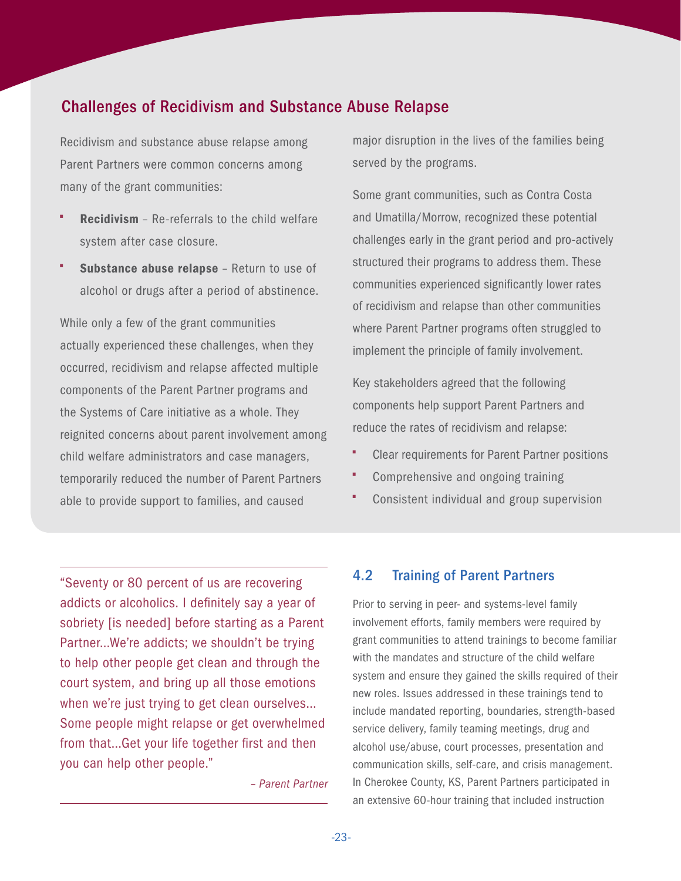## Challenges of Recidivism and Substance Abuse Relapse

Recidivism and substance abuse relapse among Parent Partners were common concerns among many of the grant communities:

- **Recidivism** – Re-referrals to the child welfare system after case closure.
- **Substance abuse relapse** – Return to use of alcohol or drugs after a period of abstinence.

While only a few of the grant communities actually experienced these challenges, when they occurred, recidivism and relapse affected multiple components of the Parent Partner programs and the Systems of Care initiative as a whole. They reignited concerns about parent involvement among child welfare administrators and case managers, temporarily reduced the number of Parent Partners able to provide support to families, and caused major disruption in the lives of the families being served by the programs.

Some grant communities, such as Contra Costa and Umatilla/Morrow, recognized these potential challenges early in the grant period and pro-actively structured their programs to address them. These communities experienced significantly lower rates of recidivism and relapse than other communities where Parent Partner programs often struggled to implement the principle of family involvement.

Key stakeholders agreed that the following components help support Parent Partners and reduce the rates of recidivism and relapse:

- Clear requirements for Parent Partner positions
- Comprehensive and ongoing training
- Consistent individual and group supervision

"Seventy or 80 percent of us are recovering addicts or alcoholics. I definitely say a year of sobriety [is needed] before starting as a Parent Partner...We're addicts; we shouldn't be trying to help other people get clean and through the court system, and bring up all those emotions when we're just trying to get clean ourselves... Some people might relapse or get overwhelmed from that...Get your life together first and then you can help other people."

*– Parent Partner*

### 4.2 Training of Parent Partners

Prior to serving in peer- and systems-level family involvement efforts, family members were required by grant communities to attend trainings to become familiar with the mandates and structure of the child welfare system and ensure they gained the skills required of their new roles. Issues addressed in these trainings tend to include mandated reporting, boundaries, strength-based service delivery, family teaming meetings, drug and alcohol use/abuse, court processes, presentation and communication skills, self-care, and crisis management. In Cherokee County, KS, Parent Partners participated in an extensive 60-hour training that included instruction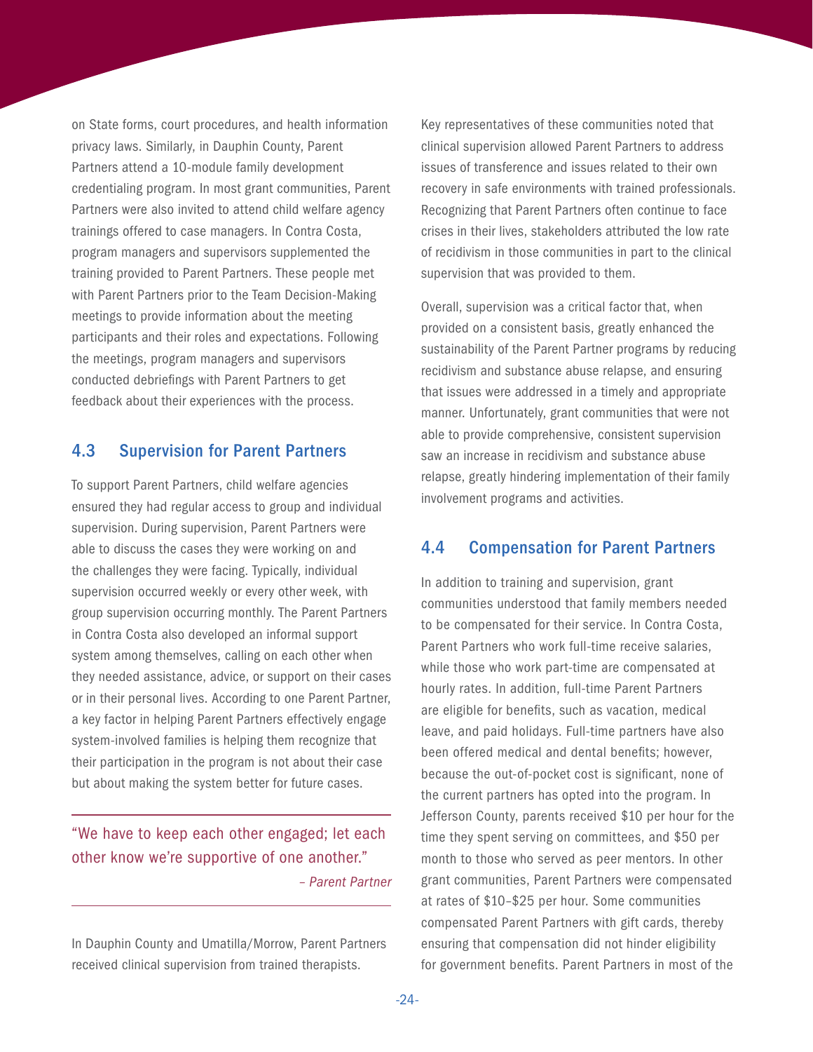on State forms, court procedures, and health information privacy laws. Similarly, in Dauphin County, Parent Partners attend a 10-module family development credentialing program. In most grant communities, Parent Partners were also invited to attend child welfare agency trainings offered to case managers. In Contra Costa, program managers and supervisors supplemented the training provided to Parent Partners. These people met with Parent Partners prior to the Team Decision-Making meetings to provide information about the meeting participants and their roles and expectations. Following the meetings, program managers and supervisors conducted debriefings with Parent Partners to get feedback about their experiences with the process.

### 4.3 Supervision for Parent Partners

To support Parent Partners, child welfare agencies ensured they had regular access to group and individual supervision. During supervision, Parent Partners were able to discuss the cases they were working on and the challenges they were facing. Typically, individual supervision occurred weekly or every other week, with group supervision occurring monthly. The Parent Partners in Contra Costa also developed an informal support system among themselves, calling on each other when they needed assistance, advice, or support on their cases or in their personal lives. According to one Parent Partner, a key factor in helping Parent Partners effectively engage system-involved families is helping them recognize that their participation in the program is not about their case but about making the system better for future cases.

> "We have to keep each other engaged; let each other know we're supportive of one another."
>
> *– Parent Partner*

In Dauphin County and Umatilla/Morrow, Parent Partners received clinical supervision from trained therapists. Key representatives of these communities noted that clinical supervision allowed Parent Partners to address issues of transference and issues related to their own recovery in safe environments with trained professionals. Recognizing that Parent Partners often continue to face crises in their lives, stakeholders attributed the low rate of recidivism in those communities in part to the clinical supervision that was provided to them.

Overall, supervision was a critical factor that, when provided on a consistent basis, greatly enhanced the sustainability of the Parent Partner programs by reducing recidivism and substance abuse relapse, and ensuring that issues were addressed in a timely and appropriate manner. Unfortunately, grant communities that were not able to provide comprehensive, consistent supervision saw an increase in recidivism and substance abuse relapse, greatly hindering implementation of their family involvement programs and activities.

### 4.4 Compensation for Parent Partners

In addition to training and supervision, grant communities understood that family members needed to be compensated for their service. In Contra Costa, Parent Partners who work full-time receive salaries, while those who work part-time are compensated at hourly rates. In addition, full-time Parent Partners are eligible for benefits, such as vacation, medical leave, and paid holidays. Full-time partners have also been offered medical and dental benefits; however, because the out-of-pocket cost is significant, none of the current partners has opted into the program. In Jefferson County, parents received $10 per hour for the time they spent serving on committees, and $50 per month to those who served as peer mentors. In other grant communities, Parent Partners were compensated at rates of $10–$25 per hour. Some communities compensated Parent Partners with gift cards, thereby ensuring that compensation did not hinder eligibility for government benefits. Parent Partners in most of the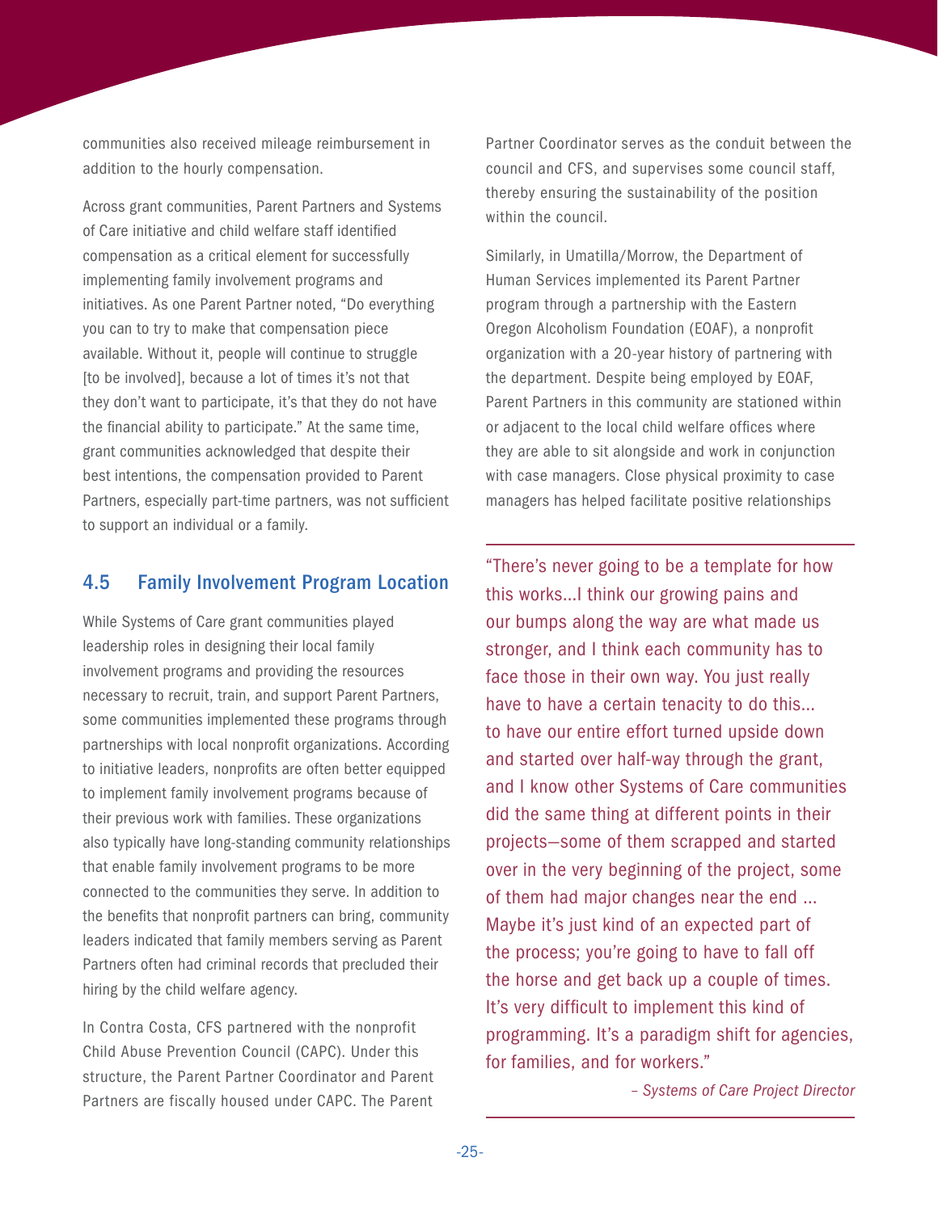communities also received mileage reimbursement in addition to the hourly compensation.

Across grant communities, Parent Partners and Systems of Care initiative and child welfare staff identified compensation as a critical element for successfully implementing family involvement programs and initiatives. As one Parent Partner noted, "Do everything you can to try to make that compensation piece available. Without it, people will continue to struggle [to be involved], because a lot of times it's not that they don't want to participate, it's that they do not have the financial ability to participate." At the same time, grant communities acknowledged that despite their best intentions, the compensation provided to Parent Partners, especially part-time partners, was not sufficient to support an individual or a family.

## 4.5 Family Involvement Program Location

While Systems of Care grant communities played leadership roles in designing their local family involvement programs and providing the resources necessary to recruit, train, and support Parent Partners, some communities implemented these programs through partnerships with local nonprofit organizations. According to initiative leaders, nonprofits are often better equipped to implement family involvement programs because of their previous work with families. These organizations also typically have long-standing community relationships that enable family involvement programs to be more connected to the communities they serve. In addition to the benefits that nonprofit partners can bring, community leaders indicated that family members serving as Parent Partners often had criminal records that precluded their hiring by the child welfare agency.

In Contra Costa, CFS partnered with the nonprofit Child Abuse Prevention Council (CAPC). Under this structure, the Parent Partner Coordinator and Parent Partners are fiscally housed under CAPC. The Parent Partner Coordinator serves as the conduit between the council and CFS, and supervises some council staff, thereby ensuring the sustainability of the position within the council.

Similarly, in Umatilla/Morrow, the Department of Human Services implemented its Parent Partner program through a partnership with the Eastern Oregon Alcoholism Foundation (EOAF), a nonprofit organization with a 20-year history of partnering with the department. Despite being employed by EOAF, Parent Partners in this community are stationed within or adjacent to the local child welfare offices where they are able to sit alongside and work in conjunction with case managers. Close physical proximity to case managers has helped facilitate positive relationships

"There's never going to be a template for how this works...I think our growing pains and our bumps along the way are what made us stronger, and I think each community has to face those in their own way. You just really have to have a certain tenacity to do this... to have our entire effort turned upside down and started over half-way through the grant, and I know other Systems of Care communities did the same thing at different points in their projects—some of them scrapped and started over in the very beginning of the project, some of them had major changes near the end ... Maybe it's just kind of an expected part of the process; you're going to have to fall off the horse and get back up a couple of times. It's very difficult to implement this kind of programming. It's a paradigm shift for agencies, for families, and for workers."

*– Systems of Care Project Director*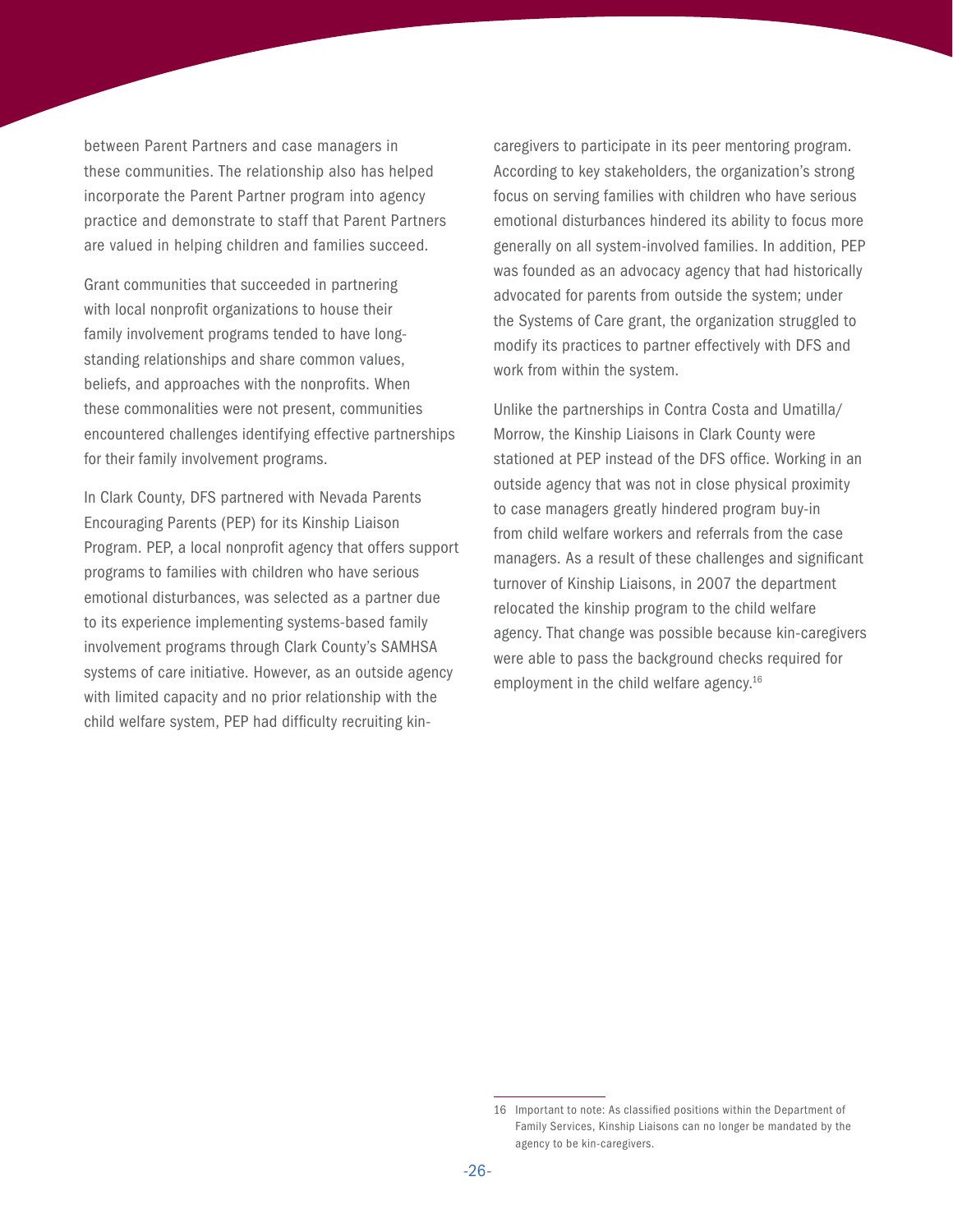between Parent Partners and case managers in these communities. The relationship also has helped incorporate the Parent Partner program into agency practice and demonstrate to staff that Parent Partners are valued in helping children and families succeed.

Grant communities that succeeded in partnering with local nonprofit organizations to house their family involvement programs tended to have long-standing relationships and share common values, beliefs, and approaches with the nonprofits. When these commonalities were not present, communities encountered challenges identifying effective partnerships for their family involvement programs.

In Clark County, DFS partnered with Nevada Parents Encouraging Parents (PEP) for its Kinship Liaison Program. PEP, a local nonprofit agency that offers support programs to families with children who have serious emotional disturbances, was selected as a partner due to its experience implementing systems-based family involvement programs through Clark County's SAMHSA systems of care initiative. However, as an outside agency with limited capacity and no prior relationship with the child welfare system, PEP had difficulty recruiting kin-caregivers to participate in its peer mentoring program. According to key stakeholders, the organization's strong focus on serving families with children who have serious emotional disturbances hindered its ability to focus more generally on all system-involved families. In addition, PEP was founded as an advocacy agency that had historically advocated for parents from outside the system; under the Systems of Care grant, the organization struggled to modify its practices to partner effectively with DFS and work from within the system.

Unlike the partnerships in Contra Costa and Umatilla/Morrow, the Kinship Liaisons in Clark County were stationed at PEP instead of the DFS office. Working in an outside agency that was not in close physical proximity to case managers greatly hindered program buy-in from child welfare workers and referrals from the case managers. As a result of these challenges and significant turnover of Kinship Liaisons, in 2007 the department relocated the kinship program to the child welfare agency. That change was possible because kin-caregivers were able to pass the background checks required for employment in the child welfare agency.[16]

16 Important to note: As classified positions within the Department of Family Services, Kinship Liaisons can no longer be mandated by the agency to be kin-caregivers.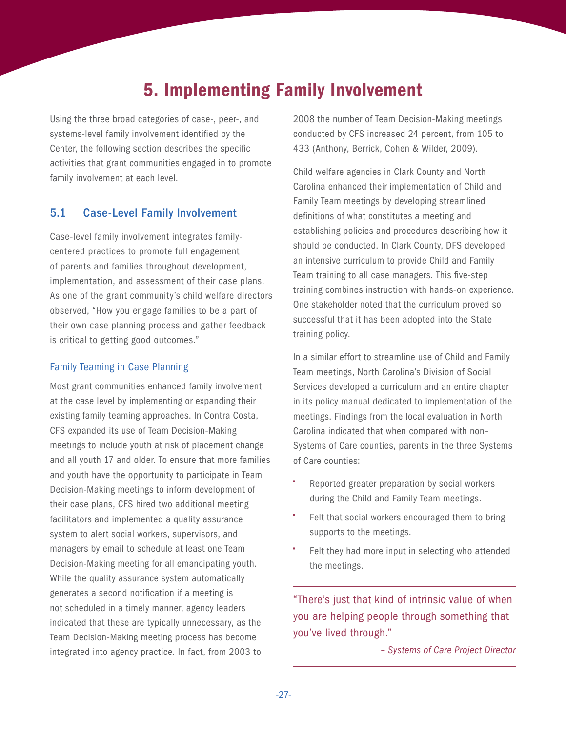# 5. Implementing Family Involvement

Using the three broad categories of case-, peer-, and systems-level family involvement identified by the Center, the following section describes the specific activities that grant communities engaged in to promote family involvement at each level.

## 5.1 Case-Level Family Involvement

Case-level family involvement integrates family-centered practices to promote full engagement of parents and families throughout development, implementation, and assessment of their case plans. As one of the grant community's child welfare directors observed, "How you engage families to be a part of their own case planning process and gather feedback is critical to getting good outcomes."

### Family Teaming in Case Planning

Most grant communities enhanced family involvement at the case level by implementing or expanding their existing family teaming approaches. In Contra Costa, CFS expanded its use of Team Decision-Making meetings to include youth at risk of placement change and all youth 17 and older. To ensure that more families and youth have the opportunity to participate in Team Decision-Making meetings to inform development of their case plans, CFS hired two additional meeting facilitators and implemented a quality assurance system to alert social workers, supervisors, and managers by email to schedule at least one Team Decision-Making meeting for all emancipating youth. While the quality assurance system automatically generates a second notification if a meeting is not scheduled in a timely manner, agency leaders indicated that these are typically unnecessary, as the Team Decision-Making meeting process has become integrated into agency practice. In fact, from 2003 to 2008 the number of Team Decision-Making meetings conducted by CFS increased 24 percent, from 105 to 433 (Anthony, Berrick, Cohen & Wilder, 2009).

Child welfare agencies in Clark County and North Carolina enhanced their implementation of Child and Family Team meetings by developing streamlined definitions of what constitutes a meeting and establishing policies and procedures describing how it should be conducted. In Clark County, DFS developed an intensive curriculum to provide Child and Family Team training to all case managers. This five-step training combines instruction with hands-on experience. One stakeholder noted that the curriculum proved so successful that it has been adopted into the State training policy.

In a similar effort to streamline use of Child and Family Team meetings, North Carolina's Division of Social Services developed a curriculum and an entire chapter in its policy manual dedicated to implementation of the meetings. Findings from the local evaluation in North Carolina indicated that when compared with non–Systems of Care counties, parents in the three Systems of Care counties:

- Reported greater preparation by social workers during the Child and Family Team meetings.
- Felt that social workers encouraged them to bring supports to the meetings.
- Felt they had more input in selecting who attended the meetings.

---

"There's just that kind of intrinsic value of when you are helping people through something that you've lived through."

*– Systems of Care Project Director*

---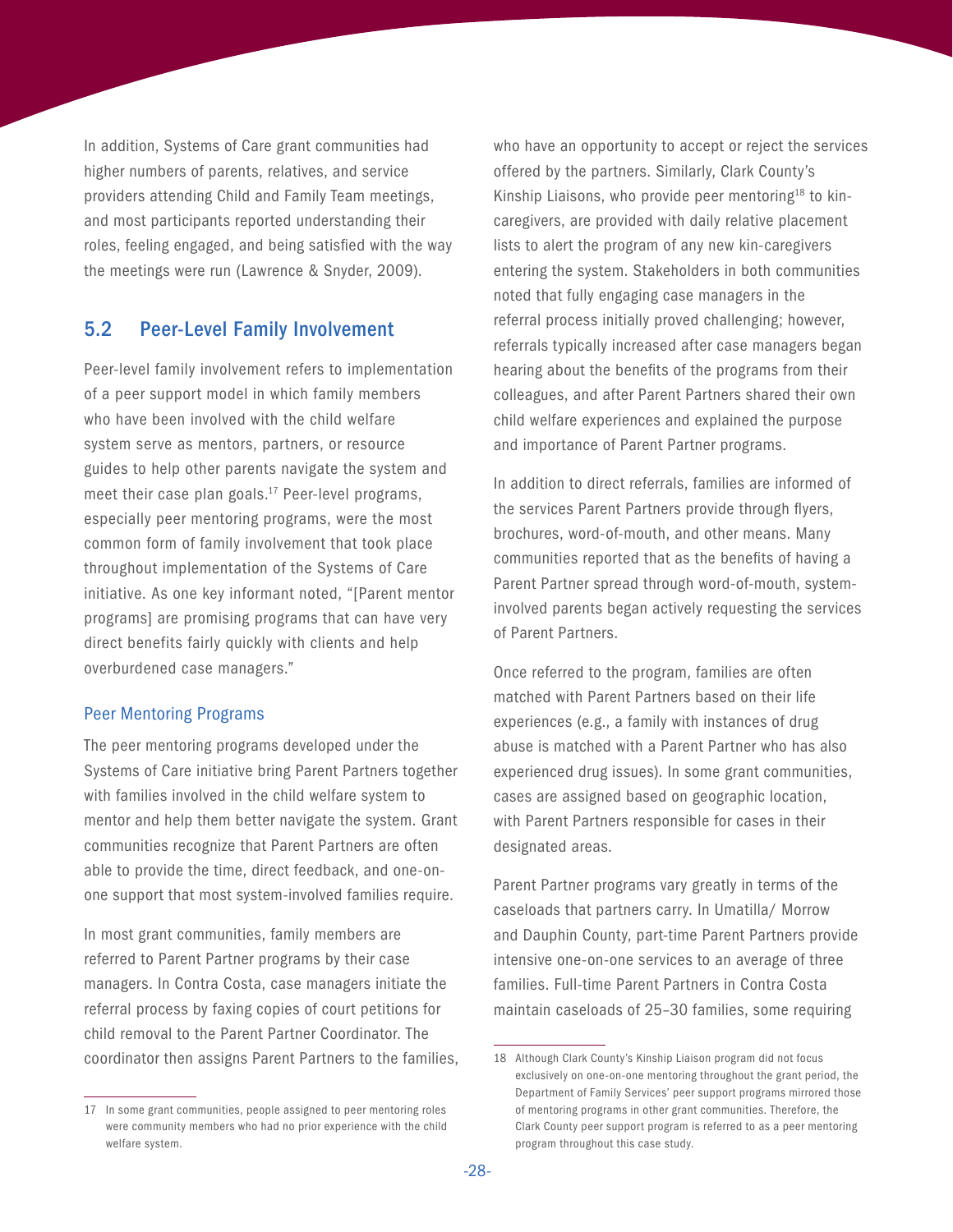In addition, Systems of Care grant communities had higher numbers of parents, relatives, and service providers attending Child and Family Team meetings, and most participants reported understanding their roles, feeling engaged, and being satisfied with the way the meetings were run (Lawrence & Snyder, 2009).

## 5.2 Peer-Level Family Involvement

Peer-level family involvement refers to implementation of a peer support model in which family members who have been involved with the child welfare system serve as mentors, partners, or resource guides to help other parents navigate the system and meet their case plan goals.[17] Peer-level programs, especially peer mentoring programs, were the most common form of family involvement that took place throughout implementation of the Systems of Care initiative. As one key informant noted, "[Parent mentor programs] are promising programs that can have very direct benefits fairly quickly with clients and help overburdened case managers."

### Peer Mentoring Programs

The peer mentoring programs developed under the Systems of Care initiative bring Parent Partners together with families involved in the child welfare system to mentor and help them better navigate the system. Grant communities recognize that Parent Partners are often able to provide the time, direct feedback, and one-on-one support that most system-involved families require.

In most grant communities, family members are referred to Parent Partner programs by their case managers. In Contra Costa, case managers initiate the referral process by faxing copies of court petitions for child removal to the Parent Partner Coordinator. The coordinator then assigns Parent Partners to the families, who have an opportunity to accept or reject the services offered by the partners. Similarly, Clark County's Kinship Liaisons, who provide peer mentoring[18] to kin-caregivers, are provided with daily relative placement lists to alert the program of any new kin-caregivers entering the system. Stakeholders in both communities noted that fully engaging case managers in the referral process initially proved challenging; however, referrals typically increased after case managers began hearing about the benefits of the programs from their colleagues, and after Parent Partners shared their own child welfare experiences and explained the purpose and importance of Parent Partner programs.

In addition to direct referrals, families are informed of the services Parent Partners provide through flyers, brochures, word-of-mouth, and other means. Many communities reported that as the benefits of having a Parent Partner spread through word-of-mouth, system-involved parents began actively requesting the services of Parent Partners.

Once referred to the program, families are often matched with Parent Partners based on their life experiences (e.g., a family with instances of drug abuse is matched with a Parent Partner who has also experienced drug issues). In some grant communities, cases are assigned based on geographic location, with Parent Partners responsible for cases in their designated areas.

Parent Partner programs vary greatly in terms of the caseloads that partners carry. In Umatilla/ Morrow and Dauphin County, part-time Parent Partners provide intensive one-on-one services to an average of three families. Full-time Parent Partners in Contra Costa maintain caseloads of 25–30 families, some requiring

---

17 In some grant communities, people assigned to peer mentoring roles were community members who had no prior experience with the child welfare system.

18 Although Clark County's Kinship Liaison program did not focus exclusively on one-on-one mentoring throughout the grant period, the Department of Family Services' peer support programs mirrored those of mentoring programs in other grant communities. Therefore, the Clark County peer support program is referred to as a peer mentoring program throughout this case study.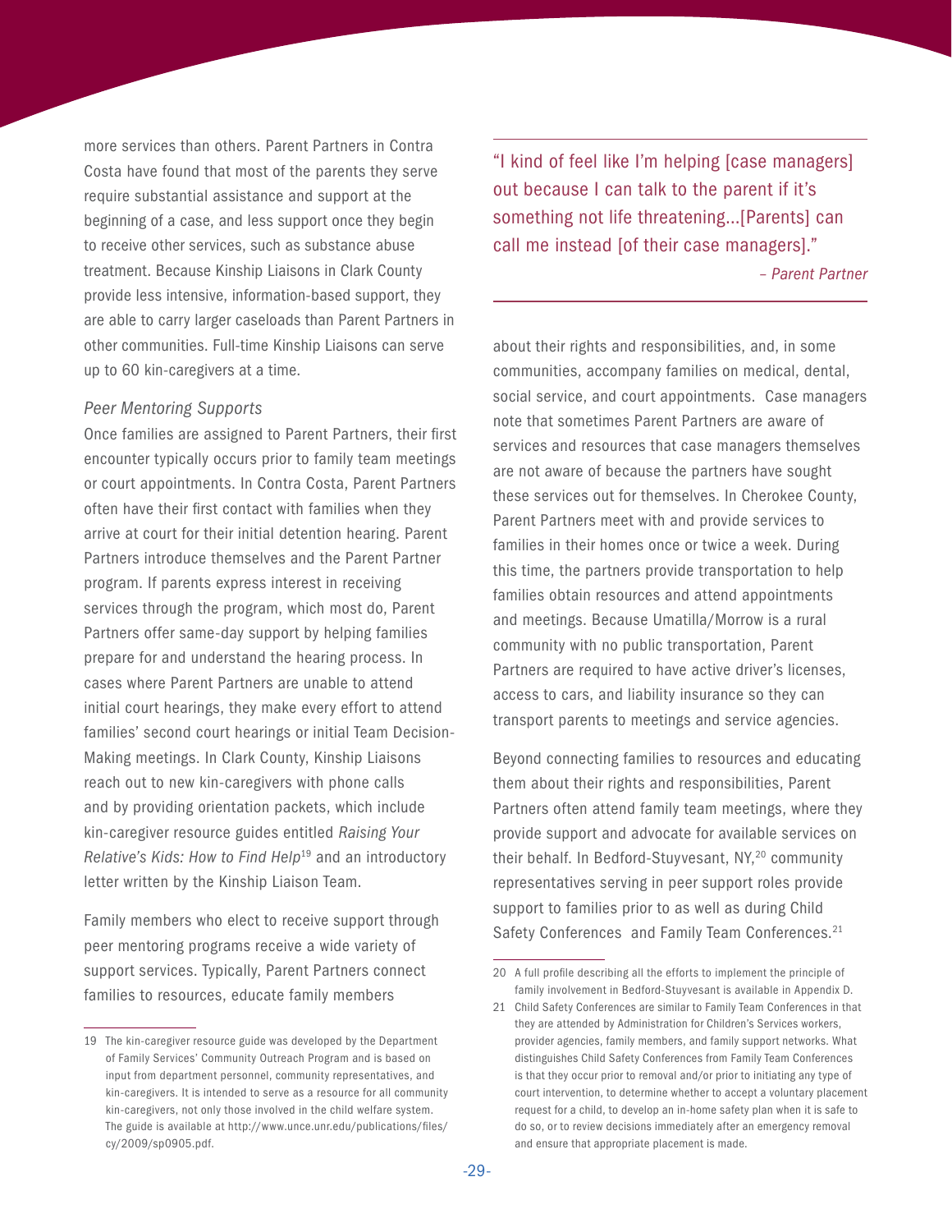more services than others. Parent Partners in Contra Costa have found that most of the parents they serve require substantial assistance and support at the beginning of a case, and less support once they begin to receive other services, such as substance abuse treatment. Because Kinship Liaisons in Clark County provide less intensive, information-based support, they are able to carry larger caseloads than Parent Partners in other communities. Full-time Kinship Liaisons can serve up to 60 kin-caregivers at a time.

*Peer Mentoring Supports*

Once families are assigned to Parent Partners, their first encounter typically occurs prior to family team meetings or court appointments. In Contra Costa, Parent Partners often have their first contact with families when they arrive at court for their initial detention hearing. Parent Partners introduce themselves and the Parent Partner program. If parents express interest in receiving services through the program, which most do, Parent Partners offer same-day support by helping families prepare for and understand the hearing process. In cases where Parent Partners are unable to attend initial court hearings, they make every effort to attend families' second court hearings or initial Team Decision-Making meetings. In Clark County, Kinship Liaisons reach out to new kin-caregivers with phone calls and by providing orientation packets, which include kin-caregiver resource guides entitled *Raising Your Relative's Kids: How to Find Help*[19] and an introductory letter written by the Kinship Liaison Team.

Family members who elect to receive support through peer mentoring programs receive a wide variety of support services. Typically, Parent Partners connect families to resources, educate family members about their rights and responsibilities, and, in some communities, accompany families on medical, dental, social service, and court appointments. Case managers note that sometimes Parent Partners are aware of services and resources that case managers themselves are not aware of because the partners have sought these services out for themselves. In Cherokee County, Parent Partners meet with and provide services to families in their homes once or twice a week. During this time, the partners provide transportation to help families obtain resources and attend appointments and meetings. Because Umatilla/Morrow is a rural community with no public transportation, Parent Partners are required to have active driver's licenses, access to cars, and liability insurance so they can transport parents to meetings and service agencies.

> "I kind of feel like I'm helping [case managers] out because I can talk to the parent if it's something not life threatening...[Parents] can call me instead [of their case managers]."
>
> *– Parent Partner*

Beyond connecting families to resources and educating them about their rights and responsibilities, Parent Partners often attend family team meetings, where they provide support and advocate for available services on their behalf. In Bedford-Stuyvesant, NY,[20] community representatives serving in peer support roles provide support to families prior to as well as during Child Safety Conferences and Family Team Conferences.[21]

---

19 The kin-caregiver resource guide was developed by the Department of Family Services' Community Outreach Program and is based on input from department personnel, community representatives, and kin-caregivers. It is intended to serve as a resource for all community kin-caregivers, not only those involved in the child welfare system. The guide is available at http://www.unce.unr.edu/publications/files/cy/2009/sp0905.pdf.

20 A full profile describing all the efforts to implement the principle of family involvement in Bedford-Stuyvesant is available in Appendix D.

21 Child Safety Conferences are similar to Family Team Conferences in that they are attended by Administration for Children's Services workers, provider agencies, family members, and family support networks. What distinguishes Child Safety Conferences from Family Team Conferences is that they occur prior to removal and/or prior to initiating any type of court intervention, to determine whether to accept a voluntary placement request for a child, to develop an in-home safety plan when it is safe to do so, or to review decisions immediately after an emergency removal and ensure that appropriate placement is made.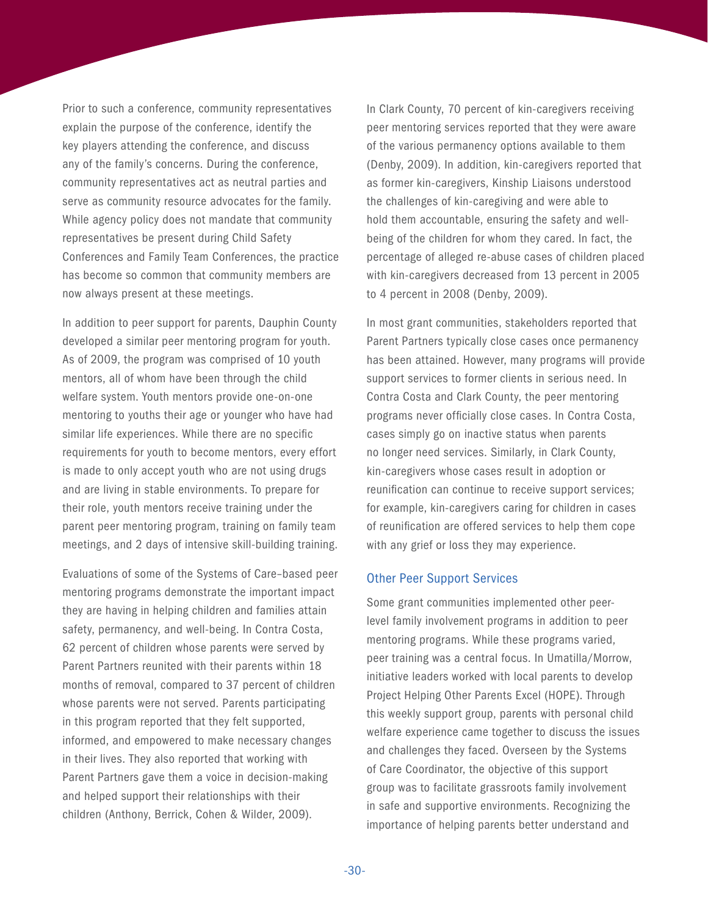Prior to such a conference, community representatives explain the purpose of the conference, identify the key players attending the conference, and discuss any of the family's concerns. During the conference, community representatives act as neutral parties and serve as community resource advocates for the family. While agency policy does not mandate that community representatives be present during Child Safety Conferences and Family Team Conferences, the practice has become so common that community members are now always present at these meetings.

In addition to peer support for parents, Dauphin County developed a similar peer mentoring program for youth. As of 2009, the program was comprised of 10 youth mentors, all of whom have been through the child welfare system. Youth mentors provide one-on-one mentoring to youths their age or younger who have had similar life experiences. While there are no specific requirements for youth to become mentors, every effort is made to only accept youth who are not using drugs and are living in stable environments. To prepare for their role, youth mentors receive training under the parent peer mentoring program, training on family team meetings, and 2 days of intensive skill-building training.

Evaluations of some of the Systems of Care–based peer mentoring programs demonstrate the important impact they are having in helping children and families attain safety, permanency, and well-being. In Contra Costa, 62 percent of children whose parents were served by Parent Partners reunited with their parents within 18 months of removal, compared to 37 percent of children whose parents were not served. Parents participating in this program reported that they felt supported, informed, and empowered to make necessary changes in their lives. They also reported that working with Parent Partners gave them a voice in decision-making and helped support their relationships with their children (Anthony, Berrick, Cohen & Wilder, 2009).

In Clark County, 70 percent of kin-caregivers receiving peer mentoring services reported that they were aware of the various permanency options available to them (Denby, 2009). In addition, kin-caregivers reported that as former kin-caregivers, Kinship Liaisons understood the challenges of kin-caregiving and were able to hold them accountable, ensuring the safety and well-being of the children for whom they cared. In fact, the percentage of alleged re-abuse cases of children placed with kin-caregivers decreased from 13 percent in 2005 to 4 percent in 2008 (Denby, 2009).

In most grant communities, stakeholders reported that Parent Partners typically close cases once permanency has been attained. However, many programs will provide support services to former clients in serious need. In Contra Costa and Clark County, the peer mentoring programs never officially close cases. In Contra Costa, cases simply go on inactive status when parents no longer need services. Similarly, in Clark County, kin-caregivers whose cases result in adoption or reunification can continue to receive support services; for example, kin-caregivers caring for children in cases of reunification are offered services to help them cope with any grief or loss they may experience.

### Other Peer Support Services

Some grant communities implemented other peer-level family involvement programs in addition to peer mentoring programs. While these programs varied, peer training was a central focus. In Umatilla/Morrow, initiative leaders worked with local parents to develop Project Helping Other Parents Excel (HOPE). Through this weekly support group, parents with personal child welfare experience came together to discuss the issues and challenges they faced. Overseen by the Systems of Care Coordinator, the objective of this support group was to facilitate grassroots family involvement in safe and supportive environments. Recognizing the importance of helping parents better understand and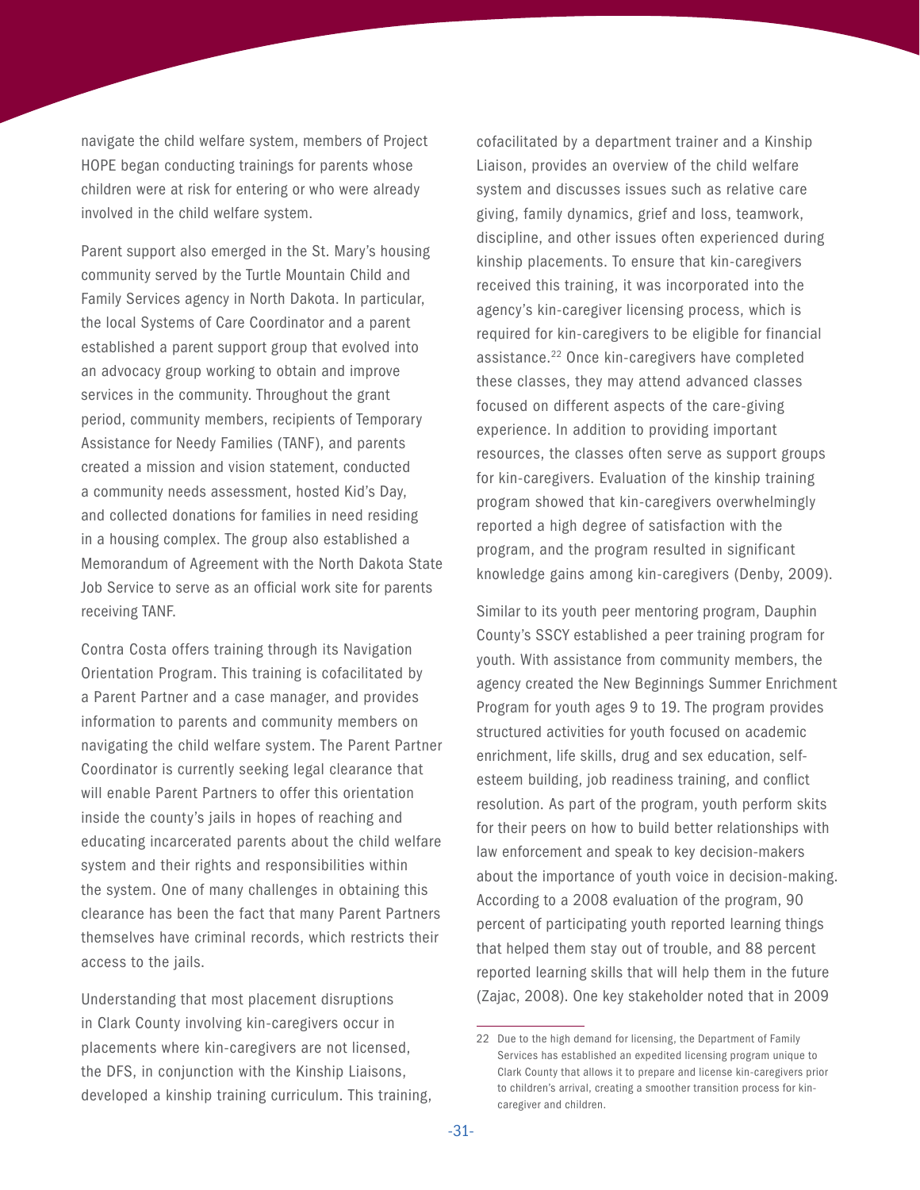navigate the child welfare system, members of Project HOPE began conducting trainings for parents whose children were at risk for entering or who were already involved in the child welfare system.

Parent support also emerged in the St. Mary's housing community served by the Turtle Mountain Child and Family Services agency in North Dakota. In particular, the local Systems of Care Coordinator and a parent established a parent support group that evolved into an advocacy group working to obtain and improve services in the community. Throughout the grant period, community members, recipients of Temporary Assistance for Needy Families (TANF), and parents created a mission and vision statement, conducted a community needs assessment, hosted Kid's Day, and collected donations for families in need residing in a housing complex. The group also established a Memorandum of Agreement with the North Dakota State Job Service to serve as an official work site for parents receiving TANF.

Contra Costa offers training through its Navigation Orientation Program. This training is cofacilitated by a Parent Partner and a case manager, and provides information to parents and community members on navigating the child welfare system. The Parent Partner Coordinator is currently seeking legal clearance that will enable Parent Partners to offer this orientation inside the county's jails in hopes of reaching and educating incarcerated parents about the child welfare system and their rights and responsibilities within the system. One of many challenges in obtaining this clearance has been the fact that many Parent Partners themselves have criminal records, which restricts their access to the jails.

Understanding that most placement disruptions in Clark County involving kin-caregivers occur in placements where kin-caregivers are not licensed, the DFS, in conjunction with the Kinship Liaisons, developed a kinship training curriculum. This training, cofacilitated by a department trainer and a Kinship Liaison, provides an overview of the child welfare system and discusses issues such as relative care giving, family dynamics, grief and loss, teamwork, discipline, and other issues often experienced during kinship placements. To ensure that kin-caregivers received this training, it was incorporated into the agency's kin-caregiver licensing process, which is required for kin-caregivers to be eligible for financial assistance.[22] Once kin-caregivers have completed these classes, they may attend advanced classes focused on different aspects of the care-giving experience. In addition to providing important resources, the classes often serve as support groups for kin-caregivers. Evaluation of the kinship training program showed that kin-caregivers overwhelmingly reported a high degree of satisfaction with the program, and the program resulted in significant knowledge gains among kin-caregivers (Denby, 2009).

Similar to its youth peer mentoring program, Dauphin County's SSCY established a peer training program for youth. With assistance from community members, the agency created the New Beginnings Summer Enrichment Program for youth ages 9 to 19. The program provides structured activities for youth focused on academic enrichment, life skills, drug and sex education, self-esteem building, job readiness training, and conflict resolution. As part of the program, youth perform skits for their peers on how to build better relationships with law enforcement and speak to key decision-makers about the importance of youth voice in decision-making. According to a 2008 evaluation of the program, 90 percent of participating youth reported learning things that helped them stay out of trouble, and 88 percent reported learning skills that will help them in the future (Zajac, 2008). One key stakeholder noted that in 2009

---

22 Due to the high demand for licensing, the Department of Family Services has established an expedited licensing program unique to Clark County that allows it to prepare and license kin-caregivers prior to children's arrival, creating a smoother transition process for kin-caregiver and children.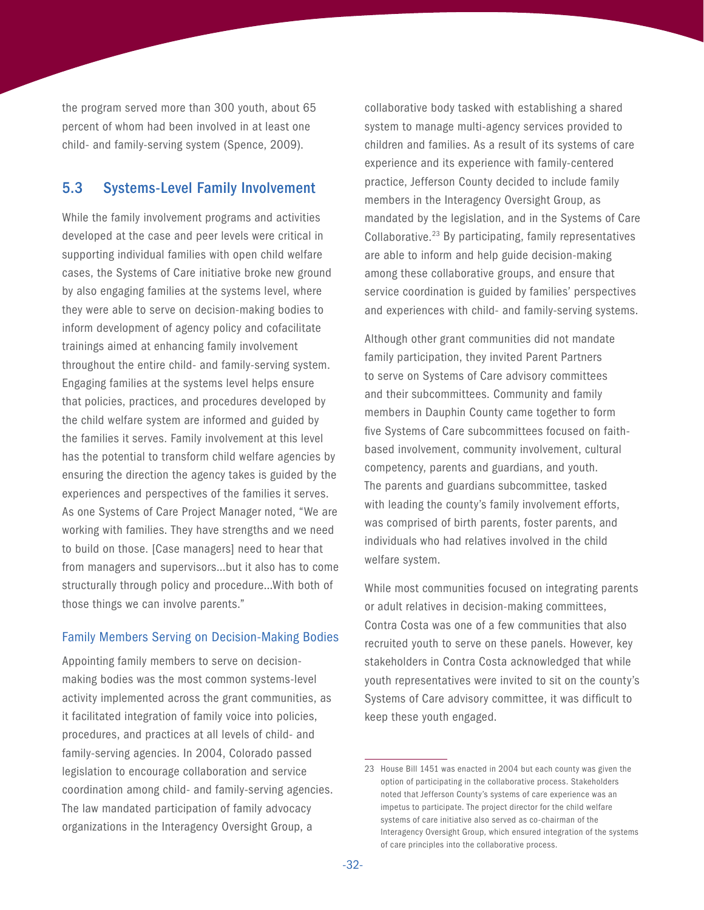the program served more than 300 youth, about 65 percent of whom had been involved in at least one child- and family-serving system (Spence, 2009).

## 5.3 Systems-Level Family Involvement

While the family involvement programs and activities developed at the case and peer levels were critical in supporting individual families with open child welfare cases, the Systems of Care initiative broke new ground by also engaging families at the systems level, where they were able to serve on decision-making bodies to inform development of agency policy and cofacilitate trainings aimed at enhancing family involvement throughout the entire child- and family-serving system. Engaging families at the systems level helps ensure that policies, practices, and procedures developed by the child welfare system are informed and guided by the families it serves. Family involvement at this level has the potential to transform child welfare agencies by ensuring the direction the agency takes is guided by the experiences and perspectives of the families it serves. As one Systems of Care Project Manager noted, "We are working with families. They have strengths and we need to build on those. [Case managers] need to hear that from managers and supervisors...but it also has to come structurally through policy and procedure...With both of those things we can involve parents."

### Family Members Serving on Decision-Making Bodies

Appointing family members to serve on decision-making bodies was the most common systems-level activity implemented across the grant communities, as it facilitated integration of family voice into policies, procedures, and practices at all levels of child- and family-serving agencies. In 2004, Colorado passed legislation to encourage collaboration and service coordination among child- and family-serving agencies. The law mandated participation of family advocacy organizations in the Interagency Oversight Group, a collaborative body tasked with establishing a shared system to manage multi-agency services provided to children and families. As a result of its systems of care experience and its experience with family-centered practice, Jefferson County decided to include family members in the Interagency Oversight Group, as mandated by the legislation, and in the Systems of Care Collaborative.[23] By participating, family representatives are able to inform and help guide decision-making among these collaborative groups, and ensure that service coordination is guided by families' perspectives and experiences with child- and family-serving systems.

Although other grant communities did not mandate family participation, they invited Parent Partners to serve on Systems of Care advisory committees and their subcommittees. Community and family members in Dauphin County came together to form five Systems of Care subcommittees focused on faith-based involvement, community involvement, cultural competency, parents and guardians, and youth. The parents and guardians subcommittee, tasked with leading the county's family involvement efforts, was comprised of birth parents, foster parents, and individuals who had relatives involved in the child welfare system.

While most communities focused on integrating parents or adult relatives in decision-making committees, Contra Costa was one of a few communities that also recruited youth to serve on these panels. However, key stakeholders in Contra Costa acknowledged that while youth representatives were invited to sit on the county's Systems of Care advisory committee, it was difficult to keep these youth engaged.

---

23 House Bill 1451 was enacted in 2004 but each county was given the option of participating in the collaborative process. Stakeholders noted that Jefferson County's systems of care experience was an impetus to participate. The project director for the child welfare systems of care initiative also served as co-chairman of the Interagency Oversight Group, which ensured integration of the systems of care principles into the collaborative process.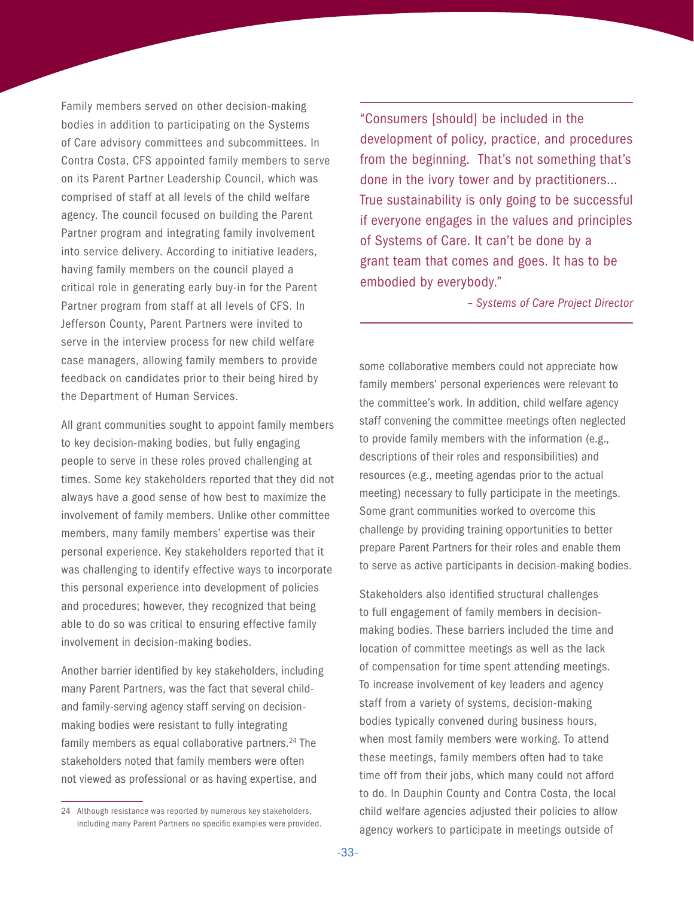Family members served on other decision-making bodies in addition to participating on the Systems of Care advisory committees and subcommittees. In Contra Costa, CFS appointed family members to serve on its Parent Partner Leadership Council, which was comprised of staff at all levels of the child welfare agency. The council focused on building the Parent Partner program and integrating family involvement into service delivery. According to initiative leaders, having family members on the council played a critical role in generating early buy-in for the Parent Partner program from staff at all levels of CFS. In Jefferson County, Parent Partners were invited to serve in the interview process for new child welfare case managers, allowing family members to provide feedback on candidates prior to their being hired by the Department of Human Services.

All grant communities sought to appoint family members to key decision-making bodies, but fully engaging people to serve in these roles proved challenging at times. Some key stakeholders reported that they did not always have a good sense of how best to maximize the involvement of family members. Unlike other committee members, many family members' expertise was their personal experience. Key stakeholders reported that it was challenging to identify effective ways to incorporate this personal experience into development of policies and procedures; however, they recognized that being able to do so was critical to ensuring effective family involvement in decision-making bodies.

Another barrier identified by key stakeholders, including many Parent Partners, was the fact that several child- and family-serving agency staff serving on decision-making bodies were resistant to fully integrating family members as equal collaborative partners.[24] The stakeholders noted that family members were often not viewed as professional or as having expertise, and some collaborative members could not appreciate how family members' personal experiences were relevant to the committee's work. In addition, child welfare agency staff convening the committee meetings often neglected to provide family members with the information (e.g., descriptions of their roles and responsibilities) and resources (e.g., meeting agendas prior to the actual meeting) necessary to fully participate in the meetings. Some grant communities worked to overcome this challenge by providing training opportunities to better prepare Parent Partners for their roles and enable them to serve as active participants in decision-making bodies.

> "Consumers [should] be included in the development of policy, practice, and procedures from the beginning. That's not something that's done in the ivory tower and by practitioners... True sustainability is only going to be successful if everyone engages in the values and principles of Systems of Care. It can't be done by a grant team that comes and goes. It has to be embodied by everybody."
>
> *– Systems of Care Project Director*

Stakeholders also identified structural challenges to full engagement of family members in decision-making bodies. These barriers included the time and location of committee meetings as well as the lack of compensation for time spent attending meetings. To increase involvement of key leaders and agency staff from a variety of systems, decision-making bodies typically convened during business hours, when most family members were working. To attend these meetings, family members often had to take time off from their jobs, which many could not afford to do. In Dauphin County and Contra Costa, the local child welfare agencies adjusted their policies to allow agency workers to participate in meetings outside of

24 Although resistance was reported by numerous key stakeholders, including many Parent Partners no specific examples were provided.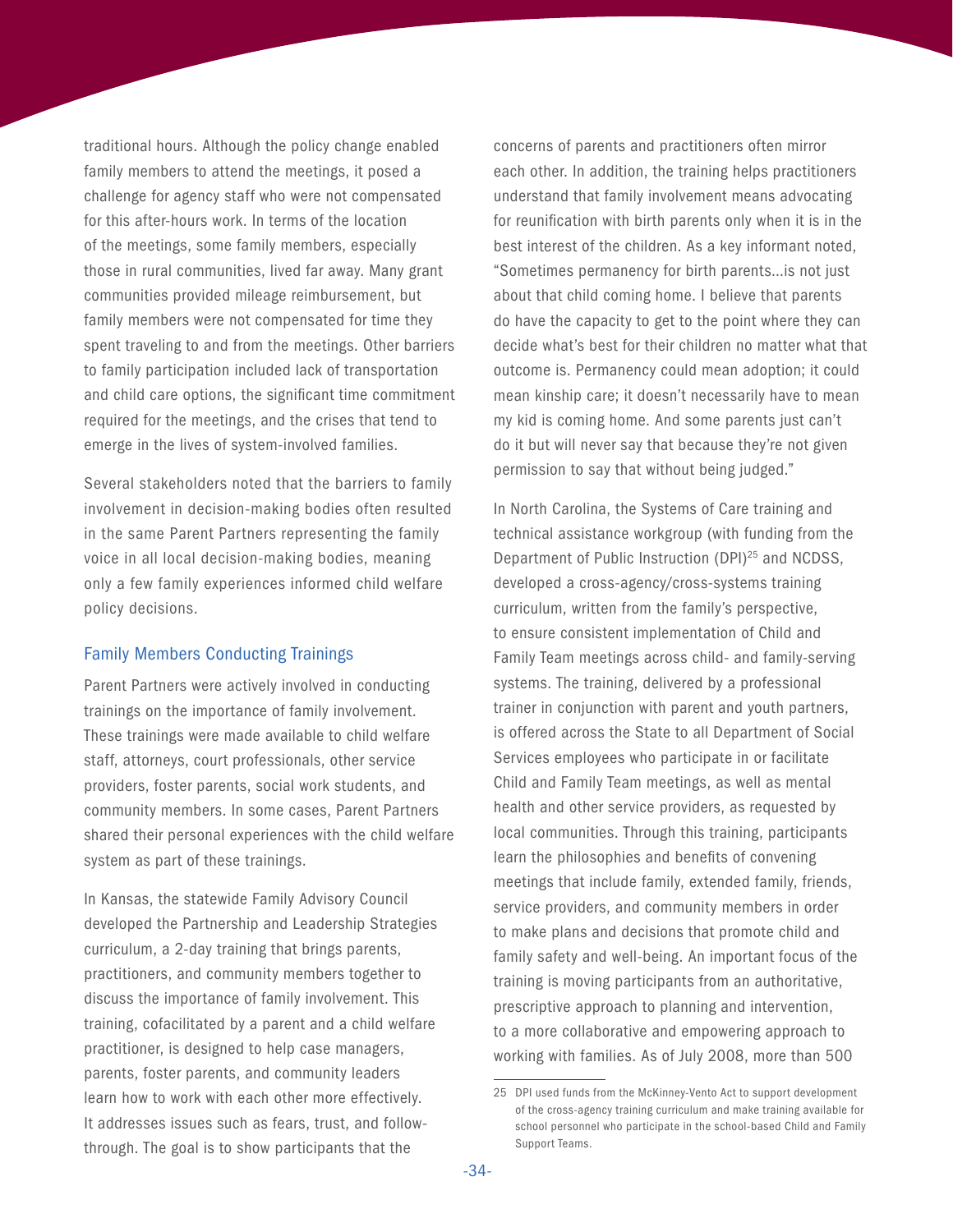traditional hours. Although the policy change enabled family members to attend the meetings, it posed a challenge for agency staff who were not compensated for this after-hours work. In terms of the location of the meetings, some family members, especially those in rural communities, lived far away. Many grant communities provided mileage reimbursement, but family members were not compensated for time they spent traveling to and from the meetings. Other barriers to family participation included lack of transportation and child care options, the significant time commitment required for the meetings, and the crises that tend to emerge in the lives of system-involved families.

Several stakeholders noted that the barriers to family involvement in decision-making bodies often resulted in the same Parent Partners representing the family voice in all local decision-making bodies, meaning only a few family experiences informed child welfare policy decisions.

### Family Members Conducting Trainings

Parent Partners were actively involved in conducting trainings on the importance of family involvement. These trainings were made available to child welfare staff, attorneys, court professionals, other service providers, foster parents, social work students, and community members. In some cases, Parent Partners shared their personal experiences with the child welfare system as part of these trainings.

In Kansas, the statewide Family Advisory Council developed the Partnership and Leadership Strategies curriculum, a 2-day training that brings parents, practitioners, and community members together to discuss the importance of family involvement. This training, cofacilitated by a parent and a child welfare practitioner, is designed to help case managers, parents, foster parents, and community leaders learn how to work with each other more effectively. It addresses issues such as fears, trust, and follow-through. The goal is to show participants that the concerns of parents and practitioners often mirror each other. In addition, the training helps practitioners understand that family involvement means advocating for reunification with birth parents only when it is in the best interest of the children. As a key informant noted, "Sometimes permanency for birth parents…is not just about that child coming home. I believe that parents do have the capacity to get to the point where they can decide what's best for their children no matter what that outcome is. Permanency could mean adoption; it could mean kinship care; it doesn't necessarily have to mean my kid is coming home. And some parents just can't do it but will never say that because they're not given permission to say that without being judged."

In North Carolina, the Systems of Care training and technical assistance workgroup (with funding from the Department of Public Instruction (DPI)[25] and NCDSS, developed a cross-agency/cross-systems training curriculum, written from the family's perspective, to ensure consistent implementation of Child and Family Team meetings across child- and family-serving systems. The training, delivered by a professional trainer in conjunction with parent and youth partners, is offered across the State to all Department of Social Services employees who participate in or facilitate Child and Family Team meetings, as well as mental health and other service providers, as requested by local communities. Through this training, participants learn the philosophies and benefits of convening meetings that include family, extended family, friends, service providers, and community members in order to make plans and decisions that promote child and family safety and well-being. An important focus of the training is moving participants from an authoritative, prescriptive approach to planning and intervention, to a more collaborative and empowering approach to working with families. As of July 2008, more than 500

25 DPI used funds from the McKinney-Vento Act to support development of the cross-agency training curriculum and make training available for school personnel who participate in the school-based Child and Family Support Teams.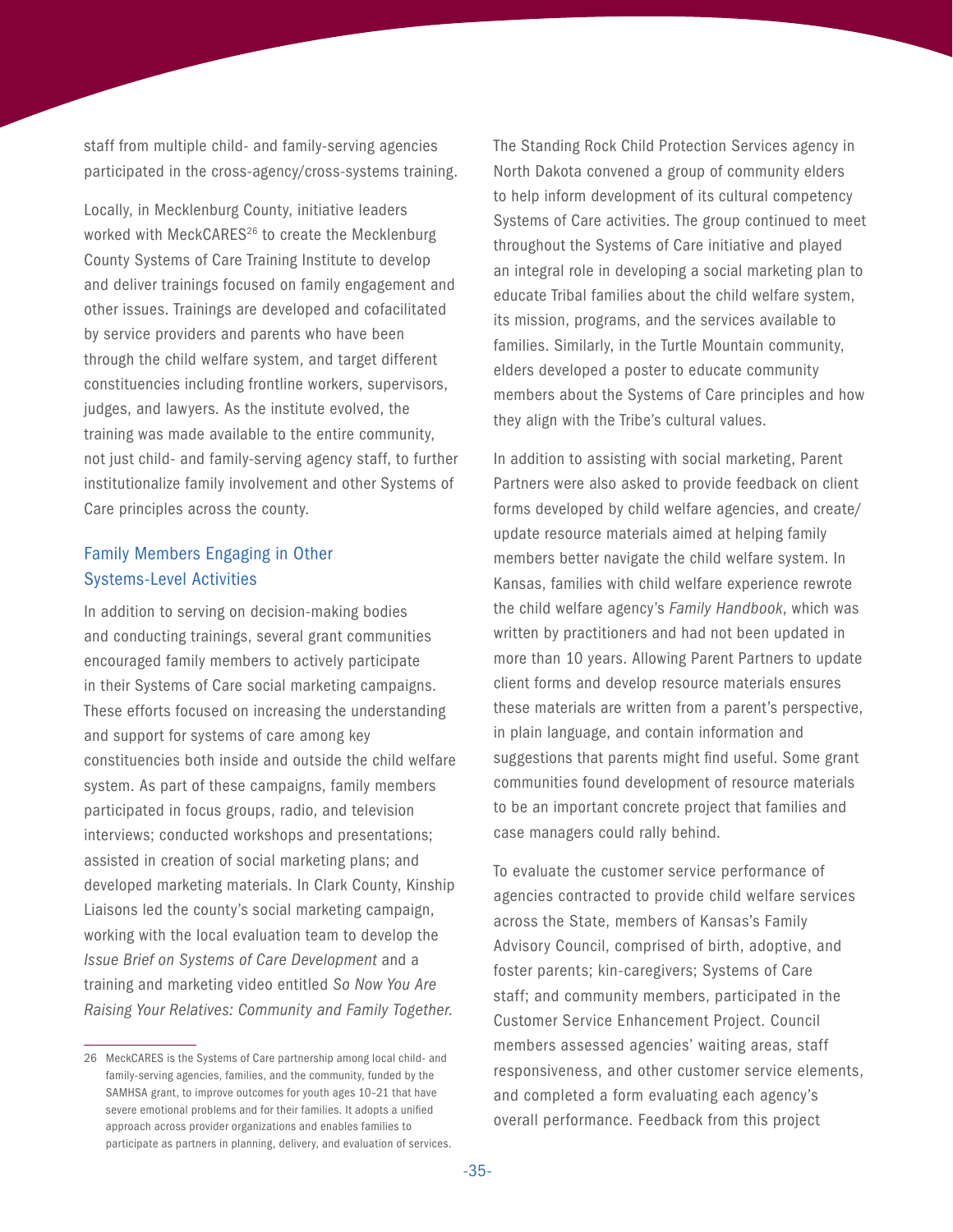staff from multiple child- and family-serving agencies participated in the cross-agency/cross-systems training.

Locally, in Mecklenburg County, initiative leaders worked with MeckCARES[26] to create the Mecklenburg County Systems of Care Training Institute to develop and deliver trainings focused on family engagement and other issues. Trainings are developed and cofacilitated by service providers and parents who have been through the child welfare system, and target different constituencies including frontline workers, supervisors, judges, and lawyers. As the institute evolved, the training was made available to the entire community, not just child- and family-serving agency staff, to further institutionalize family involvement and other Systems of Care principles across the county.

### Family Members Engaging in Other Systems-Level Activities

In addition to serving on decision-making bodies and conducting trainings, several grant communities encouraged family members to actively participate in their Systems of Care social marketing campaigns. These efforts focused on increasing the understanding and support for systems of care among key constituencies both inside and outside the child welfare system. As part of these campaigns, family members participated in focus groups, radio, and television interviews; conducted workshops and presentations; assisted in creation of social marketing plans; and developed marketing materials. In Clark County, Kinship Liaisons led the county's social marketing campaign, working with the local evaluation team to develop the *Issue Brief on Systems of Care Development* and a training and marketing video entitled *So Now You Are Raising Your Relatives: Community and Family Together.*

The Standing Rock Child Protection Services agency in North Dakota convened a group of community elders to help inform development of its cultural competency Systems of Care activities. The group continued to meet throughout the Systems of Care initiative and played an integral role in developing a social marketing plan to educate Tribal families about the child welfare system, its mission, programs, and the services available to families. Similarly, in the Turtle Mountain community, elders developed a poster to educate community members about the Systems of Care principles and how they align with the Tribe's cultural values.

In addition to assisting with social marketing, Parent Partners were also asked to provide feedback on client forms developed by child welfare agencies, and create/update resource materials aimed at helping family members better navigate the child welfare system. In Kansas, families with child welfare experience rewrote the child welfare agency's *Family Handbook*, which was written by practitioners and had not been updated in more than 10 years. Allowing Parent Partners to update client forms and develop resource materials ensures these materials are written from a parent's perspective, in plain language, and contain information and suggestions that parents might find useful. Some grant communities found development of resource materials to be an important concrete project that families and case managers could rally behind.

To evaluate the customer service performance of agencies contracted to provide child welfare services across the State, members of Kansas's Family Advisory Council, comprised of birth, adoptive, and foster parents; kin-caregivers; Systems of Care staff; and community members, participated in the Customer Service Enhancement Project. Council members assessed agencies' waiting areas, staff responsiveness, and other customer service elements, and completed a form evaluating each agency's overall performance. Feedback from this project

---

26 MeckCARES is the Systems of Care partnership among local child- and family-serving agencies, families, and the community, funded by the SAMHSA grant, to improve outcomes for youth ages 10–21 that have severe emotional problems and for their families. It adopts a unified approach across provider organizations and enables families to participate as partners in planning, delivery, and evaluation of services.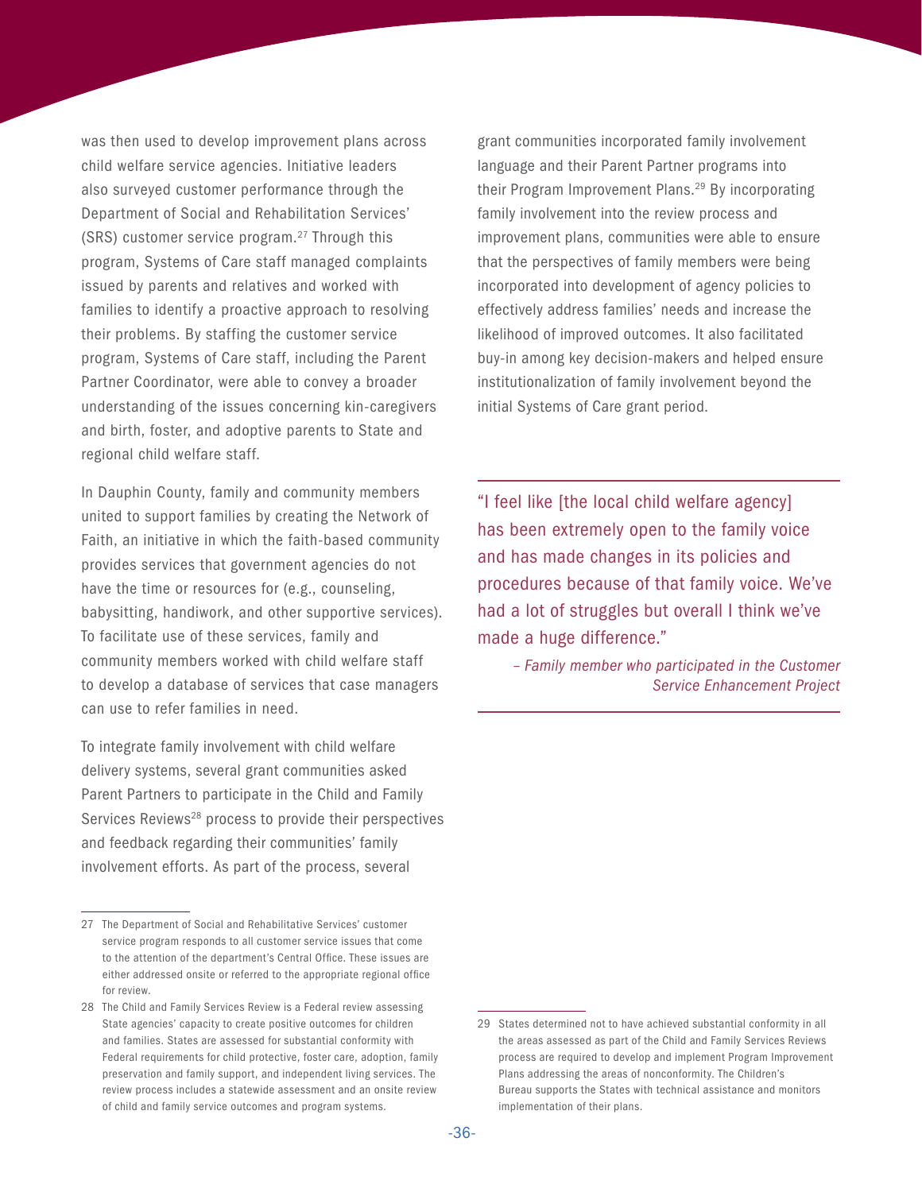was then used to develop improvement plans across child welfare service agencies. Initiative leaders also surveyed customer performance through the Department of Social and Rehabilitation Services' (SRS) customer service program.[27] Through this program, Systems of Care staff managed complaints issued by parents and relatives and worked with families to identify a proactive approach to resolving their problems. By staffing the customer service program, Systems of Care staff, including the Parent Partner Coordinator, were able to convey a broader understanding of the issues concerning kin-caregivers and birth, foster, and adoptive parents to State and regional child welfare staff.

In Dauphin County, family and community members united to support families by creating the Network of Faith, an initiative in which the faith-based community provides services that government agencies do not have the time or resources for (e.g., counseling, babysitting, handiwork, and other supportive services). To facilitate use of these services, family and community members worked with child welfare staff to develop a database of services that case managers can use to refer families in need.

To integrate family involvement with child welfare delivery systems, several grant communities asked Parent Partners to participate in the Child and Family Services Reviews[28] process to provide their perspectives and feedback regarding their communities' family involvement efforts. As part of the process, several grant communities incorporated family involvement language and their Parent Partner programs into their Program Improvement Plans.[29] By incorporating family involvement into the review process and improvement plans, communities were able to ensure that the perspectives of family members were being incorporated into development of agency policies to effectively address families' needs and increase the likelihood of improved outcomes. It also facilitated buy-in among key decision-makers and helped ensure institutionalization of family involvement beyond the initial Systems of Care grant period.

> "I feel like [the local child welfare agency] has been extremely open to the family voice and has made changes in its policies and procedures because of that family voice. We've had a lot of struggles but overall I think we've made a huge difference."
>
> *– Family member who participated in the Customer Service Enhancement Project*

---

27 The Department of Social and Rehabilitative Services' customer service program responds to all customer service issues that come to the attention of the department's Central Office. These issues are either addressed onsite or referred to the appropriate regional office for review.

28 The Child and Family Services Review is a Federal review assessing State agencies' capacity to create positive outcomes for children and families. States are assessed for substantial conformity with Federal requirements for child protective, foster care, adoption, family preservation and family support, and independent living services. The review process includes a statewide assessment and an onsite review of child and family service outcomes and program systems.

29 States determined not to have achieved substantial conformity in all the areas assessed as part of the Child and Family Services Reviews process are required to develop and implement Program Improvement Plans addressing the areas of nonconformity. The Children's Bureau supports the States with technical assistance and monitors implementation of their plans.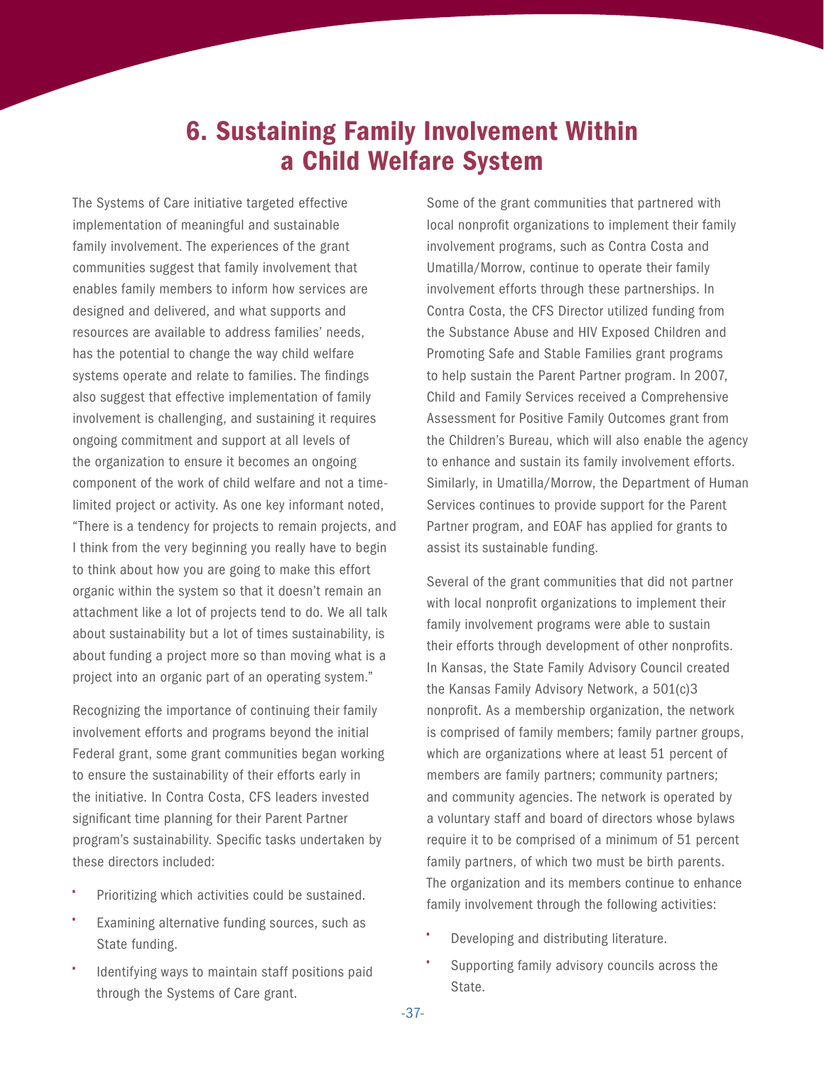# 6. Sustaining Family Involvement Within a Child Welfare System

The Systems of Care initiative targeted effective implementation of meaningful and sustainable family involvement. The experiences of the grant communities suggest that family involvement that enables family members to inform how services are designed and delivered, and what supports and resources are available to address families' needs, has the potential to change the way child welfare systems operate and relate to families. The findings also suggest that effective implementation of family involvement is challenging, and sustaining it requires ongoing commitment and support at all levels of the organization to ensure it becomes an ongoing component of the work of child welfare and not a time-limited project or activity. As one key informant noted, "There is a tendency for projects to remain projects, and I think from the very beginning you really have to begin to think about how you are going to make this effort organic within the system so that it doesn't remain an attachment like a lot of projects tend to do. We all talk about sustainability but a lot of times sustainability, is about funding a project more so than moving what is a project into an organic part of an operating system."

Recognizing the importance of continuing their family involvement efforts and programs beyond the initial Federal grant, some grant communities began working to ensure the sustainability of their efforts early in the initiative. In Contra Costa, CFS leaders invested significant time planning for their Parent Partner program's sustainability. Specific tasks undertaken by these directors included:

- Prioritizing which activities could be sustained.
- Examining alternative funding sources, such as State funding.
- Identifying ways to maintain staff positions paid through the Systems of Care grant.

Some of the grant communities that partnered with local nonprofit organizations to implement their family involvement programs, such as Contra Costa and Umatilla/Morrow, continue to operate their family involvement efforts through these partnerships. In Contra Costa, the CFS Director utilized funding from the Substance Abuse and HIV Exposed Children and Promoting Safe and Stable Families grant programs to help sustain the Parent Partner program. In 2007, Child and Family Services received a Comprehensive Assessment for Positive Family Outcomes grant from the Children's Bureau, which will also enable the agency to enhance and sustain its family involvement efforts. Similarly, in Umatilla/Morrow, the Department of Human Services continues to provide support for the Parent Partner program, and EOAF has applied for grants to assist its sustainable funding.

Several of the grant communities that did not partner with local nonprofit organizations to implement their family involvement programs were able to sustain their efforts through development of other nonprofits. In Kansas, the State Family Advisory Council created the Kansas Family Advisory Network, a 501(c)3 nonprofit. As a membership organization, the network is comprised of family members; family partner groups, which are organizations where at least 51 percent of members are family partners; community partners; and community agencies. The network is operated by a voluntary staff and board of directors whose bylaws require it to be comprised of a minimum of 51 percent family partners, of which two must be birth parents. The organization and its members continue to enhance family involvement through the following activities:

- Developing and distributing literature.
- Supporting family advisory councils across the State.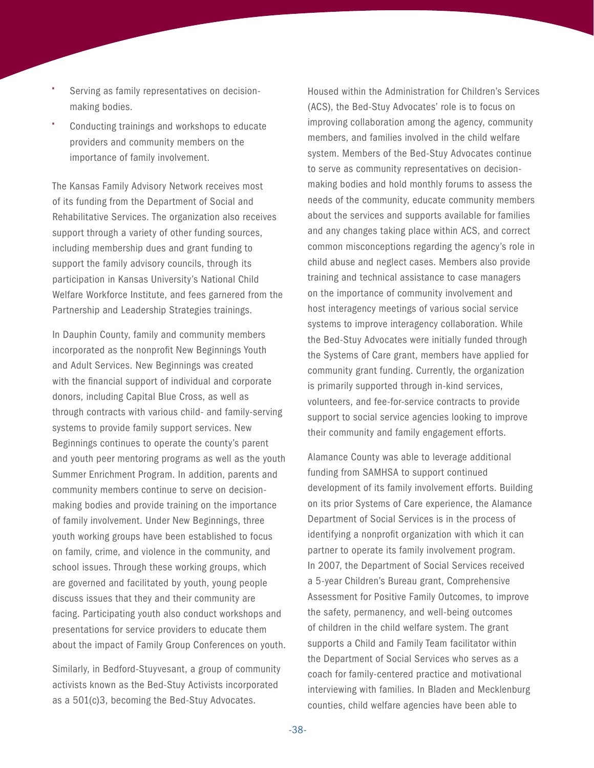- Serving as family representatives on decision-making bodies.
- Conducting trainings and workshops to educate providers and community members on the importance of family involvement.

The Kansas Family Advisory Network receives most of its funding from the Department of Social and Rehabilitative Services. The organization also receives support through a variety of other funding sources, including membership dues and grant funding to support the family advisory councils, through its participation in Kansas University's National Child Welfare Workforce Institute, and fees garnered from the Partnership and Leadership Strategies trainings.

In Dauphin County, family and community members incorporated as the nonprofit New Beginnings Youth and Adult Services. New Beginnings was created with the financial support of individual and corporate donors, including Capital Blue Cross, as well as through contracts with various child- and family-serving systems to provide family support services. New Beginnings continues to operate the county's parent and youth peer mentoring programs as well as the youth Summer Enrichment Program. In addition, parents and community members continue to serve on decision-making bodies and provide training on the importance of family involvement. Under New Beginnings, three youth working groups have been established to focus on family, crime, and violence in the community, and school issues. Through these working groups, which are governed and facilitated by youth, young people discuss issues that they and their community are facing. Participating youth also conduct workshops and presentations for service providers to educate them about the impact of Family Group Conferences on youth.

Similarly, in Bedford-Stuyvesant, a group of community activists known as the Bed-Stuy Activists incorporated as a 501(c)3, becoming the Bed-Stuy Advocates. Housed within the Administration for Children's Services (ACS), the Bed-Stuy Advocates' role is to focus on improving collaboration among the agency, community members, and families involved in the child welfare system. Members of the Bed-Stuy Advocates continue to serve as community representatives on decision-making bodies and hold monthly forums to assess the needs of the community, educate community members about the services and supports available for families and any changes taking place within ACS, and correct common misconceptions regarding the agency's role in child abuse and neglect cases. Members also provide training and technical assistance to case managers on the importance of community involvement and host interagency meetings of various social service systems to improve interagency collaboration. While the Bed-Stuy Advocates were initially funded through the Systems of Care grant, members have applied for community grant funding. Currently, the organization is primarily supported through in-kind services, volunteers, and fee-for-service contracts to provide support to social service agencies looking to improve their community and family engagement efforts.

Alamance County was able to leverage additional funding from SAMHSA to support continued development of its family involvement efforts. Building on its prior Systems of Care experience, the Alamance Department of Social Services is in the process of identifying a nonprofit organization with which it can partner to operate its family involvement program. In 2007, the Department of Social Services received a 5-year Children's Bureau grant, Comprehensive Assessment for Positive Family Outcomes, to improve the safety, permanency, and well-being outcomes of children in the child welfare system. The grant supports a Child and Family Team facilitator within the Department of Social Services who serves as a coach for family-centered practice and motivational interviewing with families. In Bladen and Mecklenburg counties, child welfare agencies have been able to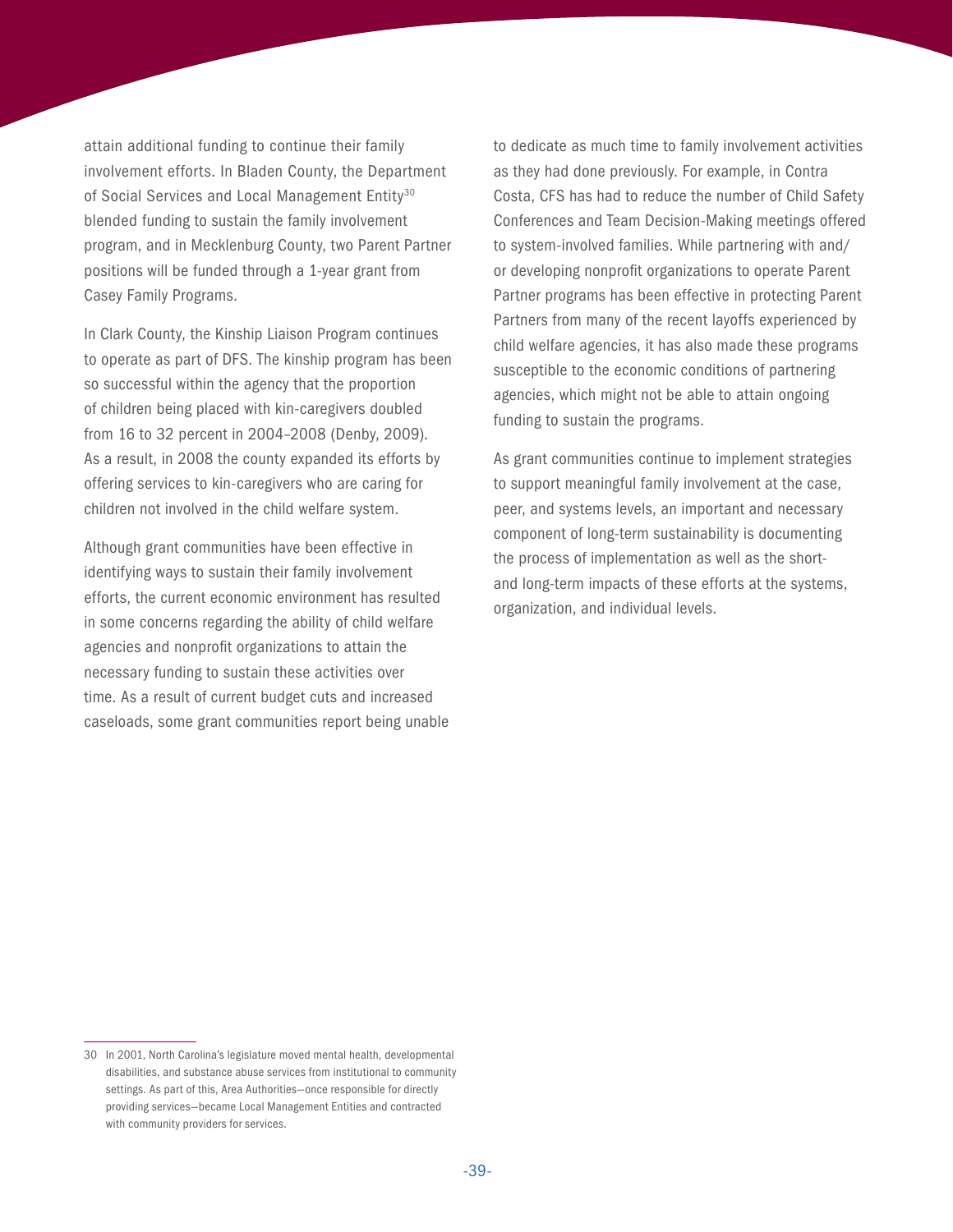attain additional funding to continue their family involvement efforts. In Bladen County, the Department of Social Services and Local Management Entity[30] blended funding to sustain the family involvement program, and in Mecklenburg County, two Parent Partner positions will be funded through a 1-year grant from Casey Family Programs.

In Clark County, the Kinship Liaison Program continues to operate as part of DFS. The kinship program has been so successful within the agency that the proportion of children being placed with kin-caregivers doubled from 16 to 32 percent in 2004–2008 (Denby, 2009). As a result, in 2008 the county expanded its efforts by offering services to kin-caregivers who are caring for children not involved in the child welfare system.

Although grant communities have been effective in identifying ways to sustain their family involvement efforts, the current economic environment has resulted in some concerns regarding the ability of child welfare agencies and nonprofit organizations to attain the necessary funding to sustain these activities over time. As a result of current budget cuts and increased caseloads, some grant communities report being unable to dedicate as much time to family involvement activities as they had done previously. For example, in Contra Costa, CFS has had to reduce the number of Child Safety Conferences and Team Decision-Making meetings offered to system-involved families. While partnering with and/or developing nonprofit organizations to operate Parent Partner programs has been effective in protecting Parent Partners from many of the recent layoffs experienced by child welfare agencies, it has also made these programs susceptible to the economic conditions of partnering agencies, which might not be able to attain ongoing funding to sustain the programs.

As grant communities continue to implement strategies to support meaningful family involvement at the case, peer, and systems levels, an important and necessary component of long-term sustainability is documenting the process of implementation as well as the short- and long-term impacts of these efforts at the systems, organization, and individual levels.

---

30 In 2001, North Carolina's legislature moved mental health, developmental disabilities, and substance abuse services from institutional to community settings. As part of this, Area Authorities—once responsible for directly providing services—became Local Management Entities and contracted with community providers for services.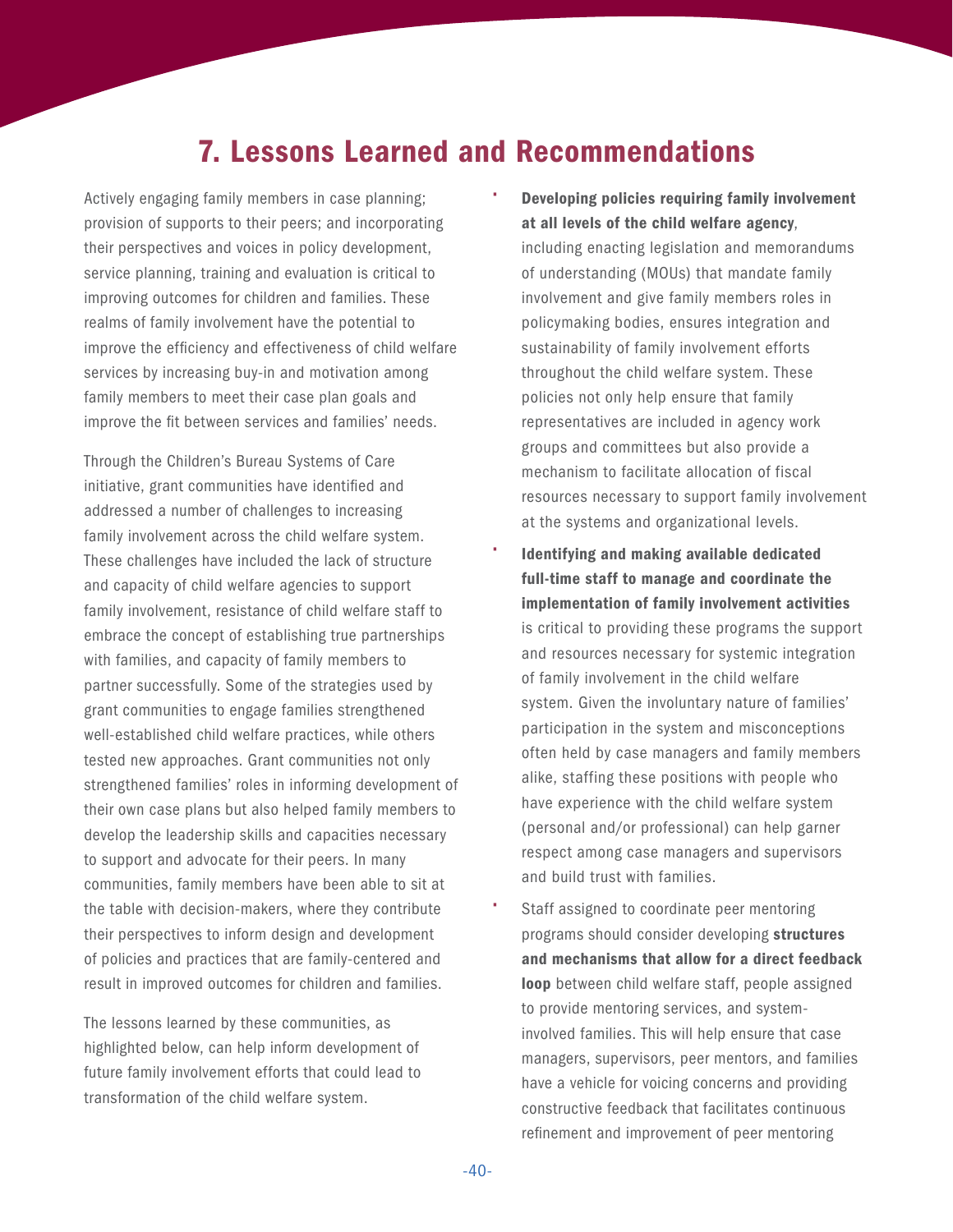# 7. Lessons Learned and Recommendations

Actively engaging family members in case planning; provision of supports to their peers; and incorporating their perspectives and voices in policy development, service planning, training and evaluation is critical to improving outcomes for children and families. These realms of family involvement have the potential to improve the efficiency and effectiveness of child welfare services by increasing buy-in and motivation among family members to meet their case plan goals and improve the fit between services and families' needs.

Through the Children's Bureau Systems of Care initiative, grant communities have identified and addressed a number of challenges to increasing family involvement across the child welfare system. These challenges have included the lack of structure and capacity of child welfare agencies to support family involvement, resistance of child welfare staff to embrace the concept of establishing true partnerships with families, and capacity of family members to partner successfully. Some of the strategies used by grant communities to engage families strengthened well-established child welfare practices, while others tested new approaches. Grant communities not only strengthened families' roles in informing development of their own case plans but also helped family members to develop the leadership skills and capacities necessary to support and advocate for their peers. In many communities, family members have been able to sit at the table with decision-makers, where they contribute their perspectives to inform design and development of policies and practices that are family-centered and result in improved outcomes for children and families.

The lessons learned by these communities, as highlighted below, can help inform development of future family involvement efforts that could lead to transformation of the child welfare system.

- **Developing policies requiring family involvement at all levels of the child welfare agency**, including enacting legislation and memorandums of understanding (MOUs) that mandate family involvement and give family members roles in policymaking bodies, ensures integration and sustainability of family involvement efforts throughout the child welfare system. These policies not only help ensure that family representatives are included in agency work groups and committees but also provide a mechanism to facilitate allocation of fiscal resources necessary to support family involvement at the systems and organizational levels.
- **Identifying and making available dedicated full-time staff to manage and coordinate the implementation of family involvement activities** is critical to providing these programs the support and resources necessary for systemic integration of family involvement in the child welfare system. Given the involuntary nature of families' participation in the system and misconceptions often held by case managers and family members alike, staffing these positions with people who have experience with the child welfare system (personal and/or professional) can help garner respect among case managers and supervisors and build trust with families.
- Staff assigned to coordinate peer mentoring programs should consider developing **structures and mechanisms that allow for a direct feedback loop** between child welfare staff, people assigned to provide mentoring services, and system-involved families. This will help ensure that case managers, supervisors, peer mentors, and families have a vehicle for voicing concerns and providing constructive feedback that facilitates continuous refinement and improvement of peer mentoring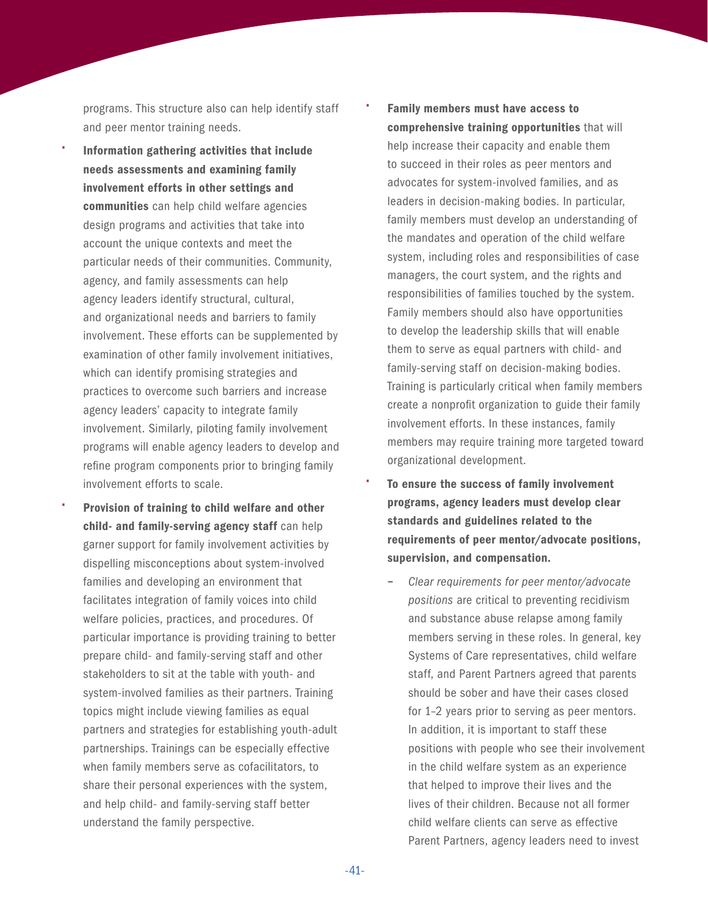programs. This structure also can help identify staff and peer mentor training needs.

- **Information gathering activities that include needs assessments and examining family involvement efforts in other settings and communities** can help child welfare agencies design programs and activities that take into account the unique contexts and meet the particular needs of their communities. Community, agency, and family assessments can help agency leaders identify structural, cultural, and organizational needs and barriers to family involvement. These efforts can be supplemented by examination of other family involvement initiatives, which can identify promising strategies and practices to overcome such barriers and increase agency leaders' capacity to integrate family involvement. Similarly, piloting family involvement programs will enable agency leaders to develop and refine program components prior to bringing family involvement efforts to scale.
- **Provision of training to child welfare and other child- and family-serving agency staff** can help garner support for family involvement activities by dispelling misconceptions about system-involved families and developing an environment that facilitates integration of family voices into child welfare policies, practices, and procedures. Of particular importance is providing training to better prepare child- and family-serving staff and other stakeholders to sit at the table with youth- and system-involved families as their partners. Training topics might include viewing families as equal partners and strategies for establishing youth-adult partnerships. Trainings can be especially effective when family members serve as cofacilitators, to share their personal experiences with the system, and help child- and family-serving staff better understand the family perspective.
- **Family members must have access to comprehensive training opportunities** that will help increase their capacity and enable them to succeed in their roles as peer mentors and advocates for system-involved families, and as leaders in decision-making bodies. In particular, family members must develop an understanding of the mandates and operation of the child welfare system, including roles and responsibilities of case managers, the court system, and the rights and responsibilities of families touched by the system. Family members should also have opportunities to develop the leadership skills that will enable them to serve as equal partners with child- and family-serving staff on decision-making bodies. Training is particularly critical when family members create a nonprofit organization to guide their family involvement efforts. In these instances, family members may require training more targeted toward organizational development.
- **To ensure the success of family involvement programs, agency leaders must develop clear standards and guidelines related to the requirements of peer mentor/advocate positions, supervision, and compensation.**
  - *Clear requirements for peer mentor/advocate positions* are critical to preventing recidivism and substance abuse relapse among family members serving in these roles. In general, key Systems of Care representatives, child welfare staff, and Parent Partners agreed that parents should be sober and have their cases closed for 1–2 years prior to serving as peer mentors. In addition, it is important to staff these positions with people who see their involvement in the child welfare system as an experience that helped to improve their lives and the lives of their children. Because not all former child welfare clients can serve as effective Parent Partners, agency leaders need to invest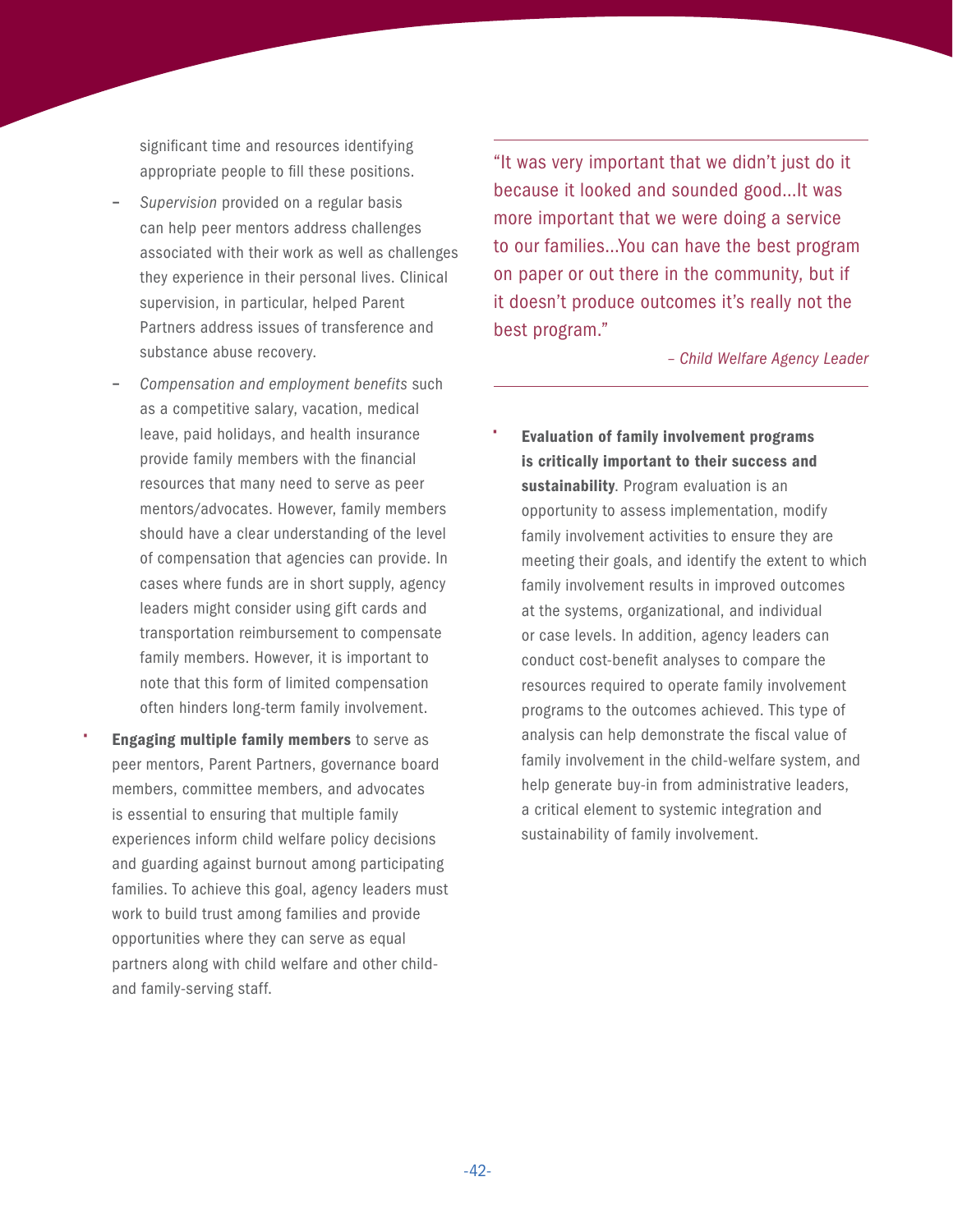significant time and resources identifying appropriate people to fill these positions.

- *Supervision* provided on a regular basis can help peer mentors address challenges associated with their work as well as challenges they experience in their personal lives. Clinical supervision, in particular, helped Parent Partners address issues of transference and substance abuse recovery.
- *Compensation and employment benefits* such as a competitive salary, vacation, medical leave, paid holidays, and health insurance provide family members with the financial resources that many need to serve as peer mentors/advocates. However, family members should have a clear understanding of the level of compensation that agencies can provide. In cases where funds are in short supply, agency leaders might consider using gift cards and transportation reimbursement to compensate family members. However, it is important to note that this form of limited compensation often hinders long-term family involvement.

- **Engaging multiple family members** to serve as peer mentors, Parent Partners, governance board members, committee members, and advocates is essential to ensuring that multiple family experiences inform child welfare policy decisions and guarding against burnout among participating families. To achieve this goal, agency leaders must work to build trust among families and provide opportunities where they can serve as equal partners along with child welfare and other child- and family-serving staff.

> "It was very important that we didn't just do it because it looked and sounded good…It was more important that we were doing a service to our families…You can have the best program on paper or out there in the community, but if it doesn't produce outcomes it's really not the best program."
>
> *– Child Welfare Agency Leader*

- **Evaluation of family involvement programs is critically important to their success and sustainability**. Program evaluation is an opportunity to assess implementation, modify family involvement activities to ensure they are meeting their goals, and identify the extent to which family involvement results in improved outcomes at the systems, organizational, and individual or case levels. In addition, agency leaders can conduct cost-benefit analyses to compare the resources required to operate family involvement programs to the outcomes achieved. This type of analysis can help demonstrate the fiscal value of family involvement in the child-welfare system, and help generate buy-in from administrative leaders, a critical element to systemic integration and sustainability of family involvement.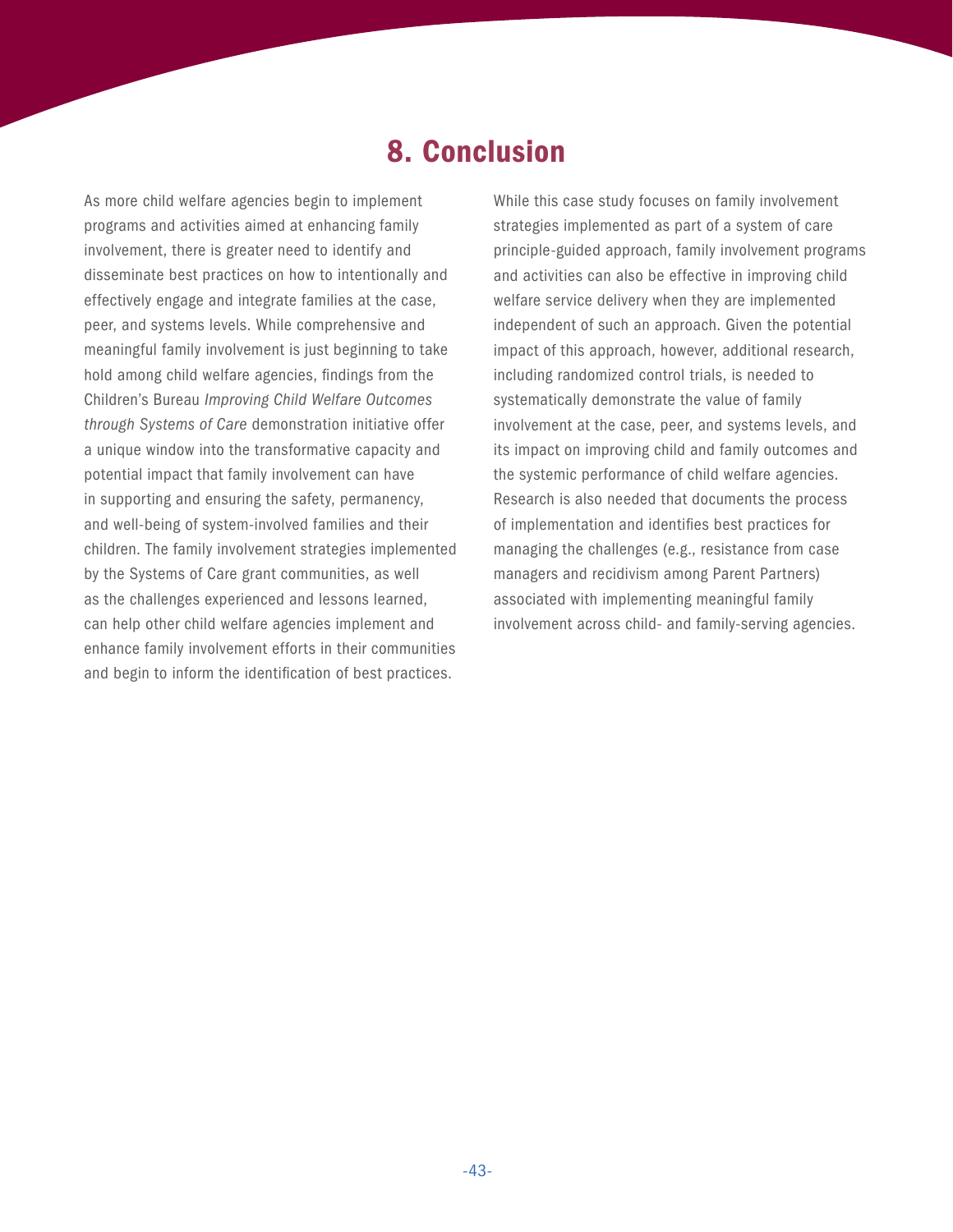# 8. Conclusion

As more child welfare agencies begin to implement programs and activities aimed at enhancing family involvement, there is greater need to identify and disseminate best practices on how to intentionally and effectively engage and integrate families at the case, peer, and systems levels. While comprehensive and meaningful family involvement is just beginning to take hold among child welfare agencies, findings from the Children's Bureau *Improving Child Welfare Outcomes through Systems of Care* demonstration initiative offer a unique window into the transformative capacity and potential impact that family involvement can have in supporting and ensuring the safety, permanency, and well-being of system-involved families and their children. The family involvement strategies implemented by the Systems of Care grant communities, as well as the challenges experienced and lessons learned, can help other child welfare agencies implement and enhance family involvement efforts in their communities and begin to inform the identification of best practices.

While this case study focuses on family involvement strategies implemented as part of a system of care principle-guided approach, family involvement programs and activities can also be effective in improving child welfare service delivery when they are implemented independent of such an approach. Given the potential impact of this approach, however, additional research, including randomized control trials, is needed to systematically demonstrate the value of family involvement at the case, peer, and systems levels, and its impact on improving child and family outcomes and the systemic performance of child welfare agencies. Research is also needed that documents the process of implementation and identifies best practices for managing the challenges (e.g., resistance from case managers and recidivism among Parent Partners) associated with implementing meaningful family involvement across child- and family-serving agencies.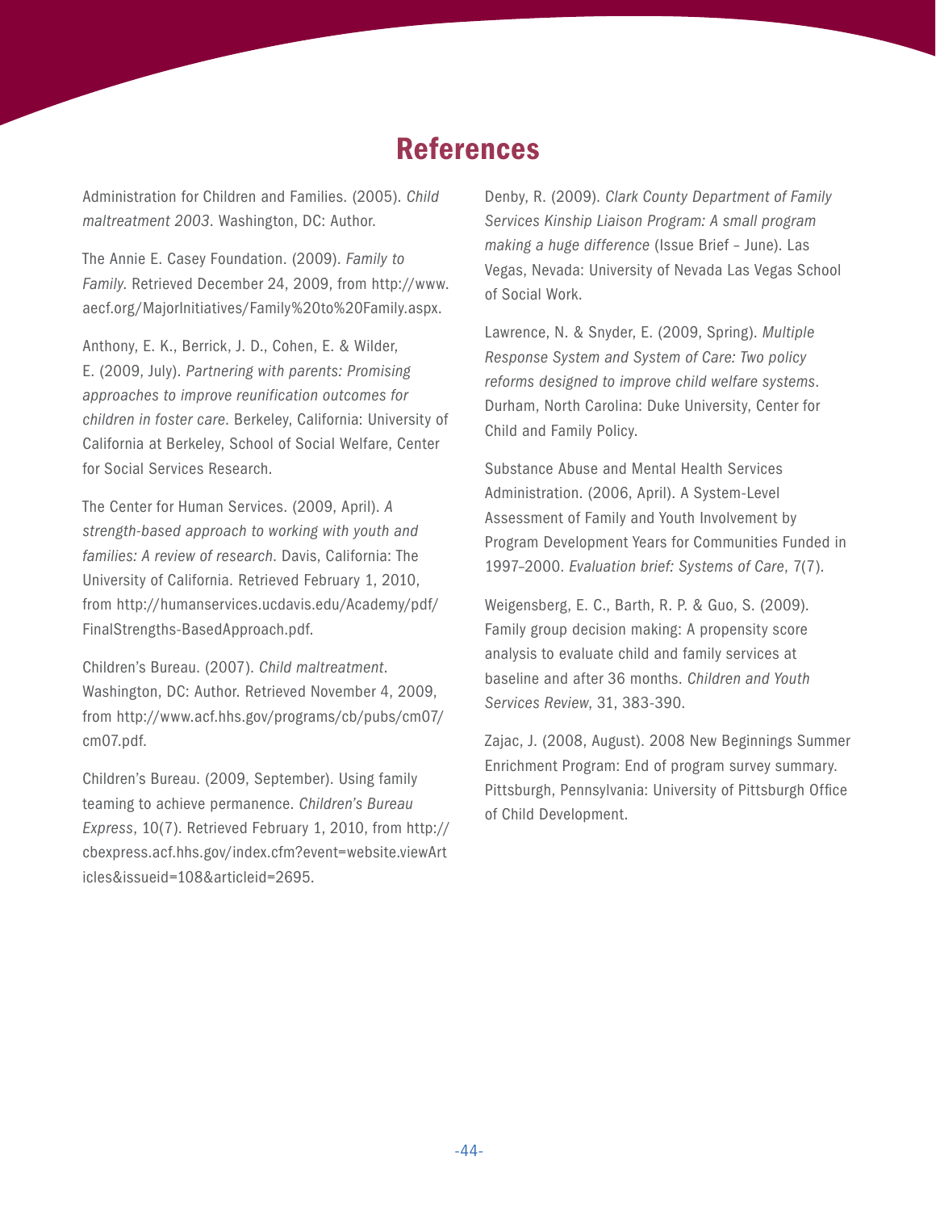# References

Administration for Children and Families. (2005). *Child maltreatment 2003*. Washington, DC: Author.

The Annie E. Casey Foundation. (2009). *Family to Family*. Retrieved December 24, 2009, from http://www.aecf.org/MajorInitiatives/Family%20to%20Family.aspx.

Anthony, E. K., Berrick, J. D., Cohen, E. & Wilder, E. (2009, July). *Partnering with parents: Promising approaches to improve reunification outcomes for children in foster care*. Berkeley, California: University of California at Berkeley, School of Social Welfare, Center for Social Services Research.

The Center for Human Services. (2009, April). *A strength-based approach to working with youth and families: A review of research*. Davis, California: The University of California. Retrieved February 1, 2010, from http://humanservices.ucdavis.edu/Academy/pdf/FinalStrengths-BasedApproach.pdf.

Children's Bureau. (2007). *Child maltreatment*. Washington, DC: Author. Retrieved November 4, 2009, from http://www.acf.hhs.gov/programs/cb/pubs/cm07/cm07.pdf.

Children's Bureau. (2009, September). Using family teaming to achieve permanence. *Children's Bureau Express*, 10(7). Retrieved February 1, 2010, from http://cbexpress.acf.hhs.gov/index.cfm?event=website.viewArticles&issueid=108&articleid=2695.

Denby, R. (2009). *Clark County Department of Family Services Kinship Liaison Program: A small program making a huge difference* (Issue Brief – June). Las Vegas, Nevada: University of Nevada Las Vegas School of Social Work.

Lawrence, N. & Snyder, E. (2009, Spring). *Multiple Response System and System of Care: Two policy reforms designed to improve child welfare systems*. Durham, North Carolina: Duke University, Center for Child and Family Policy.

Substance Abuse and Mental Health Services Administration. (2006, April). A System-Level Assessment of Family and Youth Involvement by Program Development Years for Communities Funded in 1997–2000. *Evaluation brief: Systems of Care*, 7(7).

Weigensberg, E. C., Barth, R. P. & Guo, S. (2009). Family group decision making: A propensity score analysis to evaluate child and family services at baseline and after 36 months. *Children and Youth Services Review*, 31, 383-390.

Zajac, J. (2008, August). 2008 New Beginnings Summer Enrichment Program: End of program survey summary. Pittsburgh, Pennsylvania: University of Pittsburgh Office of Child Development.